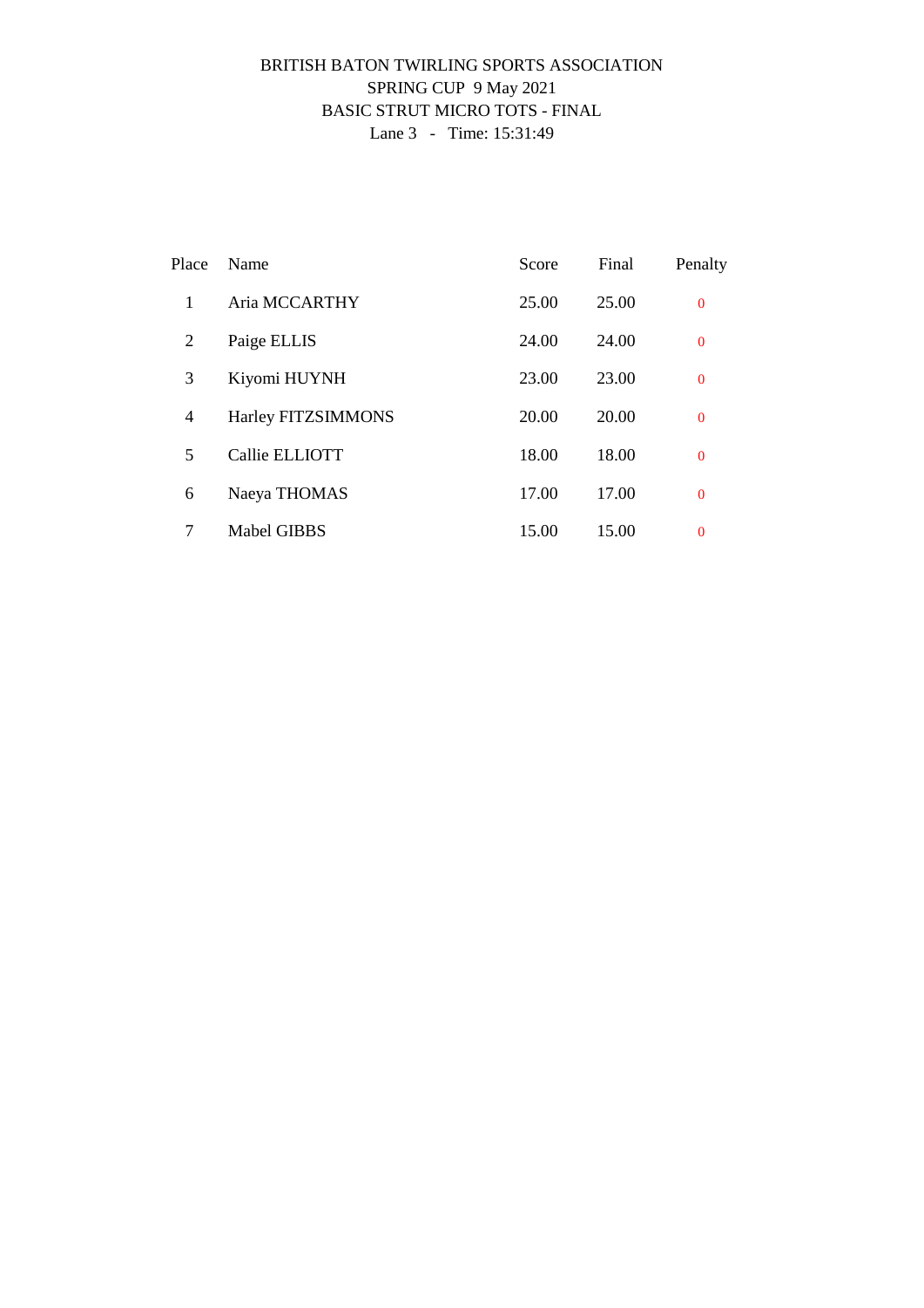BRITISH BATON TWIRLING SPORTS ASSOCIATION
SPRING CUP 9 May 2021
BASIC STRUT MICRO TOTS - FINAL
Lane 3 - Time: 15:31:49

| Place | Name | Score | Final | Penalty |
| --- | --- | --- | --- | --- |
| 1 | Aria MCCARTHY | 25.00 | 25.00 | 0 |
| 2 | Paige ELLIS | 24.00 | 24.00 | 0 |
| 3 | Kiyomi HUYNH | 23.00 | 23.00 | 0 |
| 4 | Harley FITZSIMMONS | 20.00 | 20.00 | 0 |
| 5 | Callie ELLIOTT | 18.00 | 18.00 | 0 |
| 6 | Naeya THOMAS | 17.00 | 17.00 | 0 |
| 7 | Mabel GIBBS | 15.00 | 15.00 | 0 |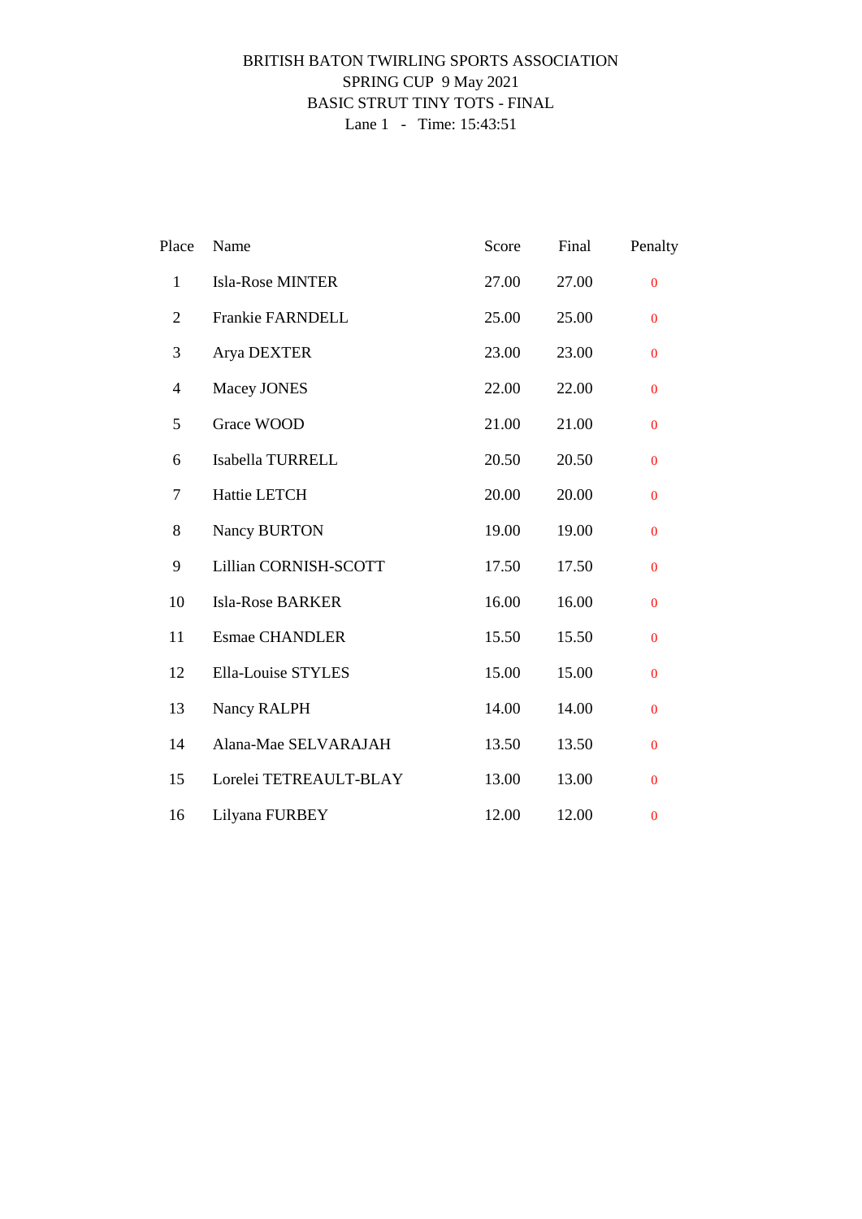BRITISH BATON TWIRLING SPORTS ASSOCIATION
SPRING CUP 9 May 2021
BASIC STRUT TINY TOTS - FINAL
Lane 1 - Time: 15:43:51

| Place | Name | Score | Final | Penalty |
|---|---|---|---|---|
| 1 | Isla-Rose MINTER | 27.00 | 27.00 | 0 |
| 2 | Frankie FARNDELL | 25.00 | 25.00 | 0 |
| 3 | Arya DEXTER | 23.00 | 23.00 | 0 |
| 4 | Macey JONES | 22.00 | 22.00 | 0 |
| 5 | Grace WOOD | 21.00 | 21.00 | 0 |
| 6 | Isabella TURRELL | 20.50 | 20.50 | 0 |
| 7 | Hattie LETCH | 20.00 | 20.00 | 0 |
| 8 | Nancy BURTON | 19.00 | 19.00 | 0 |
| 9 | Lillian CORNISH-SCOTT | 17.50 | 17.50 | 0 |
| 10 | Isla-Rose BARKER | 16.00 | 16.00 | 0 |
| 11 | Esmae CHANDLER | 15.50 | 15.50 | 0 |
| 12 | Ella-Louise STYLES | 15.00 | 15.00 | 0 |
| 13 | Nancy RALPH | 14.00 | 14.00 | 0 |
| 14 | Alana-Mae SELVARAJAH | 13.50 | 13.50 | 0 |
| 15 | Lorelei TETREAULT-BLAY | 13.00 | 13.00 | 0 |
| 16 | Lilyana FURBEY | 12.00 | 12.00 | 0 |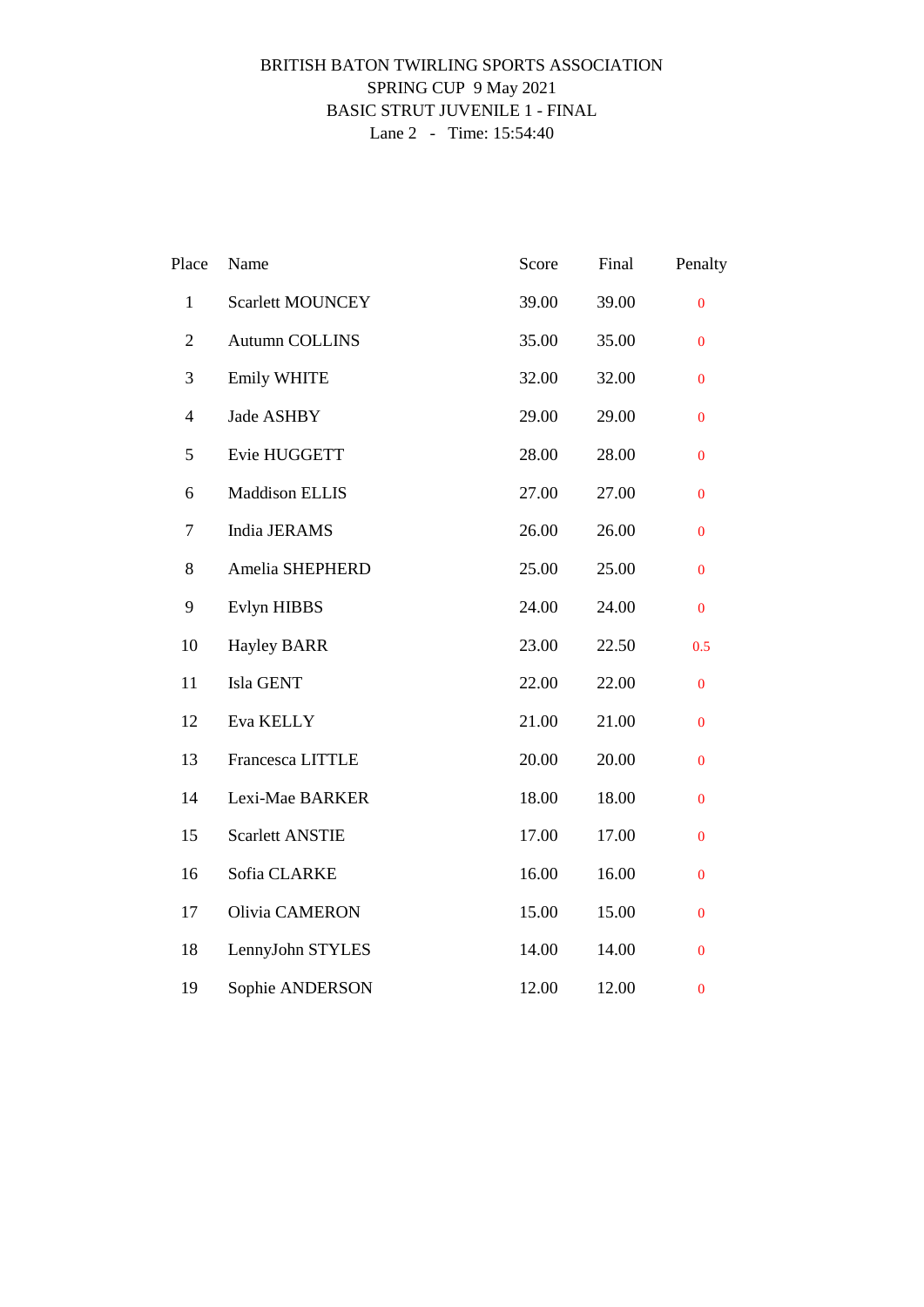BRITISH BATON TWIRLING SPORTS ASSOCIATION
SPRING CUP 9 May 2021
BASIC STRUT JUVENILE 1 - FINAL
Lane 2 - Time: 15:54:40

| Place | Name | Score | Final | Penalty |
|---|---|---|---|---|
| 1 | Scarlett MOUNCEY | 39.00 | 39.00 | 0 |
| 2 | Autumn COLLINS | 35.00 | 35.00 | 0 |
| 3 | Emily WHITE | 32.00 | 32.00 | 0 |
| 4 | Jade ASHBY | 29.00 | 29.00 | 0 |
| 5 | Evie HUGGETT | 28.00 | 28.00 | 0 |
| 6 | Maddison ELLIS | 27.00 | 27.00 | 0 |
| 7 | India JERAMS | 26.00 | 26.00 | 0 |
| 8 | Amelia SHEPHERD | 25.00 | 25.00 | 0 |
| 9 | Evlyn HIBBS | 24.00 | 24.00 | 0 |
| 10 | Hayley BARR | 23.00 | 22.50 | 0.5 |
| 11 | Isla GENT | 22.00 | 22.00 | 0 |
| 12 | Eva KELLY | 21.00 | 21.00 | 0 |
| 13 | Francesca LITTLE | 20.00 | 20.00 | 0 |
| 14 | Lexi-Mae BARKER | 18.00 | 18.00 | 0 |
| 15 | Scarlett ANSTIE | 17.00 | 17.00 | 0 |
| 16 | Sofia CLARKE | 16.00 | 16.00 | 0 |
| 17 | Olivia CAMERON | 15.00 | 15.00 | 0 |
| 18 | LennyJohn STYLES | 14.00 | 14.00 | 0 |
| 19 | Sophie ANDERSON | 12.00 | 12.00 | 0 |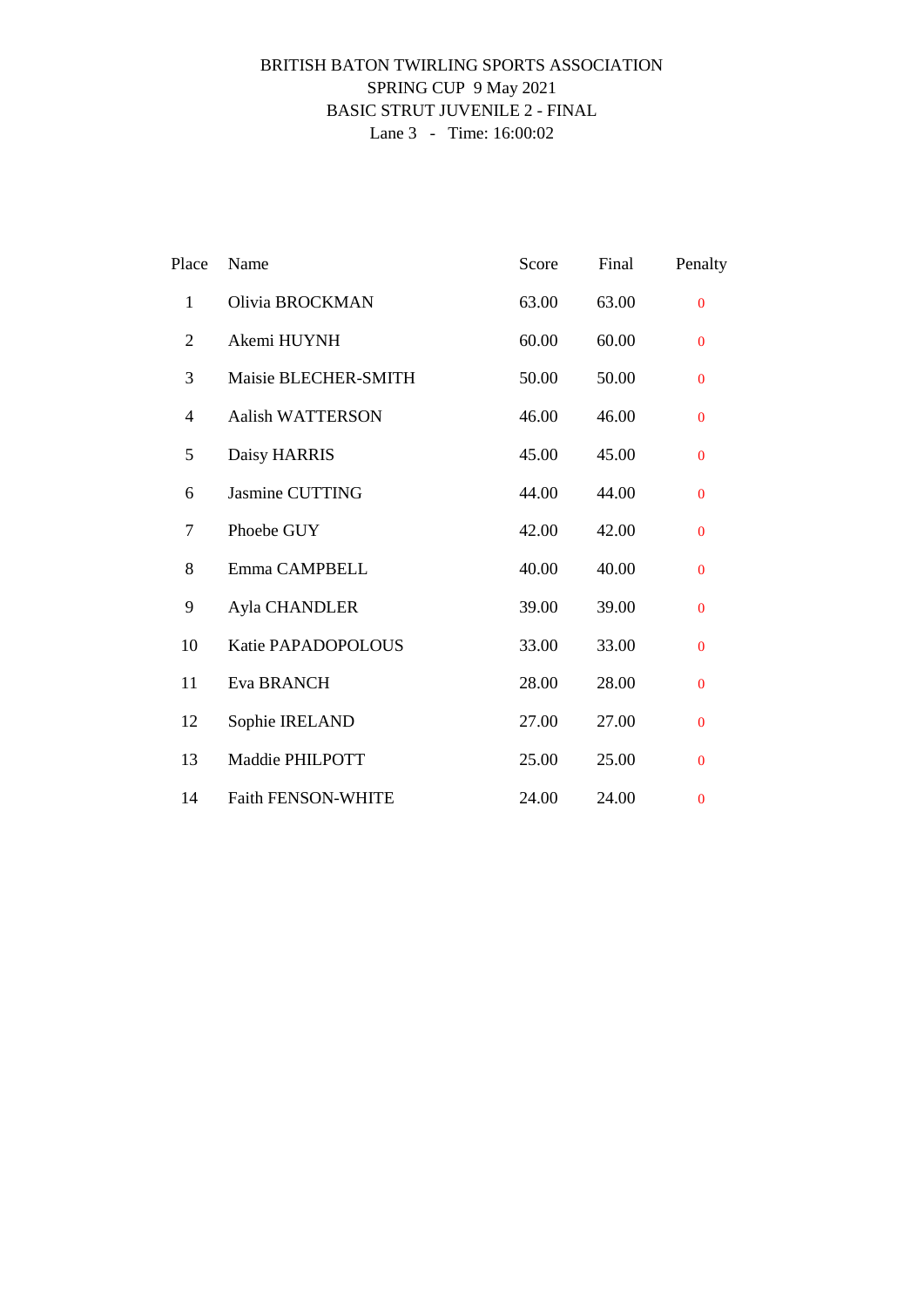BRITISH BATON TWIRLING SPORTS ASSOCIATION
SPRING CUP 9 May 2021
BASIC STRUT JUVENILE 2 - FINAL
Lane 3 - Time: 16:00:02

| Place | Name | Score | Final | Penalty |
|---|---|---|---|---|
| 1 | Olivia BROCKMAN | 63.00 | 63.00 | 0 |
| 2 | Akemi HUYNH | 60.00 | 60.00 | 0 |
| 3 | Maisie BLECHER-SMITH | 50.00 | 50.00 | 0 |
| 4 | Aalish WATTERSON | 46.00 | 46.00 | 0 |
| 5 | Daisy HARRIS | 45.00 | 45.00 | 0 |
| 6 | Jasmine CUTTING | 44.00 | 44.00 | 0 |
| 7 | Phoebe GUY | 42.00 | 42.00 | 0 |
| 8 | Emma CAMPBELL | 40.00 | 40.00 | 0 |
| 9 | Ayla CHANDLER | 39.00 | 39.00 | 0 |
| 10 | Katie PAPADOPOLOUS | 33.00 | 33.00 | 0 |
| 11 | Eva BRANCH | 28.00 | 28.00 | 0 |
| 12 | Sophie IRELAND | 27.00 | 27.00 | 0 |
| 13 | Maddie PHILPOTT | 25.00 | 25.00 | 0 |
| 14 | Faith FENSON-WHITE | 24.00 | 24.00 | 0 |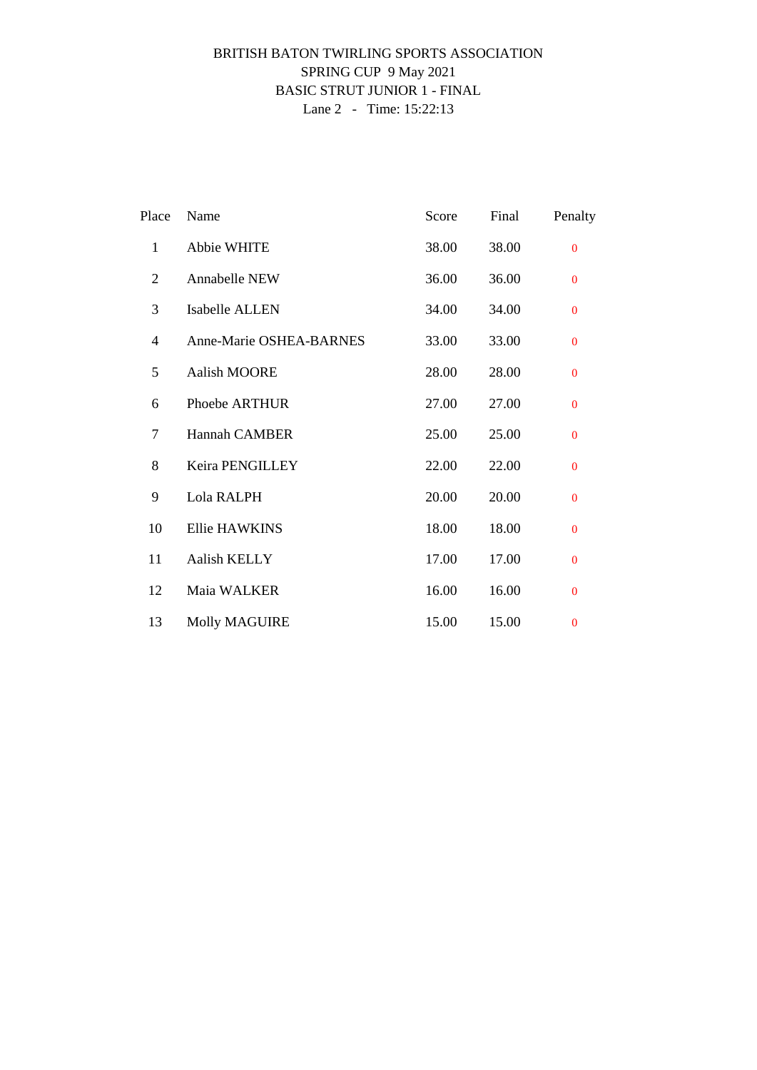BRITISH BATON TWIRLING SPORTS ASSOCIATION
SPRING CUP 9 May 2021
BASIC STRUT JUNIOR 1 - FINAL
Lane 2 - Time: 15:22:13

| Place | Name | Score | Final | Penalty |
|---|---|---|---|---|
| 1 | Abbie WHITE | 38.00 | 38.00 | 0 |
| 2 | Annabelle NEW | 36.00 | 36.00 | 0 |
| 3 | Isabelle ALLEN | 34.00 | 34.00 | 0 |
| 4 | Anne-Marie OSHEA-BARNES | 33.00 | 33.00 | 0 |
| 5 | Aalish MOORE | 28.00 | 28.00 | 0 |
| 6 | Phoebe ARTHUR | 27.00 | 27.00 | 0 |
| 7 | Hannah CAMBER | 25.00 | 25.00 | 0 |
| 8 | Keira PENGILLEY | 22.00 | 22.00 | 0 |
| 9 | Lola RALPH | 20.00 | 20.00 | 0 |
| 10 | Ellie HAWKINS | 18.00 | 18.00 | 0 |
| 11 | Aalish KELLY | 17.00 | 17.00 | 0 |
| 12 | Maia WALKER | 16.00 | 16.00 | 0 |
| 13 | Molly MAGUIRE | 15.00 | 15.00 | 0 |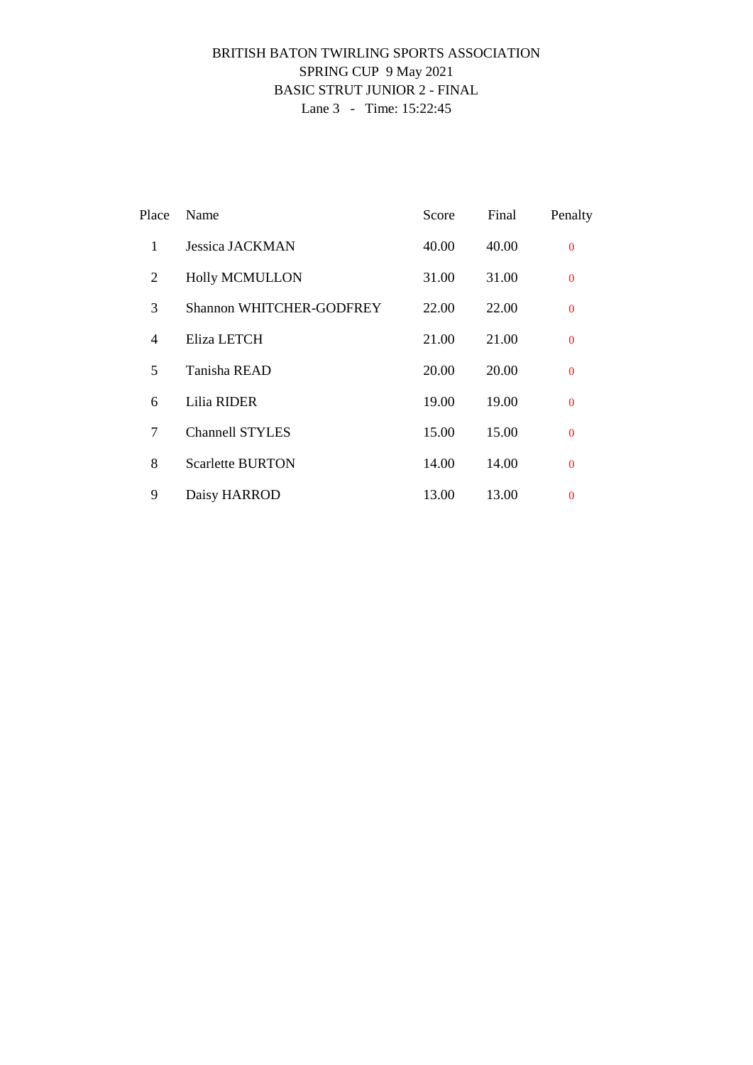# BRITISH BATON TWIRLING SPORTS ASSOCIATION

## SPRING CUP 9 May 2021

## BASIC STRUT JUNIOR 2 - FINAL

Lane 3 - Time: 15:22:45

| Place | Name | Score | Final | Penalty |
|---|---|---|---|---|
| 1 | Jessica JACKMAN | 40.00 | 40.00 | 0 |
| 2 | Holly MCMULLON | 31.00 | 31.00 | 0 |
| 3 | Shannon WHITCHER-GODFREY | 22.00 | 22.00 | 0 |
| 4 | Eliza LETCH | 21.00 | 21.00 | 0 |
| 5 | Tanisha READ | 20.00 | 20.00 | 0 |
| 6 | Lilia RIDER | 19.00 | 19.00 | 0 |
| 7 | Channell STYLES | 15.00 | 15.00 | 0 |
| 8 | Scarlette BURTON | 14.00 | 14.00 | 0 |
| 9 | Daisy HARROD | 13.00 | 13.00 | 0 |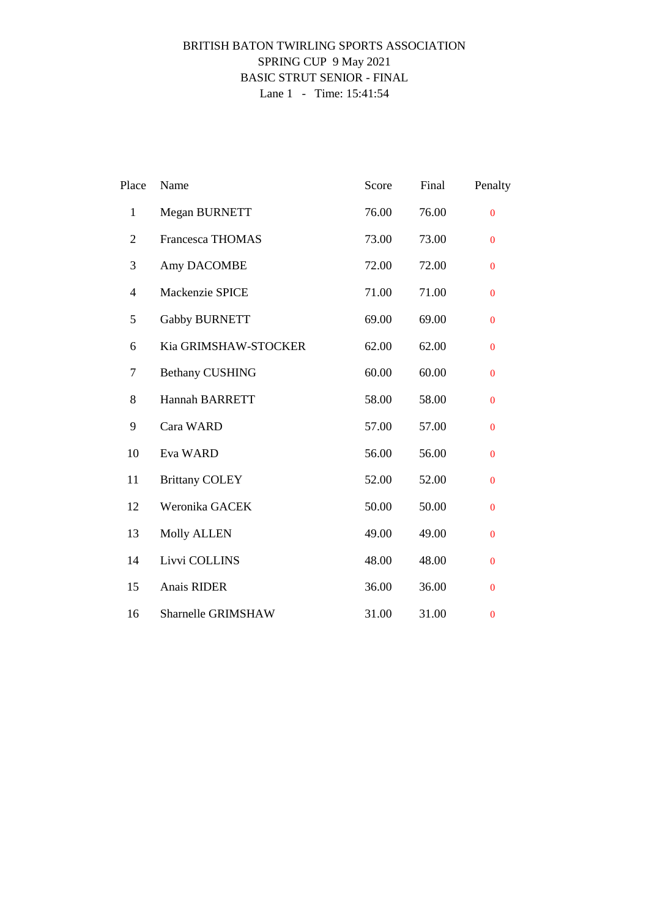BRITISH BATON TWIRLING SPORTS ASSOCIATION
SPRING CUP 9 May 2021
BASIC STRUT SENIOR - FINAL
Lane 1 - Time: 15:41:54

| Place | Name | Score | Final | Penalty |
|---|---|---|---|---|
| 1 | Megan BURNETT | 76.00 | 76.00 | 0 |
| 2 | Francesca THOMAS | 73.00 | 73.00 | 0 |
| 3 | Amy DACOMBE | 72.00 | 72.00 | 0 |
| 4 | Mackenzie SPICE | 71.00 | 71.00 | 0 |
| 5 | Gabby BURNETT | 69.00 | 69.00 | 0 |
| 6 | Kia GRIMSHAW-STOCKER | 62.00 | 62.00 | 0 |
| 7 | Bethany CUSHING | 60.00 | 60.00 | 0 |
| 8 | Hannah BARRETT | 58.00 | 58.00 | 0 |
| 9 | Cara WARD | 57.00 | 57.00 | 0 |
| 10 | Eva WARD | 56.00 | 56.00 | 0 |
| 11 | Brittany COLEY | 52.00 | 52.00 | 0 |
| 12 | Weronika GACEK | 50.00 | 50.00 | 0 |
| 13 | Molly ALLEN | 49.00 | 49.00 | 0 |
| 14 | Livvi COLLINS | 48.00 | 48.00 | 0 |
| 15 | Anais RIDER | 36.00 | 36.00 | 0 |
| 16 | Sharnelle GRIMSHAW | 31.00 | 31.00 | 0 |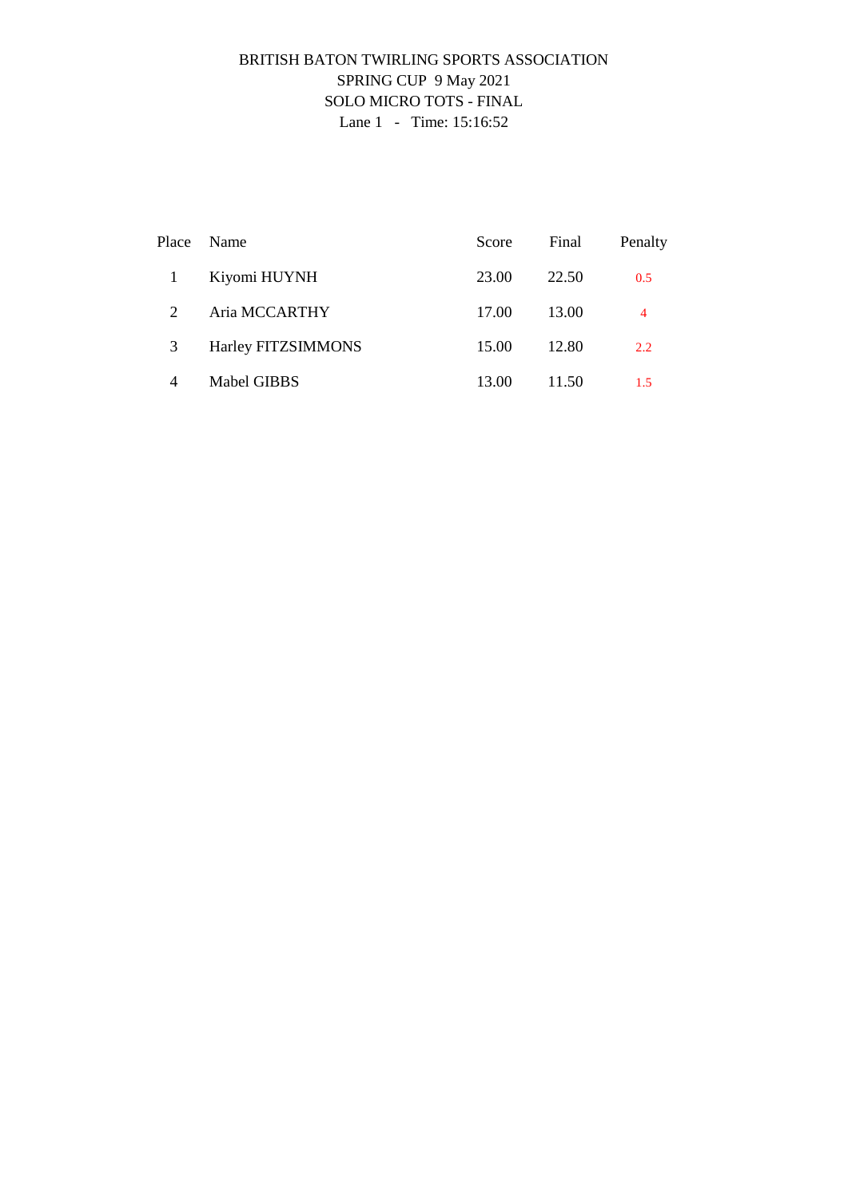BRITISH BATON TWIRLING SPORTS ASSOCIATION

SPRING CUP 9 May 2021

SOLO MICRO TOTS - FINAL

Lane 1 - Time: 15:16:52

| Place | Name | Score | Final | Penalty |
|---|---|---|---|---|
| 1 | Kiyomi HUYNH | 23.00 | 22.50 | 0.5 |
| 2 | Aria MCCARTHY | 17.00 | 13.00 | 4 |
| 3 | Harley FITZSIMMONS | 15.00 | 12.80 | 2.2 |
| 4 | Mabel GIBBS | 13.00 | 11.50 | 1.5 |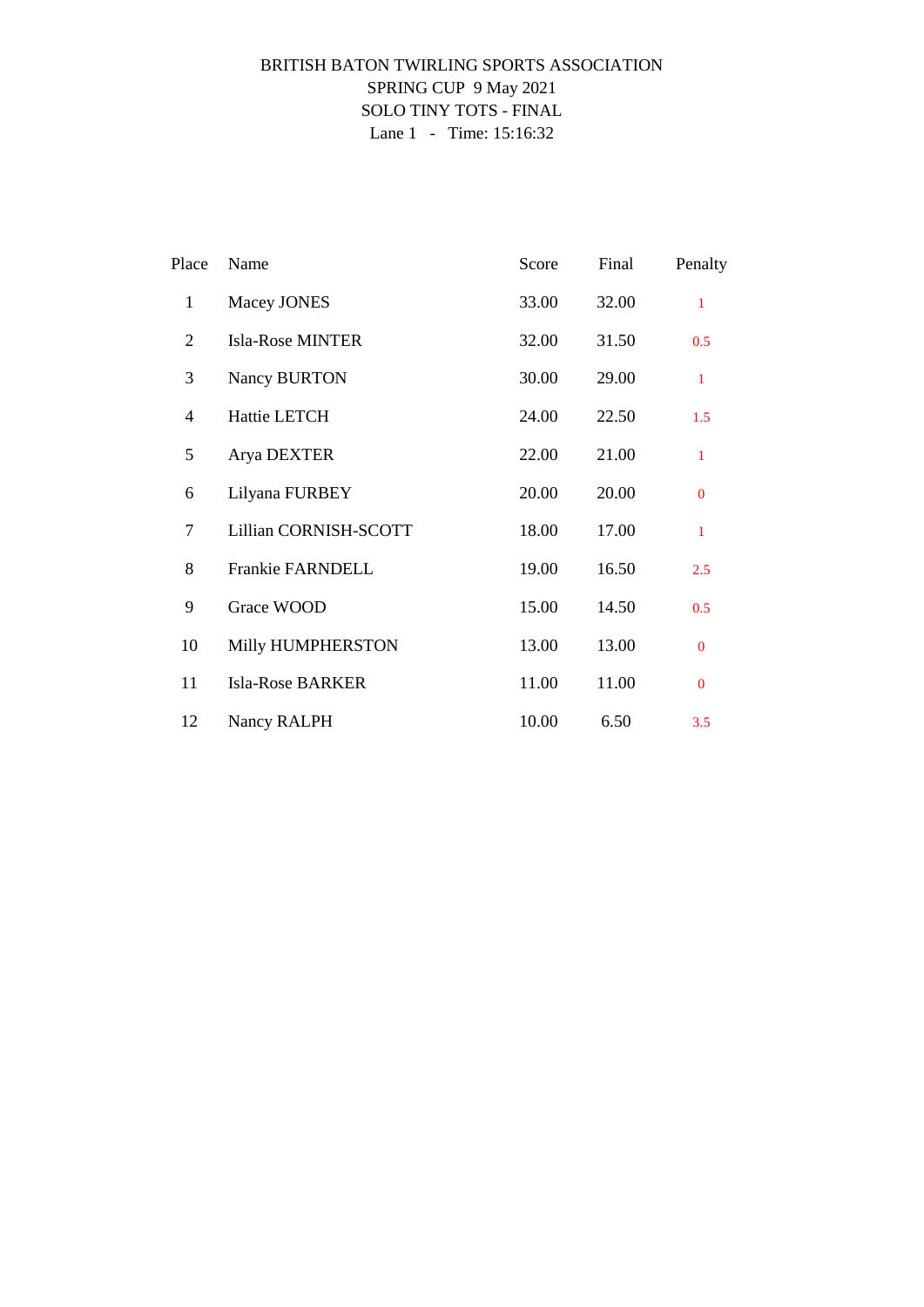BRITISH BATON TWIRLING SPORTS ASSOCIATION

SPRING CUP 9 May 2021

SOLO TINY TOTS - FINAL

Lane 1 - Time: 15:16:32

| Place | Name | Score | Final | Penalty |
|---|---|---|---|---|
| 1 | Macey JONES | 33.00 | 32.00 | 1 |
| 2 | Isla-Rose MINTER | 32.00 | 31.50 | 0.5 |
| 3 | Nancy BURTON | 30.00 | 29.00 | 1 |
| 4 | Hattie LETCH | 24.00 | 22.50 | 1.5 |
| 5 | Arya DEXTER | 22.00 | 21.00 | 1 |
| 6 | Lilyana FURBEY | 20.00 | 20.00 | 0 |
| 7 | Lillian CORNISH-SCOTT | 18.00 | 17.00 | 1 |
| 8 | Frankie FARNDELL | 19.00 | 16.50 | 2.5 |
| 9 | Grace WOOD | 15.00 | 14.50 | 0.5 |
| 10 | Milly HUMPHERSTON | 13.00 | 13.00 | 0 |
| 11 | Isla-Rose BARKER | 11.00 | 11.00 | 0 |
| 12 | Nancy RALPH | 10.00 | 6.50 | 3.5 |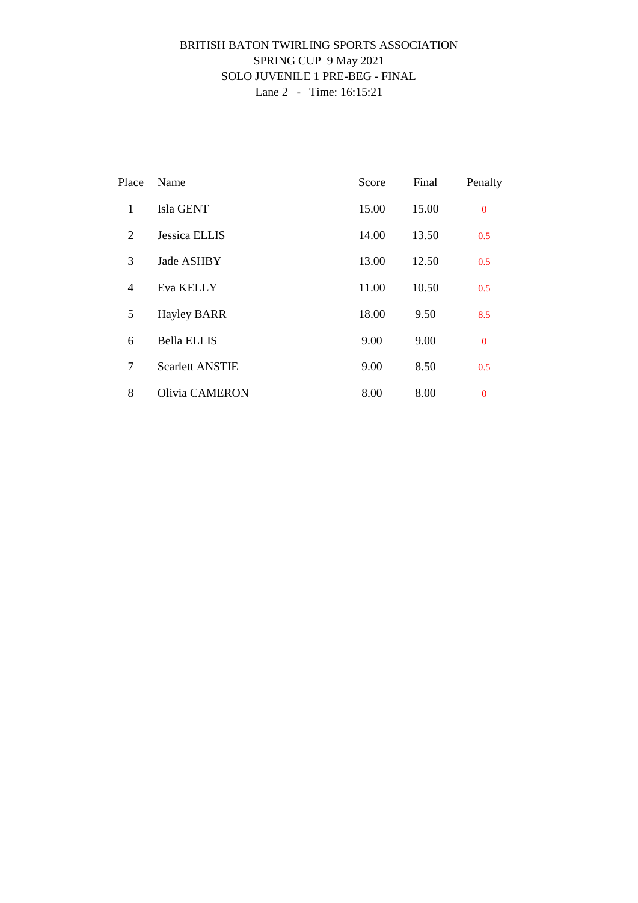BRITISH BATON TWIRLING SPORTS ASSOCIATION
SPRING CUP 9 May 2021
SOLO JUVENILE 1 PRE-BEG - FINAL
Lane 2 - Time: 16:15:21

| Place | Name | Score | Final | Penalty |
|---|---|---|---|---|
| 1 | Isla GENT | 15.00 | 15.00 | 0 |
| 2 | Jessica ELLIS | 14.00 | 13.50 | 0.5 |
| 3 | Jade ASHBY | 13.00 | 12.50 | 0.5 |
| 4 | Eva KELLY | 11.00 | 10.50 | 0.5 |
| 5 | Hayley BARR | 18.00 | 9.50 | 8.5 |
| 6 | Bella ELLIS | 9.00 | 9.00 | 0 |
| 7 | Scarlett ANSTIE | 9.00 | 8.50 | 0.5 |
| 8 | Olivia CAMERON | 8.00 | 8.00 | 0 |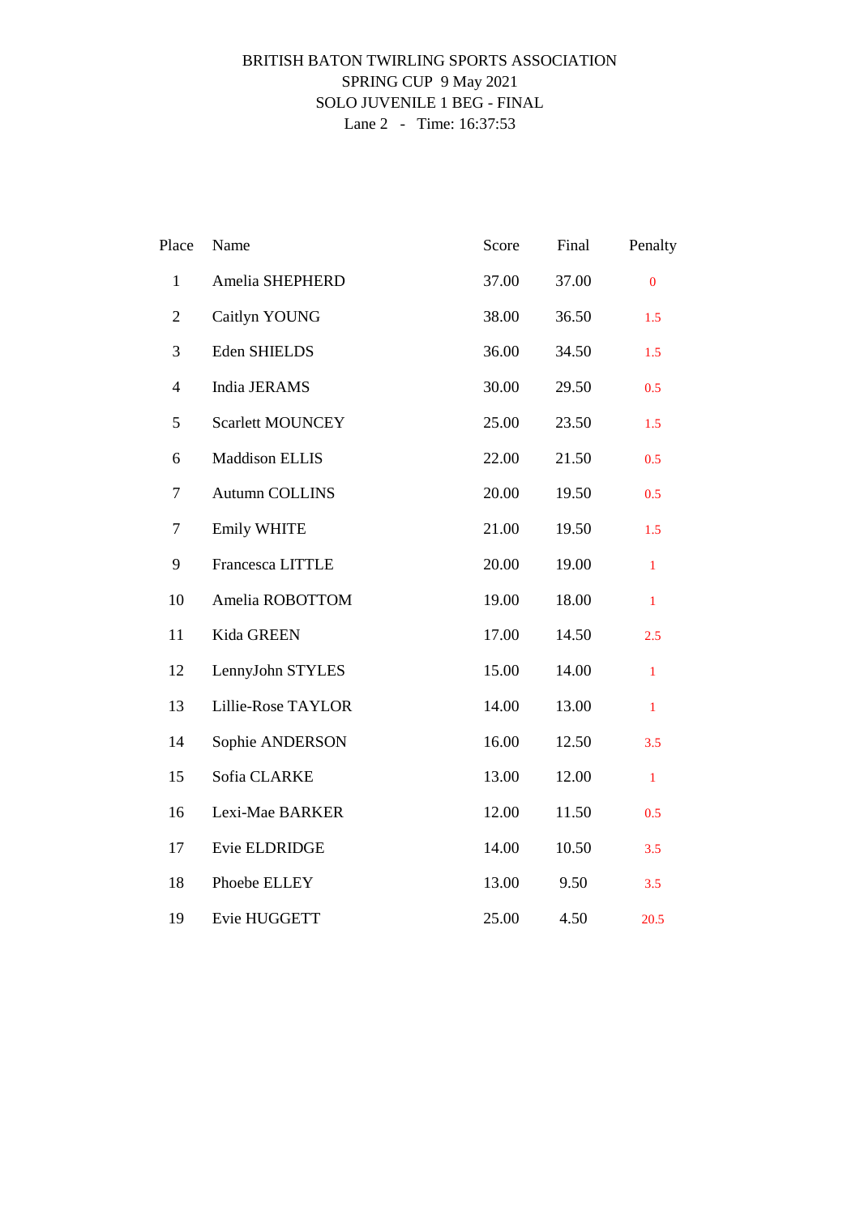BRITISH BATON TWIRLING SPORTS ASSOCIATION
SPRING CUP 9 May 2021
SOLO JUVENILE 1 BEG - FINAL
Lane 2 - Time: 16:37:53

| Place | Name | Score | Final | Penalty |
|---|---|---|---|---|
| 1 | Amelia SHEPHERD | 37.00 | 37.00 | 0 |
| 2 | Caitlyn YOUNG | 38.00 | 36.50 | 1.5 |
| 3 | Eden SHIELDS | 36.00 | 34.50 | 1.5 |
| 4 | India JERAMS | 30.00 | 29.50 | 0.5 |
| 5 | Scarlett MOUNCEY | 25.00 | 23.50 | 1.5 |
| 6 | Maddison ELLIS | 22.00 | 21.50 | 0.5 |
| 7 | Autumn COLLINS | 20.00 | 19.50 | 0.5 |
| 7 | Emily WHITE | 21.00 | 19.50 | 1.5 |
| 9 | Francesca LITTLE | 20.00 | 19.00 | 1 |
| 10 | Amelia ROBOTTOM | 19.00 | 18.00 | 1 |
| 11 | Kida GREEN | 17.00 | 14.50 | 2.5 |
| 12 | LennyJohn STYLES | 15.00 | 14.00 | 1 |
| 13 | Lillie-Rose TAYLOR | 14.00 | 13.00 | 1 |
| 14 | Sophie ANDERSON | 16.00 | 12.50 | 3.5 |
| 15 | Sofia CLARKE | 13.00 | 12.00 | 1 |
| 16 | Lexi-Mae BARKER | 12.00 | 11.50 | 0.5 |
| 17 | Evie ELDRIDGE | 14.00 | 10.50 | 3.5 |
| 18 | Phoebe ELLEY | 13.00 | 9.50 | 3.5 |
| 19 | Evie HUGGETT | 25.00 | 4.50 | 20.5 |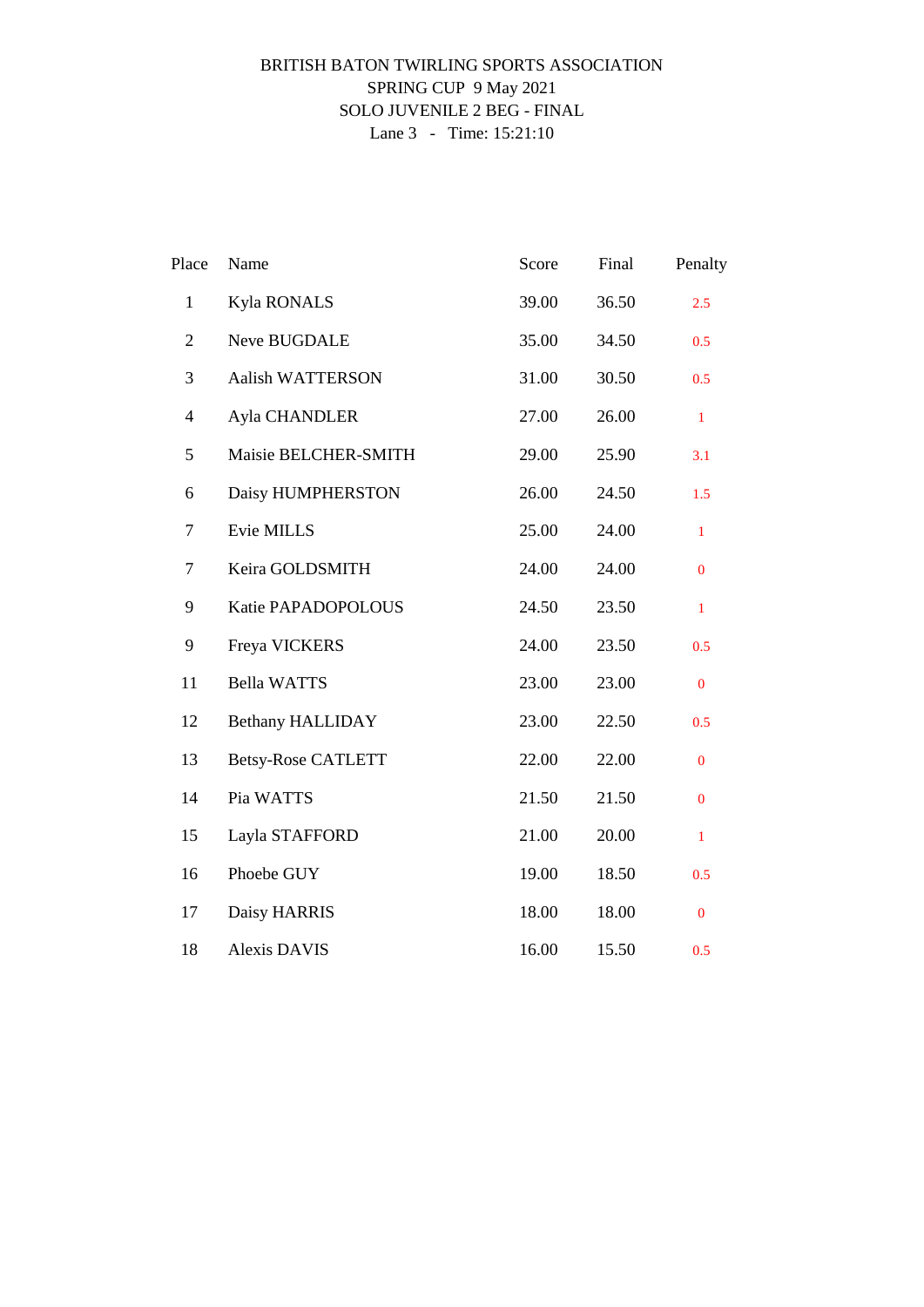BRITISH BATON TWIRLING SPORTS ASSOCIATION
SPRING CUP 9 May 2021
SOLO JUVENILE 2 BEG - FINAL
Lane 3 - Time: 15:21:10

| Place | Name | Score | Final | Penalty |
|---|---|---|---|---|
| 1 | Kyla RONALS | 39.00 | 36.50 | 2.5 |
| 2 | Neve BUGDALE | 35.00 | 34.50 | 0.5 |
| 3 | Aalish WATTERSON | 31.00 | 30.50 | 0.5 |
| 4 | Ayla CHANDLER | 27.00 | 26.00 | 1 |
| 5 | Maisie BELCHER-SMITH | 29.00 | 25.90 | 3.1 |
| 6 | Daisy HUMPHERSTON | 26.00 | 24.50 | 1.5 |
| 7 | Evie MILLS | 25.00 | 24.00 | 1 |
| 7 | Keira GOLDSMITH | 24.00 | 24.00 | 0 |
| 9 | Katie PAPADOPOLOUS | 24.50 | 23.50 | 1 |
| 9 | Freya VICKERS | 24.00 | 23.50 | 0.5 |
| 11 | Bella WATTS | 23.00 | 23.00 | 0 |
| 12 | Bethany HALLIDAY | 23.00 | 22.50 | 0.5 |
| 13 | Betsy-Rose CATLETT | 22.00 | 22.00 | 0 |
| 14 | Pia WATTS | 21.50 | 21.50 | 0 |
| 15 | Layla STAFFORD | 21.00 | 20.00 | 1 |
| 16 | Phoebe GUY | 19.00 | 18.50 | 0.5 |
| 17 | Daisy HARRIS | 18.00 | 18.00 | 0 |
| 18 | Alexis DAVIS | 16.00 | 15.50 | 0.5 |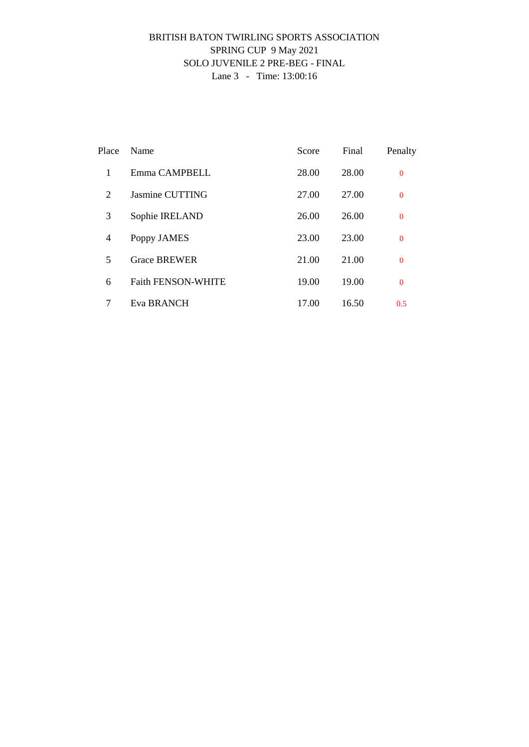BRITISH BATON TWIRLING SPORTS ASSOCIATION

SPRING CUP 9 May 2021

SOLO JUVENILE 2 PRE-BEG - FINAL

Lane 3 - Time: 13:00:16

| Place | Name | Score | Final | Penalty |
|---|---|---|---|---|
| 1 | Emma CAMPBELL | 28.00 | 28.00 | 0 |
| 2 | Jasmine CUTTING | 27.00 | 27.00 | 0 |
| 3 | Sophie IRELAND | 26.00 | 26.00 | 0 |
| 4 | Poppy JAMES | 23.00 | 23.00 | 0 |
| 5 | Grace BREWER | 21.00 | 21.00 | 0 |
| 6 | Faith FENSON-WHITE | 19.00 | 19.00 | 0 |
| 7 | Eva BRANCH | 17.00 | 16.50 | 0.5 |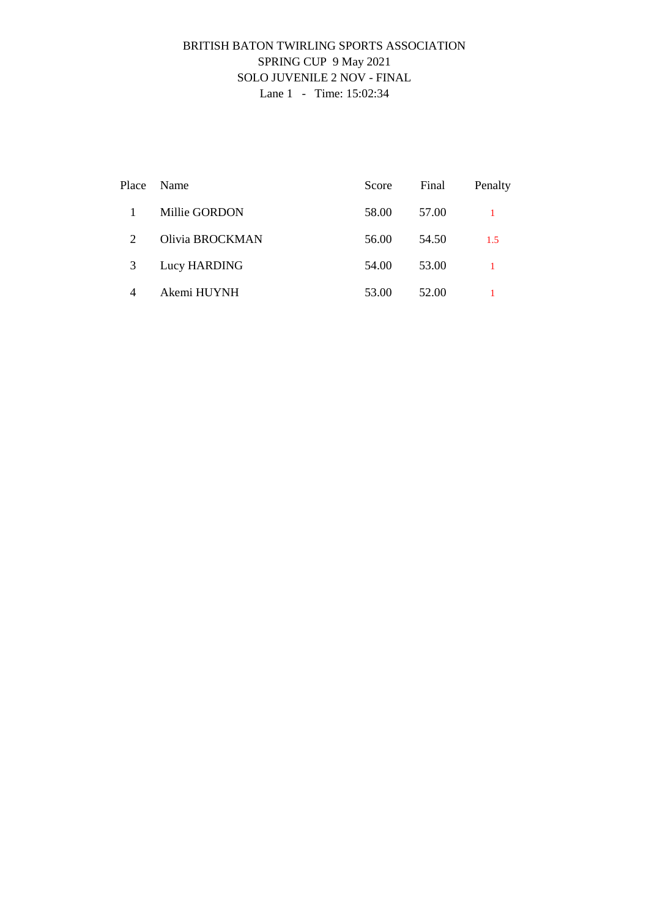BRITISH BATON TWIRLING SPORTS ASSOCIATION

SPRING CUP 9 May 2021

SOLO JUVENILE 2 NOV - FINAL

Lane 1 - Time: 15:02:34

| Place | Name | Score | Final | Penalty |
|---|---|---|---|---|
| 1 | Millie GORDON | 58.00 | 57.00 | 1 |
| 2 | Olivia BROCKMAN | 56.00 | 54.50 | 1.5 |
| 3 | Lucy HARDING | 54.00 | 53.00 | 1 |
| 4 | Akemi HUYNH | 53.00 | 52.00 | 1 |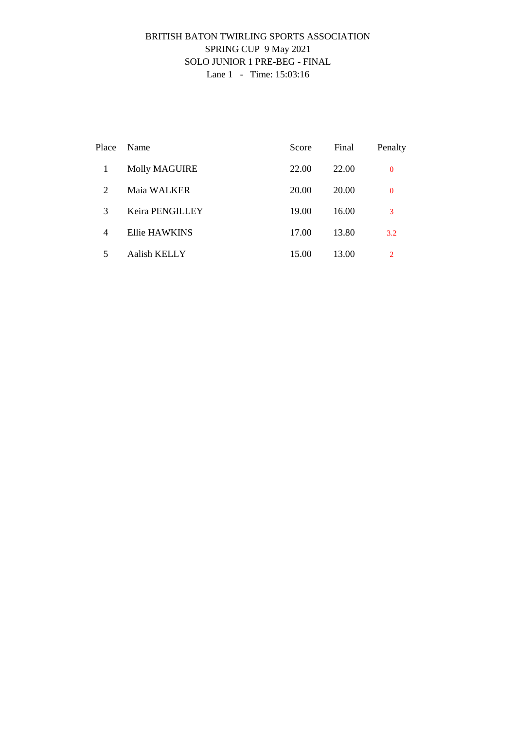BRITISH BATON TWIRLING SPORTS ASSOCIATION
SPRING CUP 9 May 2021
SOLO JUNIOR 1 PRE-BEG - FINAL
Lane 1 - Time: 15:03:16

| Place | Name | Score | Final | Penalty |
|---|---|---|---|---|
| 1 | Molly MAGUIRE | 22.00 | 22.00 | 0 |
| 2 | Maia WALKER | 20.00 | 20.00 | 0 |
| 3 | Keira PENGILLEY | 19.00 | 16.00 | 3 |
| 4 | Ellie HAWKINS | 17.00 | 13.80 | 3.2 |
| 5 | Aalish KELLY | 15.00 | 13.00 | 2 |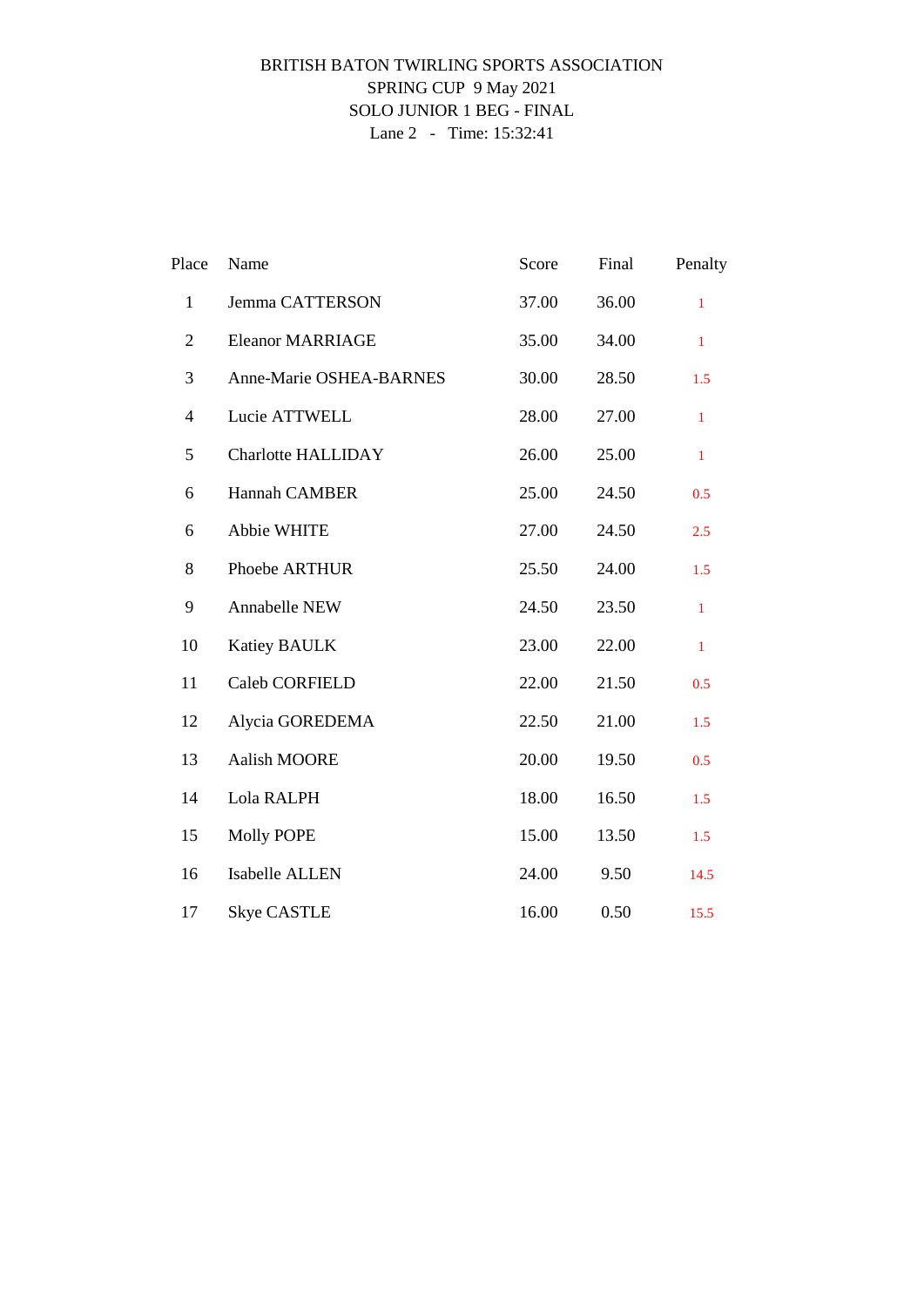BRITISH BATON TWIRLING SPORTS ASSOCIATION
SPRING CUP 9 May 2021
SOLO JUNIOR 1 BEG - FINAL
Lane 2 - Time: 15:32:41

| Place | Name | Score | Final | Penalty |
|---|---|---|---|---|
| 1 | Jemma CATTERSON | 37.00 | 36.00 | 1 |
| 2 | Eleanor MARRIAGE | 35.00 | 34.00 | 1 |
| 3 | Anne-Marie OSHEA-BARNES | 30.00 | 28.50 | 1.5 |
| 4 | Lucie ATTWELL | 28.00 | 27.00 | 1 |
| 5 | Charlotte HALLIDAY | 26.00 | 25.00 | 1 |
| 6 | Hannah CAMBER | 25.00 | 24.50 | 0.5 |
| 6 | Abbie WHITE | 27.00 | 24.50 | 2.5 |
| 8 | Phoebe ARTHUR | 25.50 | 24.00 | 1.5 |
| 9 | Annabelle NEW | 24.50 | 23.50 | 1 |
| 10 | Katiey BAULK | 23.00 | 22.00 | 1 |
| 11 | Caleb CORFIELD | 22.00 | 21.50 | 0.5 |
| 12 | Alycia GOREDEMA | 22.50 | 21.00 | 1.5 |
| 13 | Aalish MOORE | 20.00 | 19.50 | 0.5 |
| 14 | Lola RALPH | 18.00 | 16.50 | 1.5 |
| 15 | Molly POPE | 15.00 | 13.50 | 1.5 |
| 16 | Isabelle ALLEN | 24.00 | 9.50 | 14.5 |
| 17 | Skye CASTLE | 16.00 | 0.50 | 15.5 |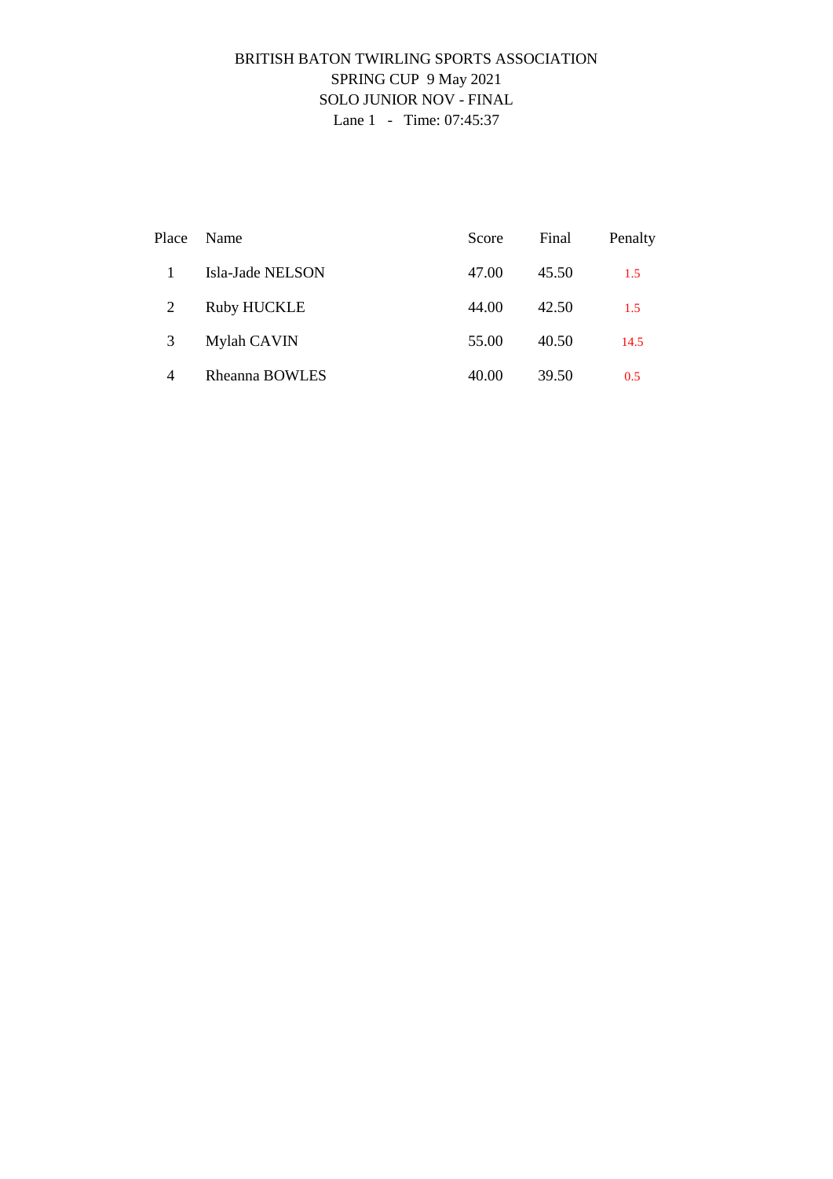BRITISH BATON TWIRLING SPORTS ASSOCIATION
SPRING CUP 9 May 2021
SOLO JUNIOR NOV - FINAL
Lane 1 - Time: 07:45:37

| Place | Name | Score | Final | Penalty |
|---|---|---|---|---|
| 1 | Isla-Jade NELSON | 47.00 | 45.50 | 1.5 |
| 2 | Ruby HUCKLE | 44.00 | 42.50 | 1.5 |
| 3 | Mylah CAVIN | 55.00 | 40.50 | 14.5 |
| 4 | Rheanna BOWLES | 40.00 | 39.50 | 0.5 |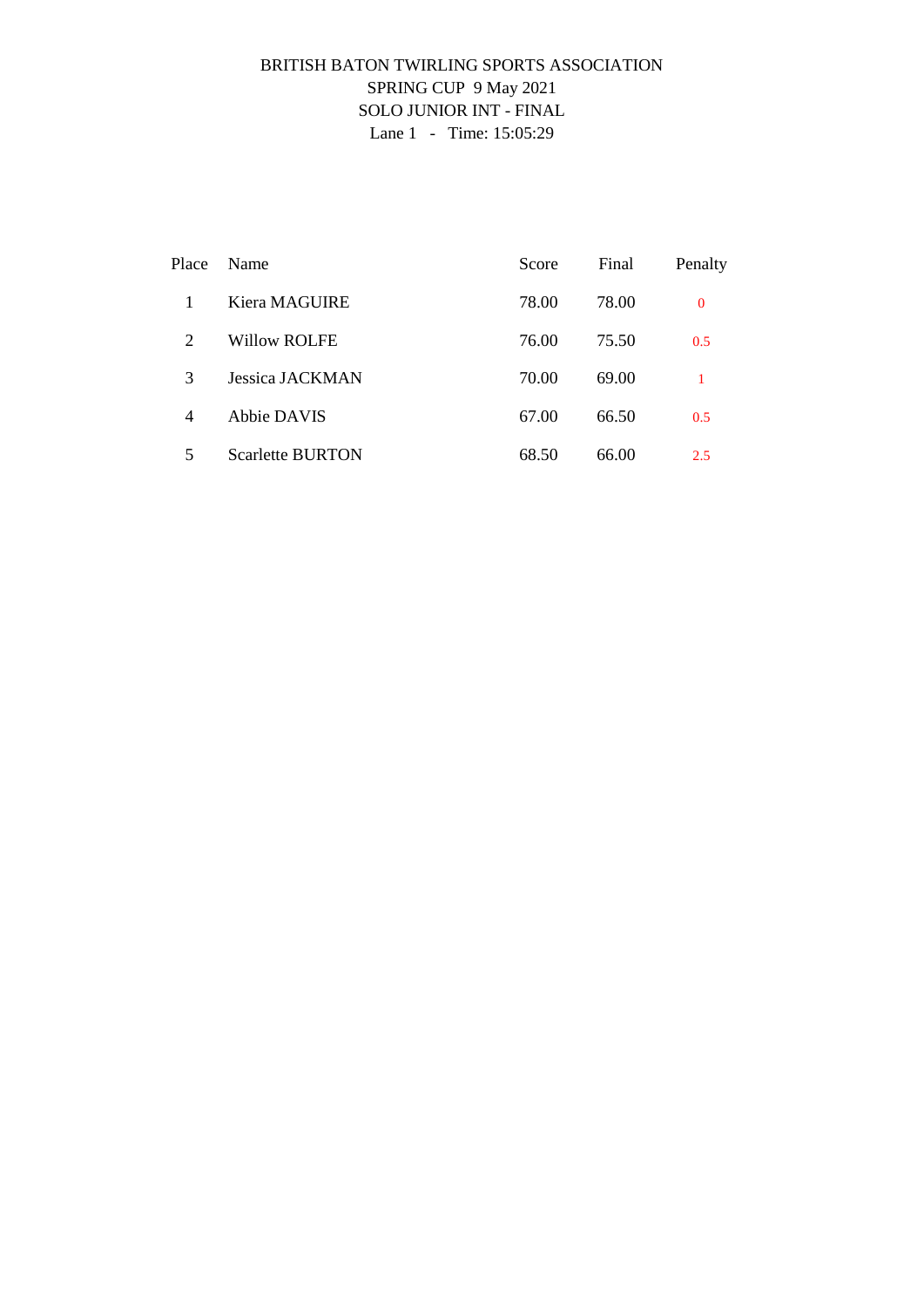BRITISH BATON TWIRLING SPORTS ASSOCIATION

SPRING CUP 9 May 2021

SOLO JUNIOR INT - FINAL

Lane 1 - Time: 15:05:29

| Place | Name | Score | Final | Penalty |
|---|---|---|---|---|
| 1 | Kiera MAGUIRE | 78.00 | 78.00 | 0 |
| 2 | Willow ROLFE | 76.00 | 75.50 | 0.5 |
| 3 | Jessica JACKMAN | 70.00 | 69.00 | 1 |
| 4 | Abbie DAVIS | 67.00 | 66.50 | 0.5 |
| 5 | Scarlette BURTON | 68.50 | 66.00 | 2.5 |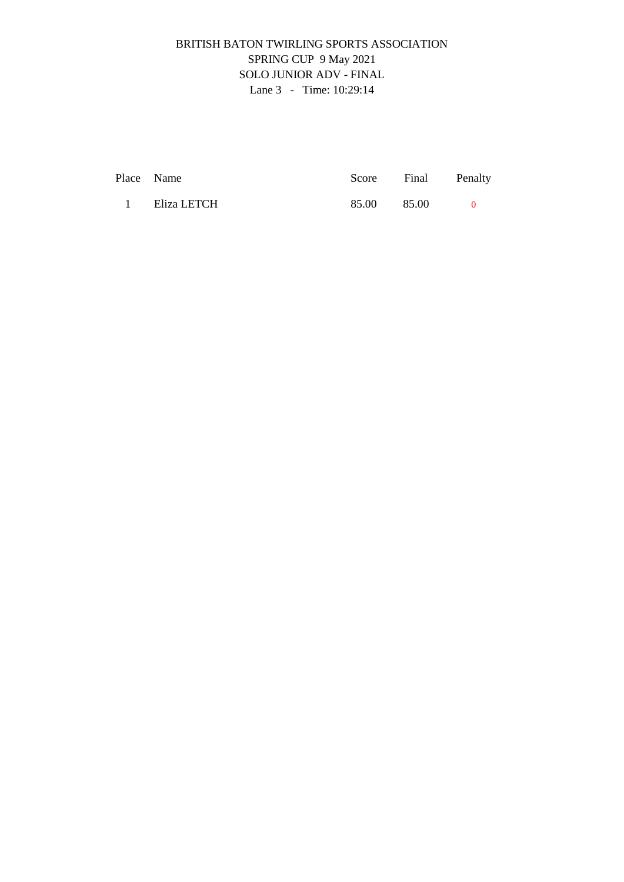BRITISH BATON TWIRLING SPORTS ASSOCIATION

SPRING CUP 9 May 2021

SOLO JUNIOR ADV - FINAL

Lane 3 - Time: 10:29:14

| Place | Name | Score | Final | Penalty |
|---|---|---|---|---|
| 1 | Eliza LETCH | 85.00 | 85.00 | 0 |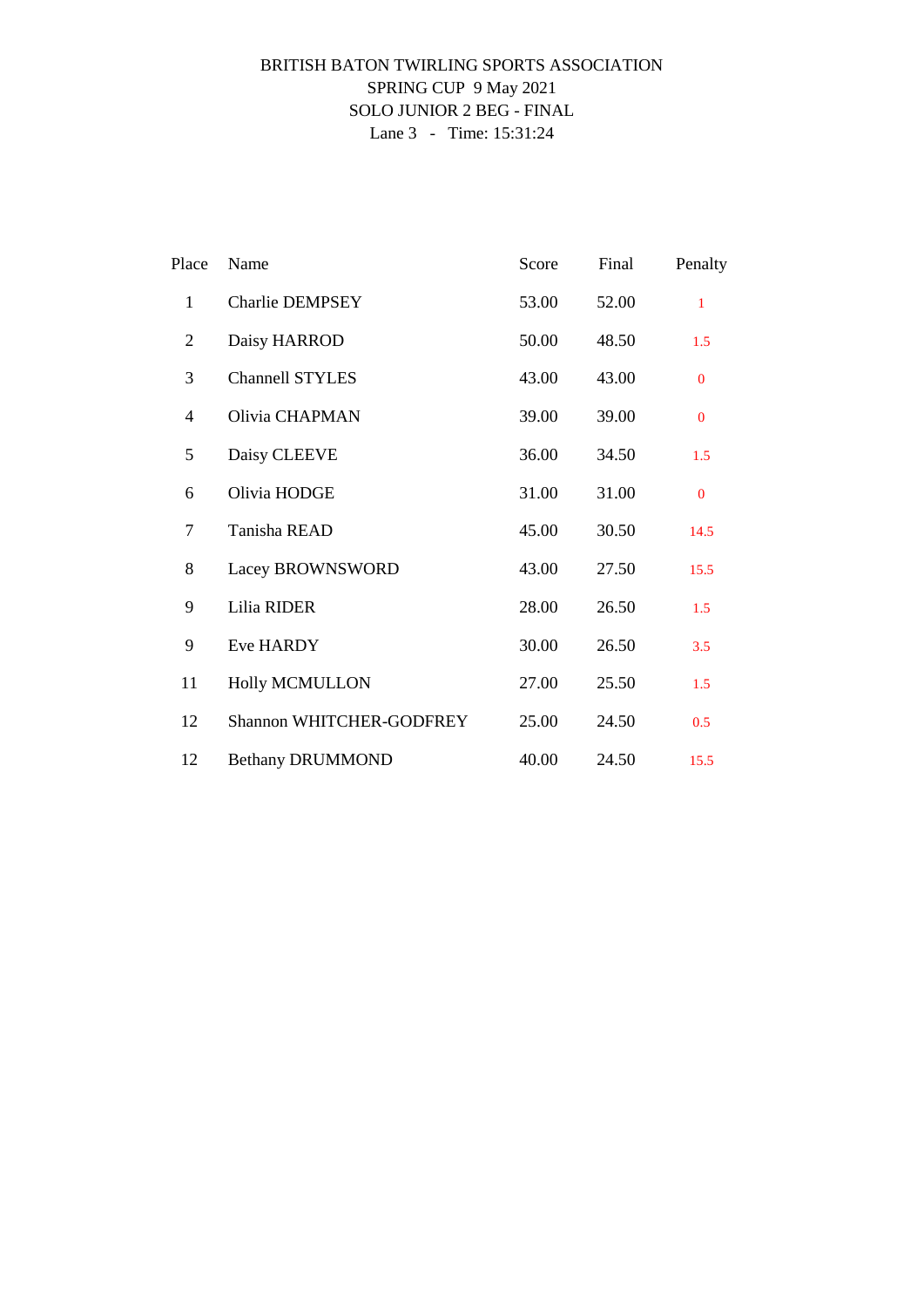BRITISH BATON TWIRLING SPORTS ASSOCIATION

SPRING CUP 9 May 2021

SOLO JUNIOR 2 BEG - FINAL

Lane 3 - Time: 15:31:24

| Place | Name | Score | Final | Penalty |
|---|---|---|---|---|
| 1 | Charlie DEMPSEY | 53.00 | 52.00 | 1 |
| 2 | Daisy HARROD | 50.00 | 48.50 | 1.5 |
| 3 | Channell STYLES | 43.00 | 43.00 | 0 |
| 4 | Olivia CHAPMAN | 39.00 | 39.00 | 0 |
| 5 | Daisy CLEEVE | 36.00 | 34.50 | 1.5 |
| 6 | Olivia HODGE | 31.00 | 31.00 | 0 |
| 7 | Tanisha READ | 45.00 | 30.50 | 14.5 |
| 8 | Lacey BROWNSWORD | 43.00 | 27.50 | 15.5 |
| 9 | Lilia RIDER | 28.00 | 26.50 | 1.5 |
| 9 | Eve HARDY | 30.00 | 26.50 | 3.5 |
| 11 | Holly MCMULLON | 27.00 | 25.50 | 1.5 |
| 12 | Shannon WHITCHER-GODFREY | 25.00 | 24.50 | 0.5 |
| 12 | Bethany DRUMMOND | 40.00 | 24.50 | 15.5 |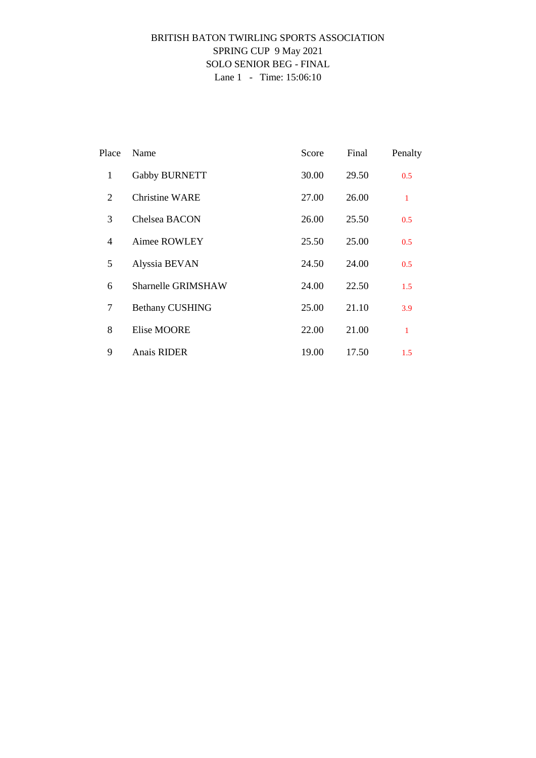BRITISH BATON TWIRLING SPORTS ASSOCIATION
SPRING CUP 9 May 2021
SOLO SENIOR BEG - FINAL
Lane 1 - Time: 15:06:10

| Place | Name | Score | Final | Penalty |
|---|---|---|---|---|
| 1 | Gabby BURNETT | 30.00 | 29.50 | 0.5 |
| 2 | Christine WARE | 27.00 | 26.00 | 1 |
| 3 | Chelsea BACON | 26.00 | 25.50 | 0.5 |
| 4 | Aimee ROWLEY | 25.50 | 25.00 | 0.5 |
| 5 | Alyssia BEVAN | 24.50 | 24.00 | 0.5 |
| 6 | Sharnelle GRIMSHAW | 24.00 | 22.50 | 1.5 |
| 7 | Bethany CUSHING | 25.00 | 21.10 | 3.9 |
| 8 | Elise MOORE | 22.00 | 21.00 | 1 |
| 9 | Anais RIDER | 19.00 | 17.50 | 1.5 |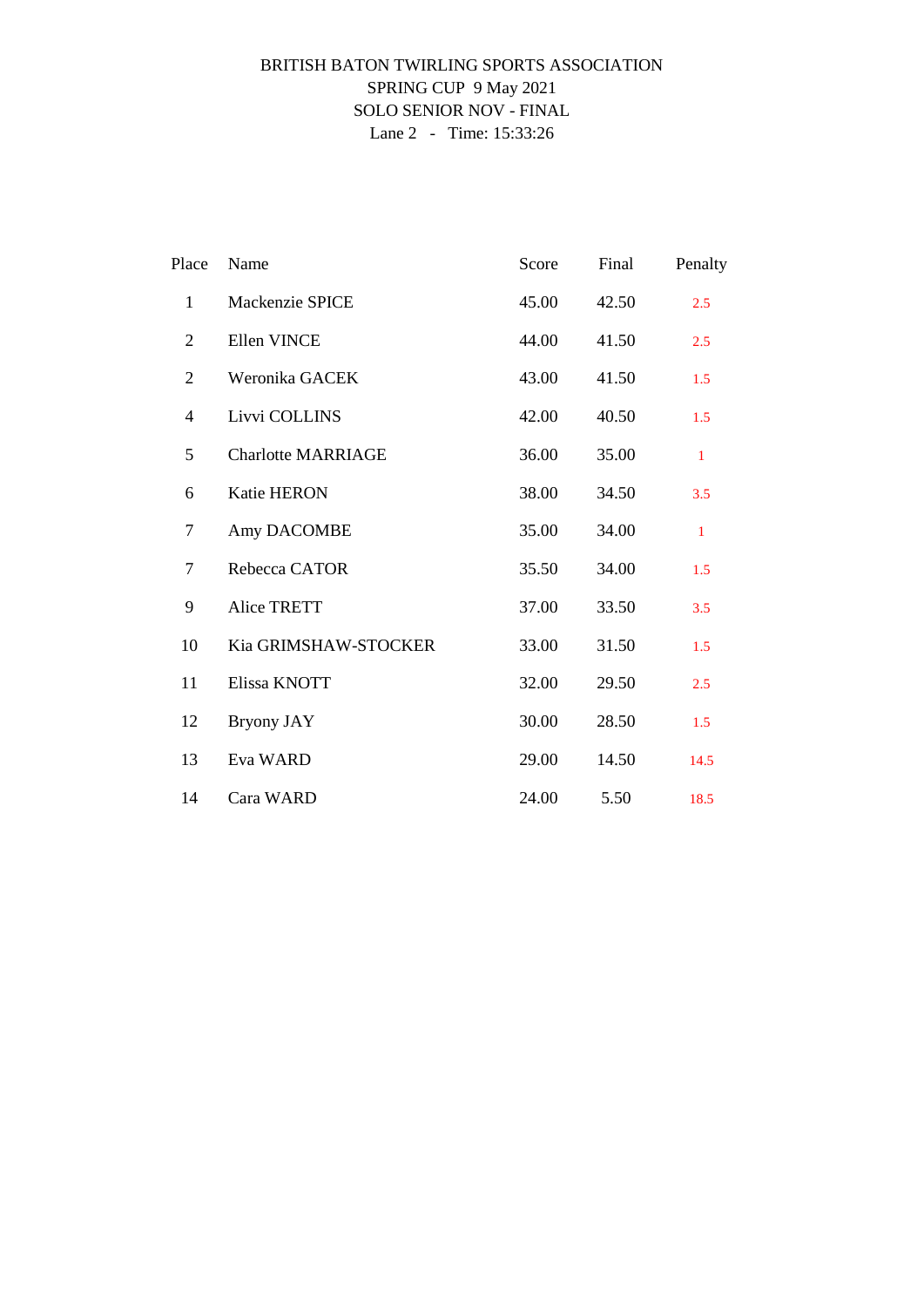BRITISH BATON TWIRLING SPORTS ASSOCIATION
SPRING CUP 9 May 2021
SOLO SENIOR NOV - FINAL
Lane 2 - Time: 15:33:26

| Place | Name | Score | Final | Penalty |
|---|---|---|---|---|
| 1 | Mackenzie SPICE | 45.00 | 42.50 | 2.5 |
| 2 | Ellen VINCE | 44.00 | 41.50 | 2.5 |
| 2 | Weronika GACEK | 43.00 | 41.50 | 1.5 |
| 4 | Livvi COLLINS | 42.00 | 40.50 | 1.5 |
| 5 | Charlotte MARRIAGE | 36.00 | 35.00 | 1 |
| 6 | Katie HERON | 38.00 | 34.50 | 3.5 |
| 7 | Amy DACOMBE | 35.00 | 34.00 | 1 |
| 7 | Rebecca CATOR | 35.50 | 34.00 | 1.5 |
| 9 | Alice TRETT | 37.00 | 33.50 | 3.5 |
| 10 | Kia GRIMSHAW-STOCKER | 33.00 | 31.50 | 1.5 |
| 11 | Elissa KNOTT | 32.00 | 29.50 | 2.5 |
| 12 | Bryony JAY | 30.00 | 28.50 | 1.5 |
| 13 | Eva WARD | 29.00 | 14.50 | 14.5 |
| 14 | Cara WARD | 24.00 | 5.50 | 18.5 |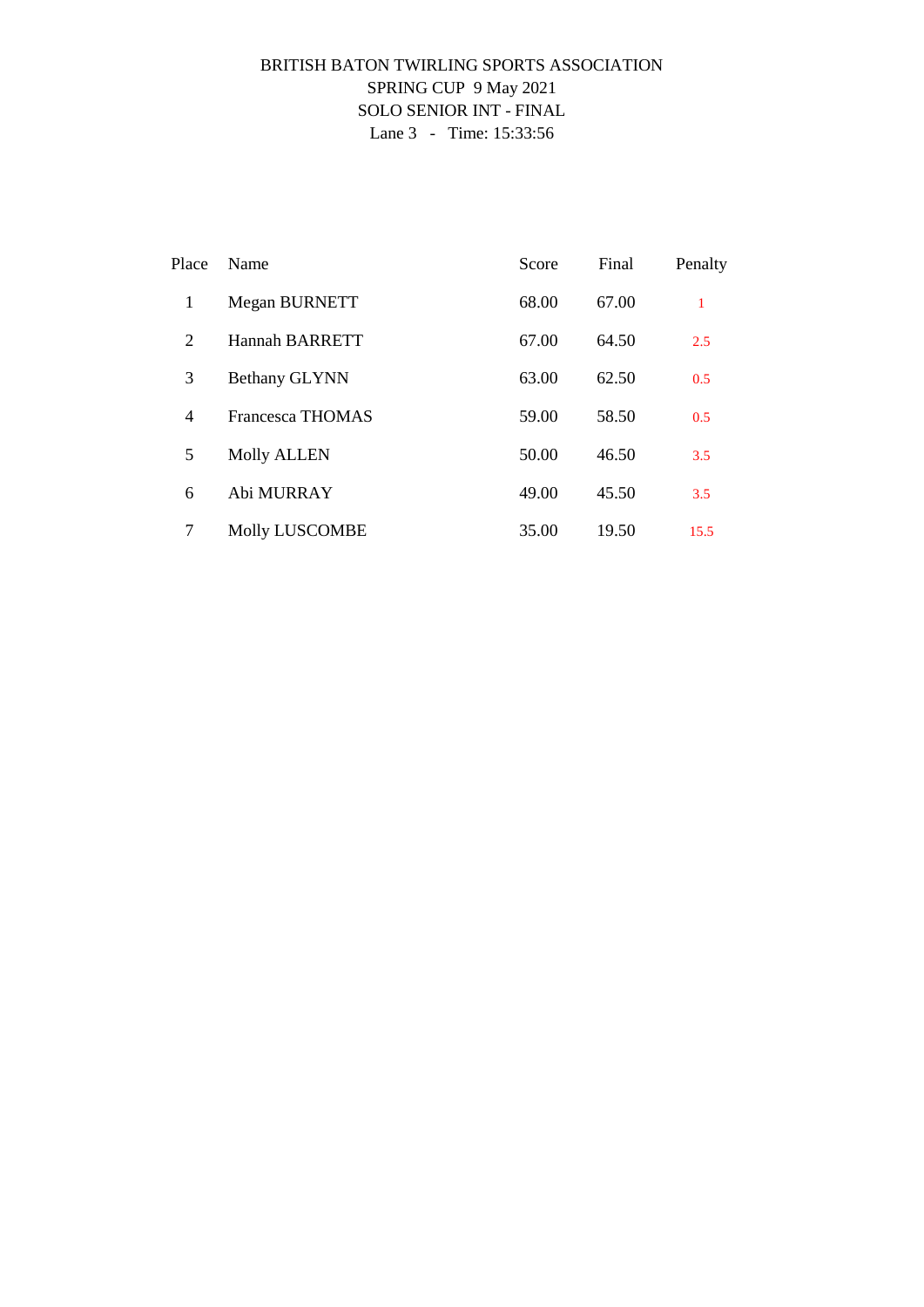BRITISH BATON TWIRLING SPORTS ASSOCIATION
SPRING CUP 9 May 2021
SOLO SENIOR INT - FINAL
Lane 3 - Time: 15:33:56

| Place | Name | Score | Final | Penalty |
|---|---|---|---|---|
| 1 | Megan BURNETT | 68.00 | 67.00 | 1 |
| 2 | Hannah BARRETT | 67.00 | 64.50 | 2.5 |
| 3 | Bethany GLYNN | 63.00 | 62.50 | 0.5 |
| 4 | Francesca THOMAS | 59.00 | 58.50 | 0.5 |
| 5 | Molly ALLEN | 50.00 | 46.50 | 3.5 |
| 6 | Abi MURRAY | 49.00 | 45.50 | 3.5 |
| 7 | Molly LUSCOMBE | 35.00 | 19.50 | 15.5 |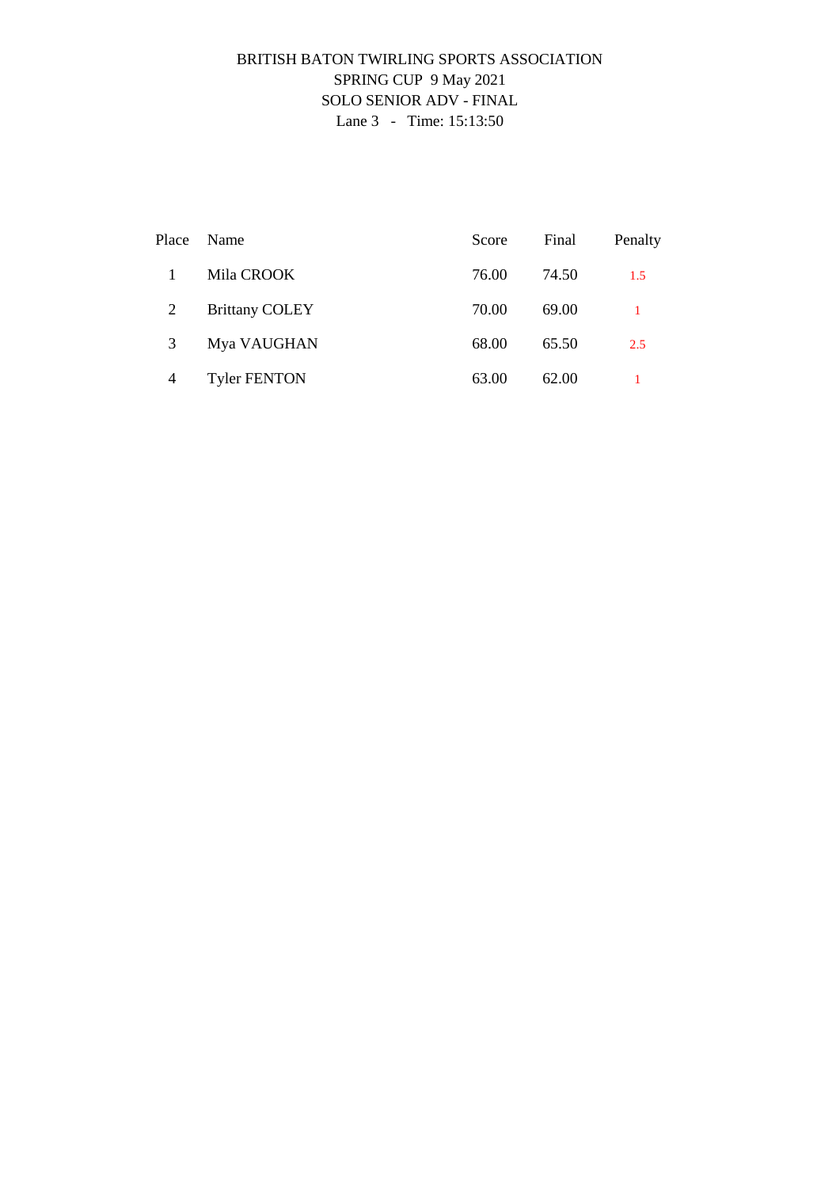BRITISH BATON TWIRLING SPORTS ASSOCIATION
SPRING CUP 9 May 2021
SOLO SENIOR ADV - FINAL
Lane 3 - Time: 15:13:50

| Place | Name | Score | Final | Penalty |
|---|---|---|---|---|
| 1 | Mila CROOK | 76.00 | 74.50 | 1.5 |
| 2 | Brittany COLEY | 70.00 | 69.00 | 1 |
| 3 | Mya VAUGHAN | 68.00 | 65.50 | 2.5 |
| 4 | Tyler FENTON | 63.00 | 62.00 | 1 |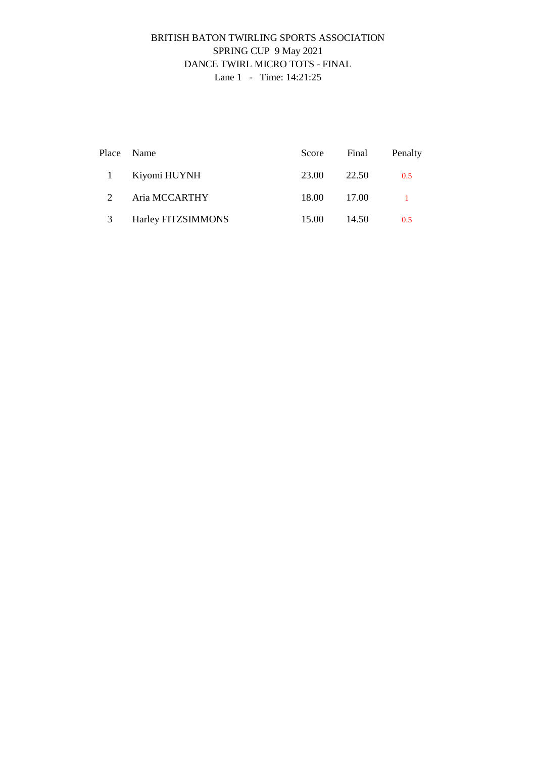BRITISH BATON TWIRLING SPORTS ASSOCIATION

SPRING CUP 9 May 2021

DANCE TWIRL MICRO TOTS - FINAL

Lane 1 - Time: 14:21:25

| Place | Name | Score | Final | Penalty |
|---|---|---|---|---|
| 1 | Kiyomi HUYNH | 23.00 | 22.50 | 0.5 |
| 2 | Aria MCCARTHY | 18.00 | 17.00 | 1 |
| 3 | Harley FITZSIMMONS | 15.00 | 14.50 | 0.5 |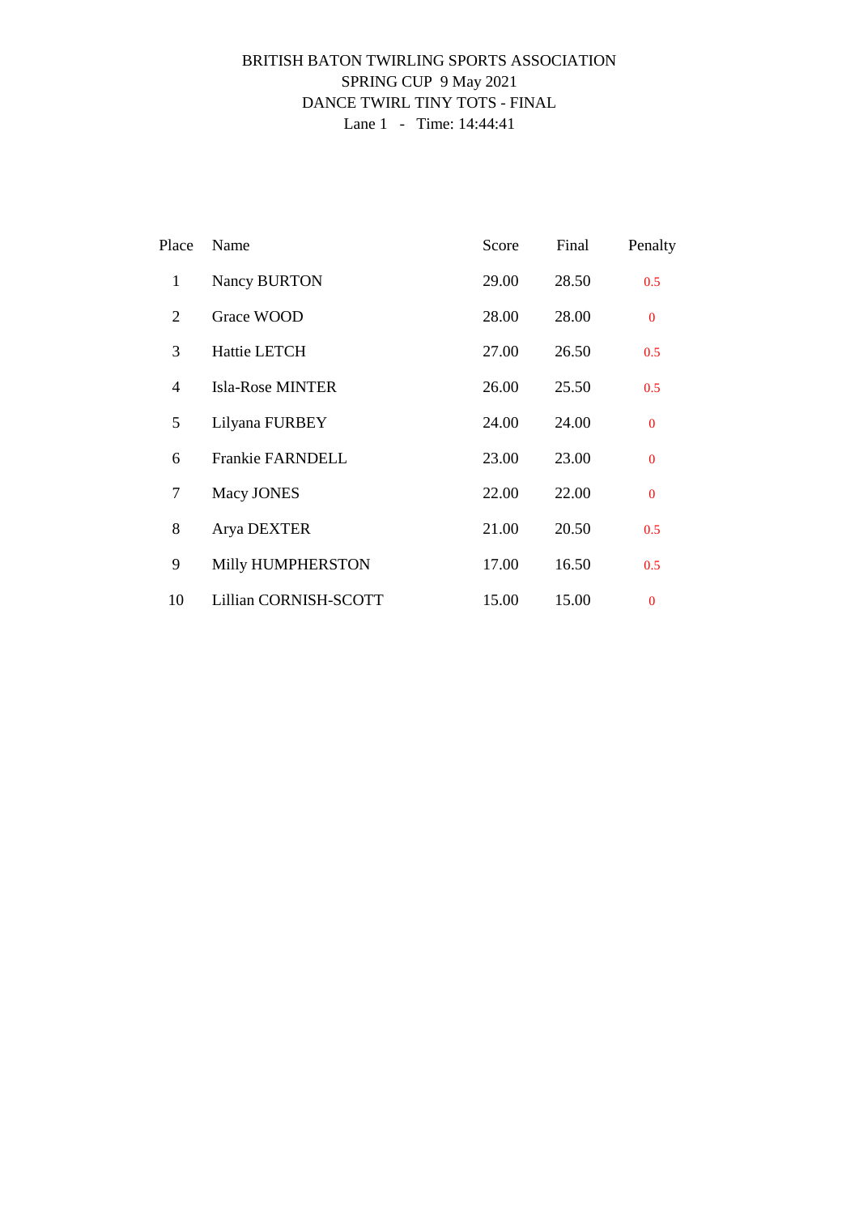BRITISH BATON TWIRLING SPORTS ASSOCIATION
SPRING CUP 9 May 2021
DANCE TWIRL TINY TOTS - FINAL
Lane 1 - Time: 14:44:41

| Place | Name | Score | Final | Penalty |
|---|---|---|---|---|
| 1 | Nancy BURTON | 29.00 | 28.50 | 0.5 |
| 2 | Grace WOOD | 28.00 | 28.00 | 0 |
| 3 | Hattie LETCH | 27.00 | 26.50 | 0.5 |
| 4 | Isla-Rose MINTER | 26.00 | 25.50 | 0.5 |
| 5 | Lilyana FURBEY | 24.00 | 24.00 | 0 |
| 6 | Frankie FARNDELL | 23.00 | 23.00 | 0 |
| 7 | Macy JONES | 22.00 | 22.00 | 0 |
| 8 | Arya DEXTER | 21.00 | 20.50 | 0.5 |
| 9 | Milly HUMPHERSTON | 17.00 | 16.50 | 0.5 |
| 10 | Lillian CORNISH-SCOTT | 15.00 | 15.00 | 0 |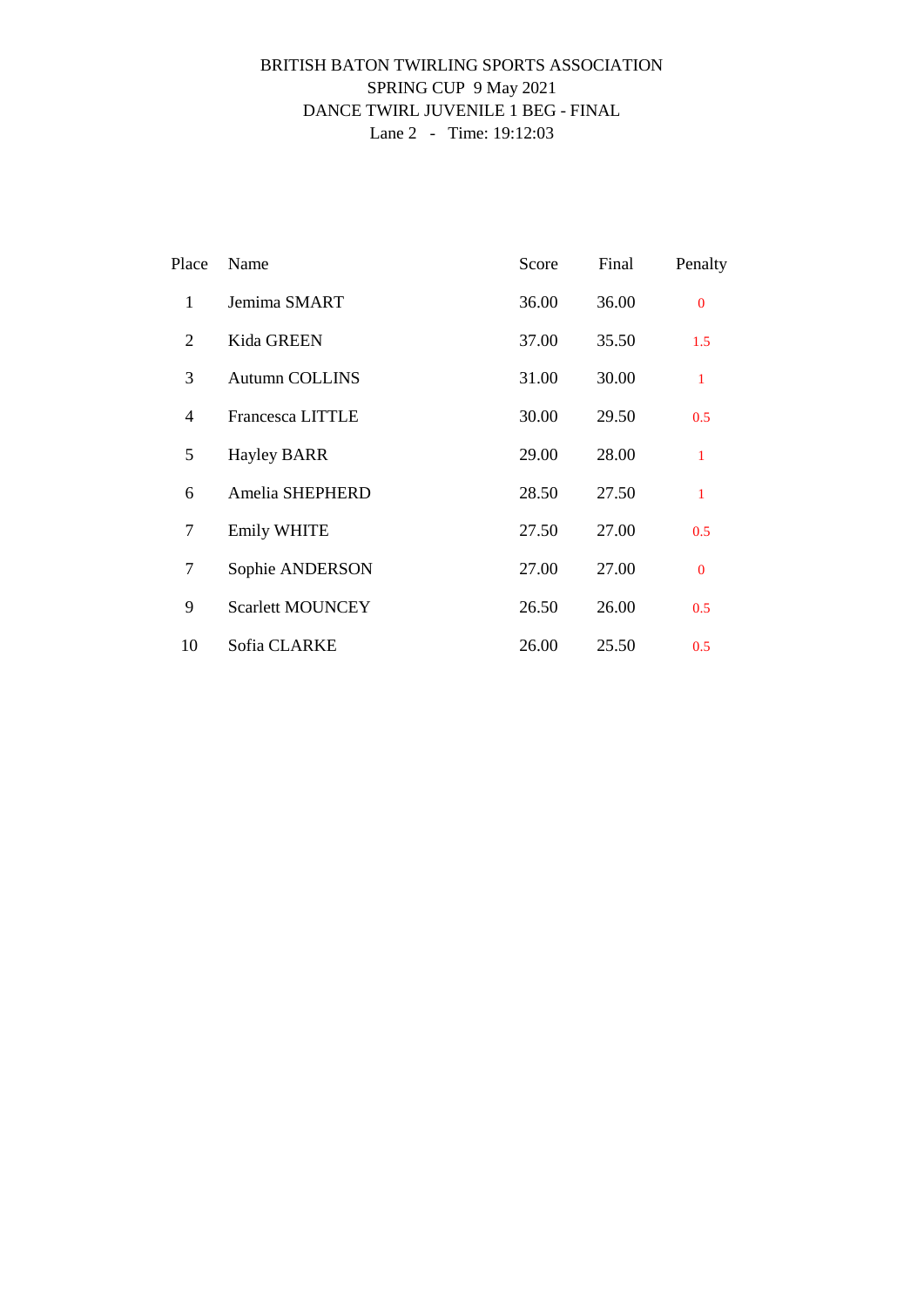BRITISH BATON TWIRLING SPORTS ASSOCIATION
SPRING CUP 9 May 2021
DANCE TWIRL JUVENILE 1 BEG - FINAL
Lane 2 - Time: 19:12:03

| Place | Name | Score | Final | Penalty |
|---|---|---|---|---|
| 1 | Jemima SMART | 36.00 | 36.00 | 0 |
| 2 | Kida GREEN | 37.00 | 35.50 | 1.5 |
| 3 | Autumn COLLINS | 31.00 | 30.00 | 1 |
| 4 | Francesca LITTLE | 30.00 | 29.50 | 0.5 |
| 5 | Hayley BARR | 29.00 | 28.00 | 1 |
| 6 | Amelia SHEPHERD | 28.50 | 27.50 | 1 |
| 7 | Emily WHITE | 27.50 | 27.00 | 0.5 |
| 7 | Sophie ANDERSON | 27.00 | 27.00 | 0 |
| 9 | Scarlett MOUNCEY | 26.50 | 26.00 | 0.5 |
| 10 | Sofia CLARKE | 26.00 | 25.50 | 0.5 |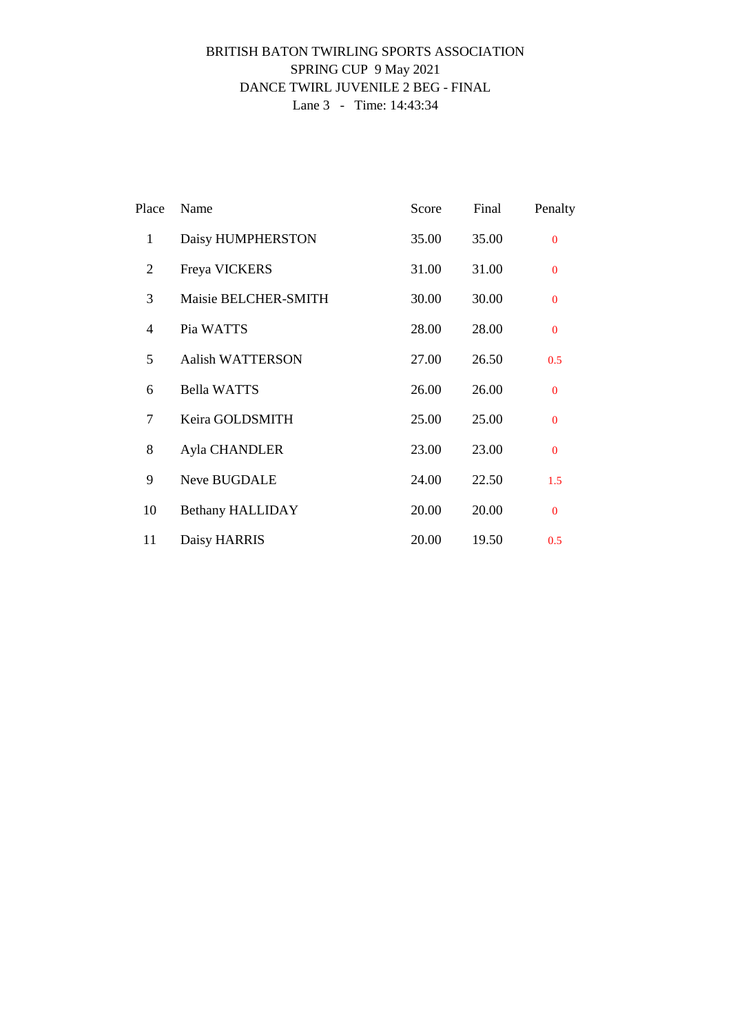BRITISH BATON TWIRLING SPORTS ASSOCIATION
SPRING CUP 9 May 2021
DANCE TWIRL JUVENILE 2 BEG - FINAL
Lane 3 - Time: 14:43:34

| Place | Name | Score | Final | Penalty |
|---|---|---|---|---|
| 1 | Daisy HUMPHERSTON | 35.00 | 35.00 | 0 |
| 2 | Freya VICKERS | 31.00 | 31.00 | 0 |
| 3 | Maisie BELCHER-SMITH | 30.00 | 30.00 | 0 |
| 4 | Pia WATTS | 28.00 | 28.00 | 0 |
| 5 | Aalish WATTERSON | 27.00 | 26.50 | 0.5 |
| 6 | Bella WATTS | 26.00 | 26.00 | 0 |
| 7 | Keira GOLDSMITH | 25.00 | 25.00 | 0 |
| 8 | Ayla CHANDLER | 23.00 | 23.00 | 0 |
| 9 | Neve BUGDALE | 24.00 | 22.50 | 1.5 |
| 10 | Bethany HALLIDAY | 20.00 | 20.00 | 0 |
| 11 | Daisy HARRIS | 20.00 | 19.50 | 0.5 |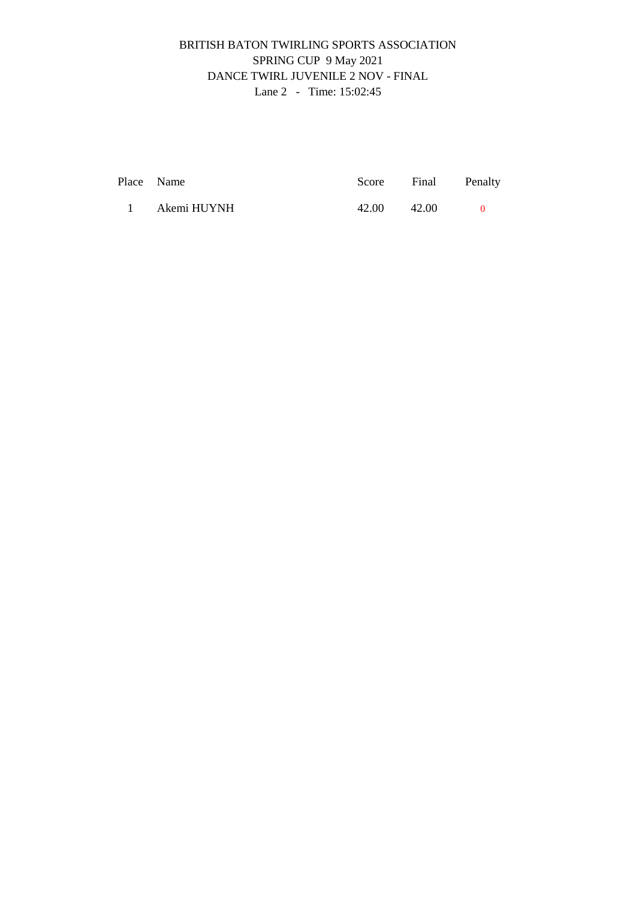BRITISH BATON TWIRLING SPORTS ASSOCIATION
SPRING CUP 9 May 2021
DANCE TWIRL JUVENILE 2 NOV - FINAL
Lane 2 - Time: 15:02:45

| Place | Name | Score | Final | Penalty |
|---|---|---|---|---|
| 1 | Akemi HUYNH | 42.00 | 42.00 | 0 |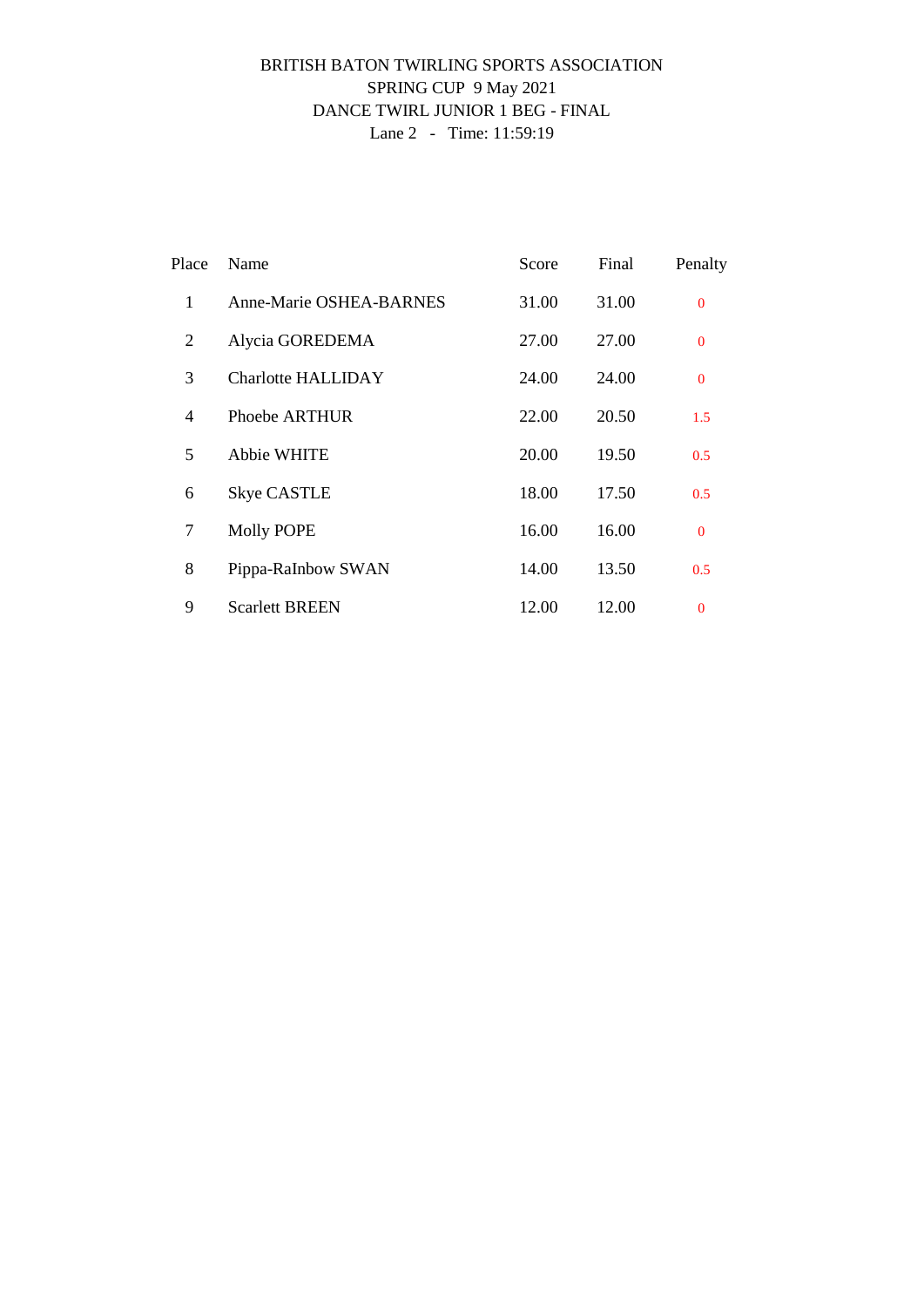BRITISH BATON TWIRLING SPORTS ASSOCIATION

SPRING CUP 9 May 2021

DANCE TWIRL JUNIOR 1 BEG - FINAL

Lane 2 - Time: 11:59:19

| Place | Name | Score | Final | Penalty |
|---|---|---|---|---|
| 1 | Anne-Marie OSHEA-BARNES | 31.00 | 31.00 | 0 |
| 2 | Alycia GOREDEMA | 27.00 | 27.00 | 0 |
| 3 | Charlotte HALLIDAY | 24.00 | 24.00 | 0 |
| 4 | Phoebe ARTHUR | 22.00 | 20.50 | 1.5 |
| 5 | Abbie WHITE | 20.00 | 19.50 | 0.5 |
| 6 | Skye CASTLE | 18.00 | 17.50 | 0.5 |
| 7 | Molly POPE | 16.00 | 16.00 | 0 |
| 8 | Pippa-RaInbow SWAN | 14.00 | 13.50 | 0.5 |
| 9 | Scarlett BREEN | 12.00 | 12.00 | 0 |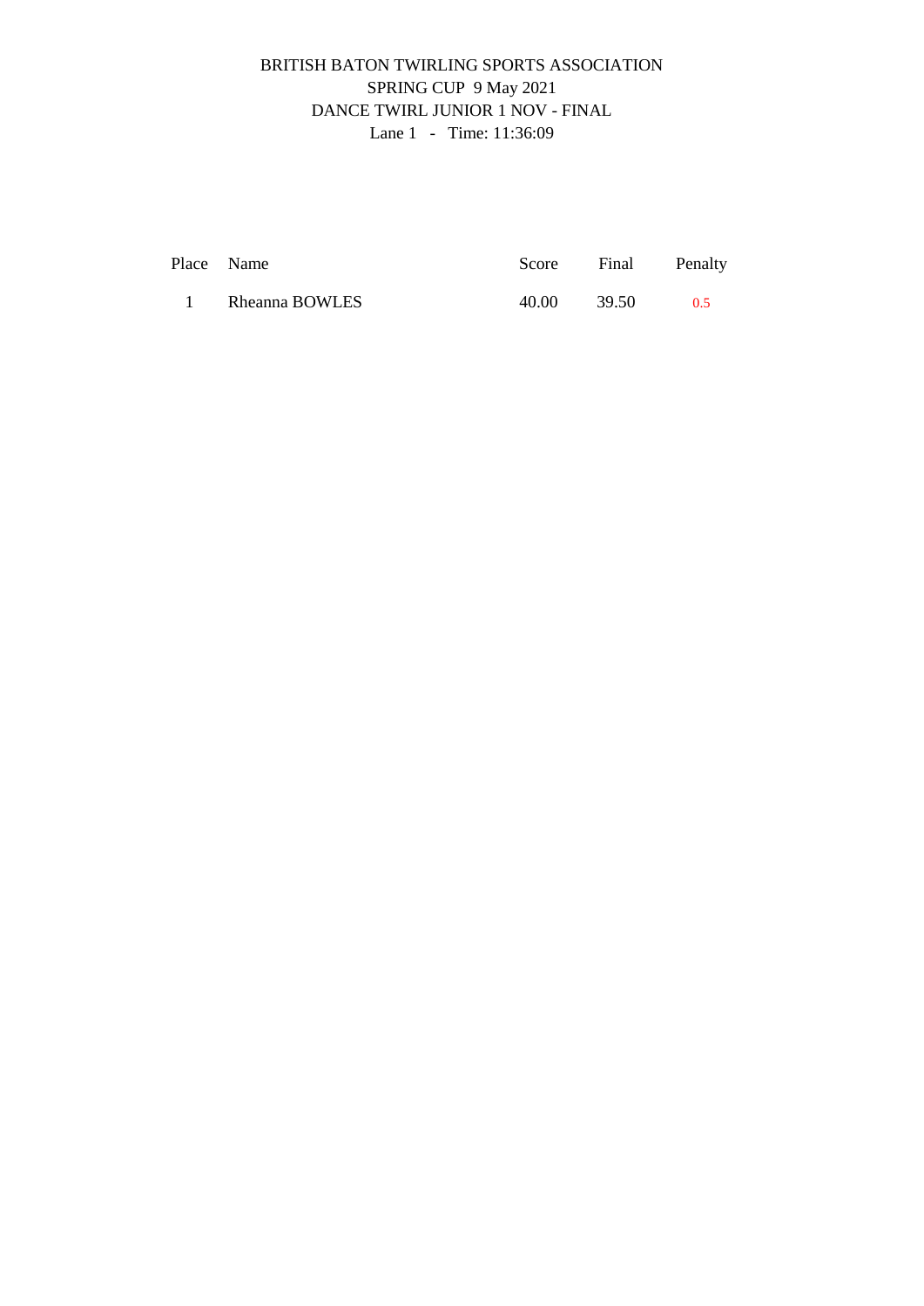BRITISH BATON TWIRLING SPORTS ASSOCIATION

SPRING CUP 9 May 2021

DANCE TWIRL JUNIOR 1 NOV - FINAL

Lane 1 - Time: 11:36:09

| Place | Name | Score | Final | Penalty |
|---|---|---|---|---|
| 1 | Rheanna BOWLES | 40.00 | 39.50 | 0.5 |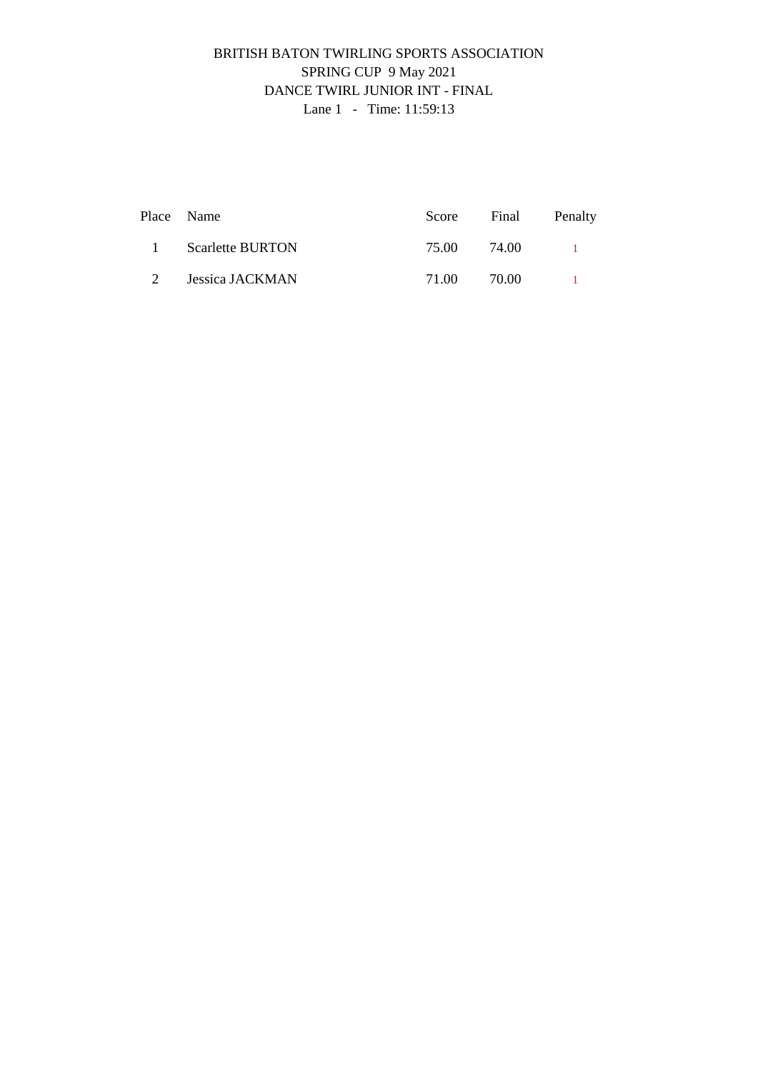BRITISH BATON TWIRLING SPORTS ASSOCIATION

SPRING CUP 9 May 2021

DANCE TWIRL JUNIOR INT - FINAL

Lane 1 - Time: 11:59:13

| Place | Name | Score | Final | Penalty |
|---|---|---|---|---|
| 1 | Scarlette BURTON | 75.00 | 74.00 | 1 |
| 2 | Jessica JACKMAN | 71.00 | 70.00 | 1 |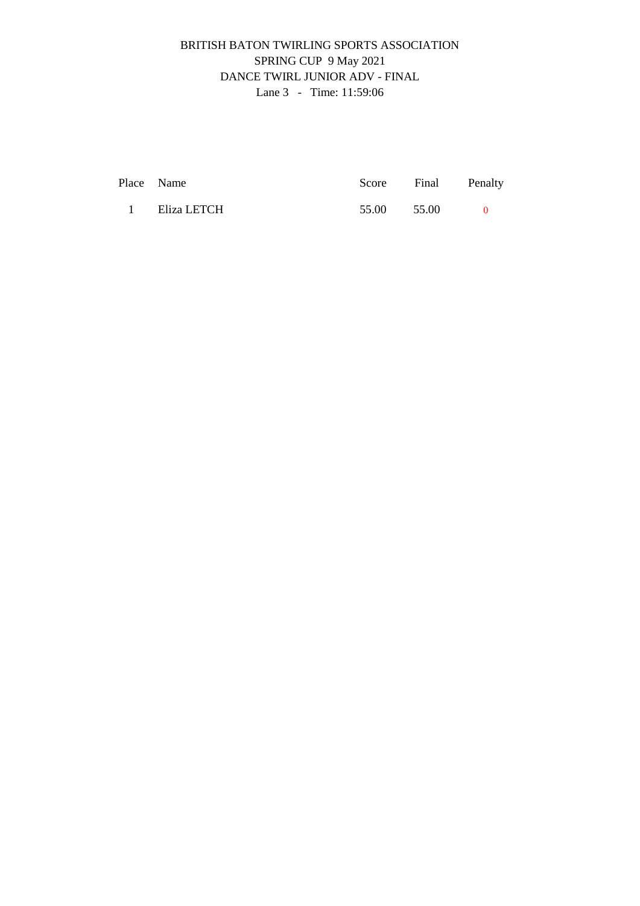# BRITISH BATON TWIRLING SPORTS ASSOCIATION

## SPRING CUP 9 May 2021

## DANCE TWIRL JUNIOR ADV - FINAL

Lane 3 - Time: 11:59:06

| Place | Name | Score | Final | Penalty |
|---|---|---|---|---|
| 1 | Eliza LETCH | 55.00 | 55.00 | 0 |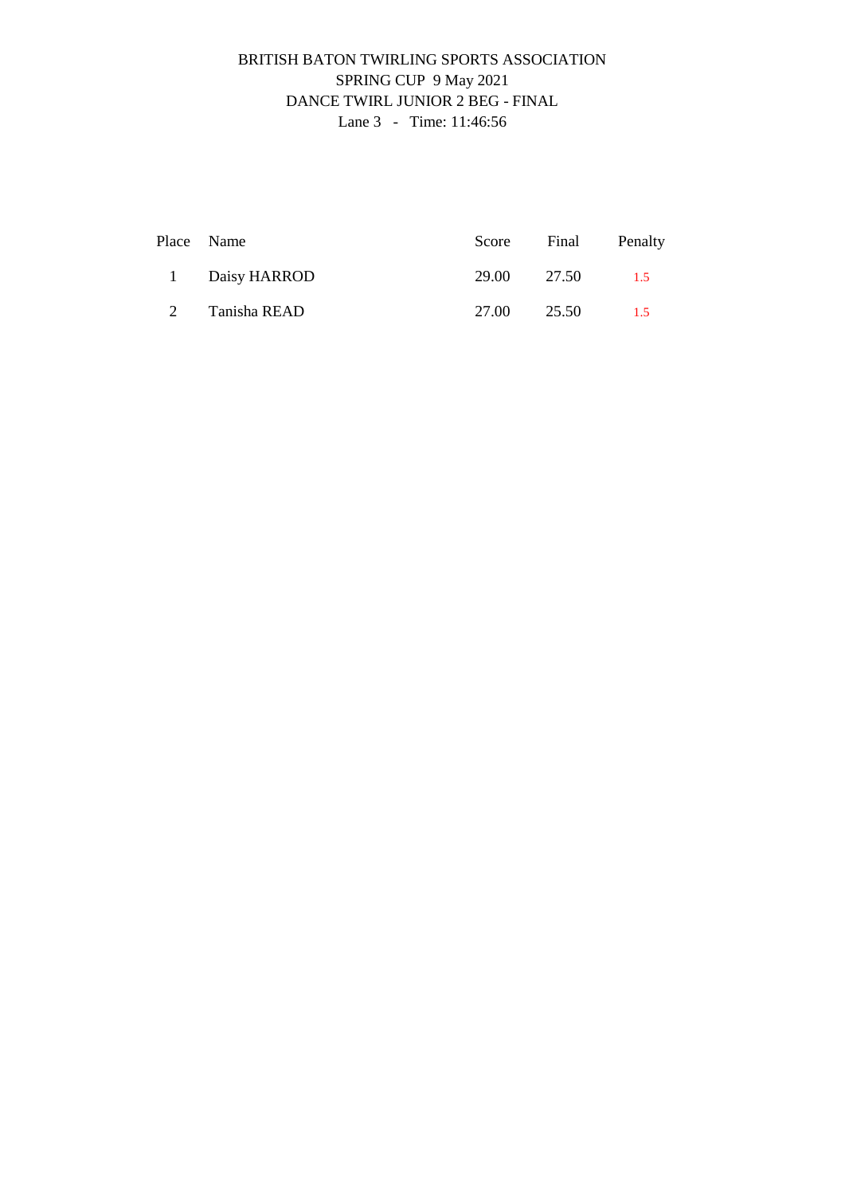BRITISH BATON TWIRLING SPORTS ASSOCIATION
SPRING CUP 9 May 2021
DANCE TWIRL JUNIOR 2 BEG - FINAL
Lane 3 - Time: 11:46:56

| Place | Name | Score | Final | Penalty |
|---|---|---|---|---|
| 1 | Daisy HARROD | 29.00 | 27.50 | 1.5 |
| 2 | Tanisha READ | 27.00 | 25.50 | 1.5 |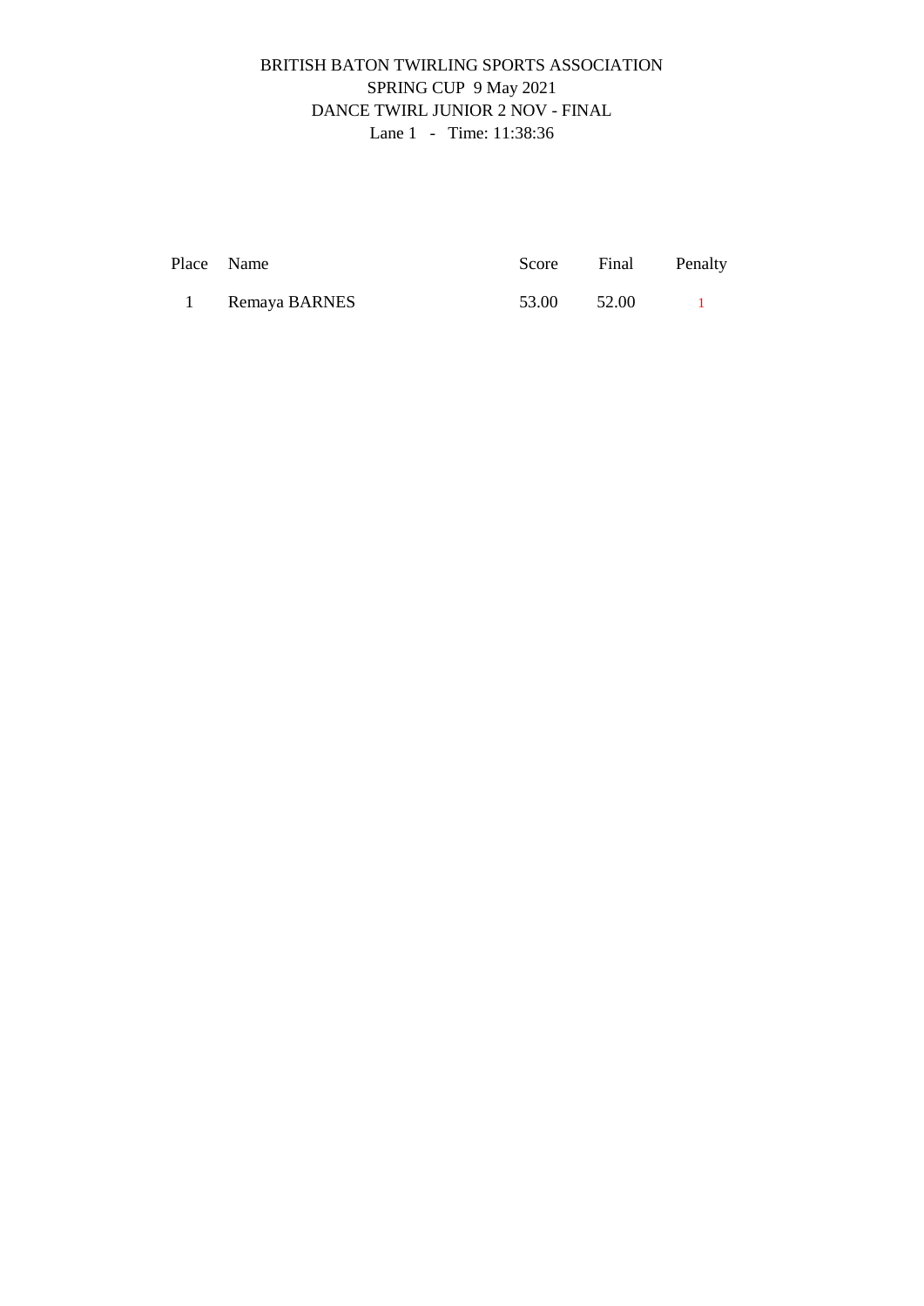# BRITISH BATON TWIRLING SPORTS ASSOCIATION

## SPRING CUP 9 May 2021

## DANCE TWIRL JUNIOR 2 NOV - FINAL

Lane 1 - Time: 11:38:36

| Place | Name | Score | Final | Penalty |
|---|---|---|---|---|
| 1 | Remaya BARNES | 53.00 | 52.00 | 1 |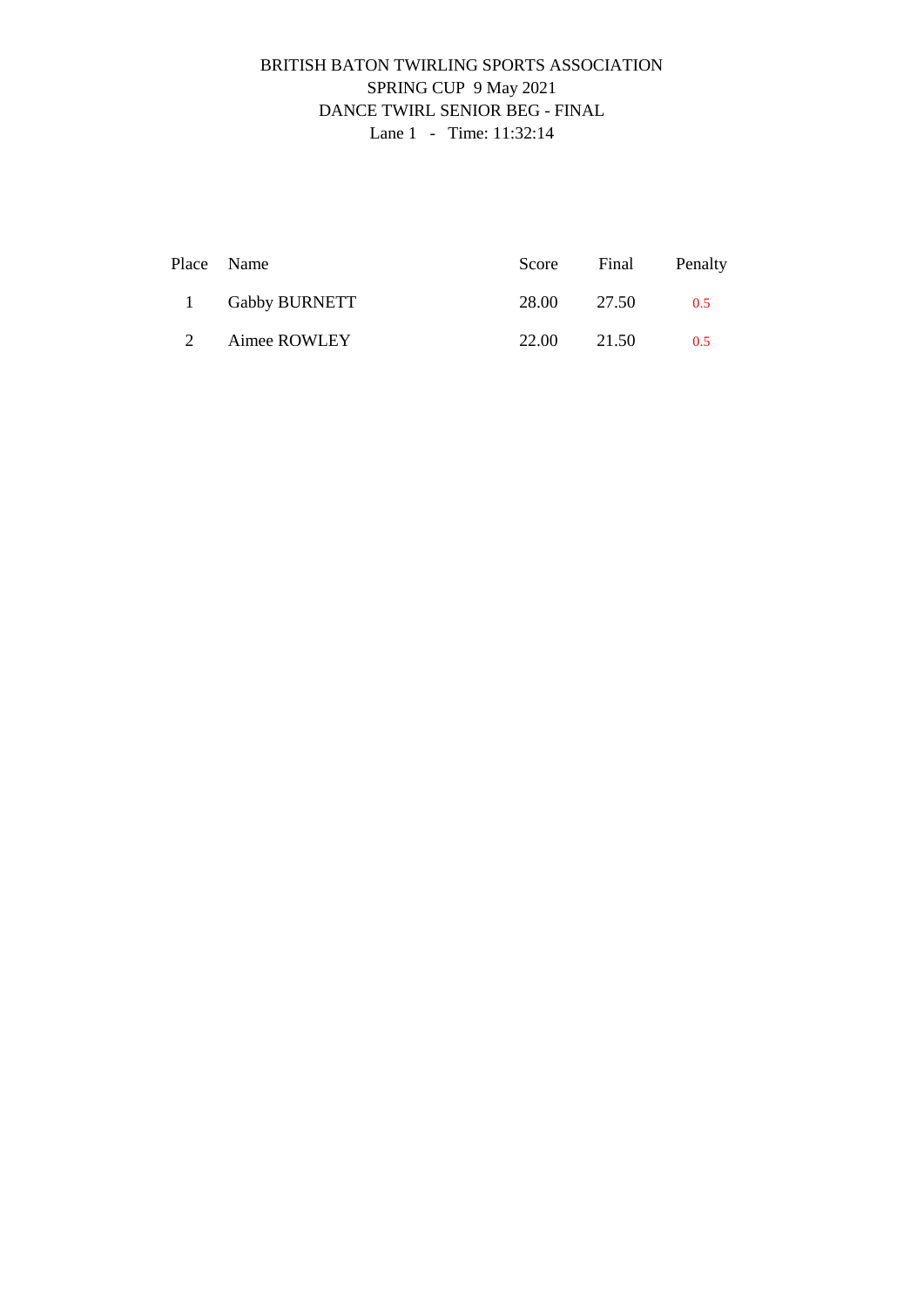BRITISH BATON TWIRLING SPORTS ASSOCIATION
SPRING CUP 9 May 2021
DANCE TWIRL SENIOR BEG - FINAL
Lane 1 - Time: 11:32:14

| Place | Name | Score | Final | Penalty |
|---|---|---|---|---|
| 1 | Gabby BURNETT | 28.00 | 27.50 | 0.5 |
| 2 | Aimee ROWLEY | 22.00 | 21.50 | 0.5 |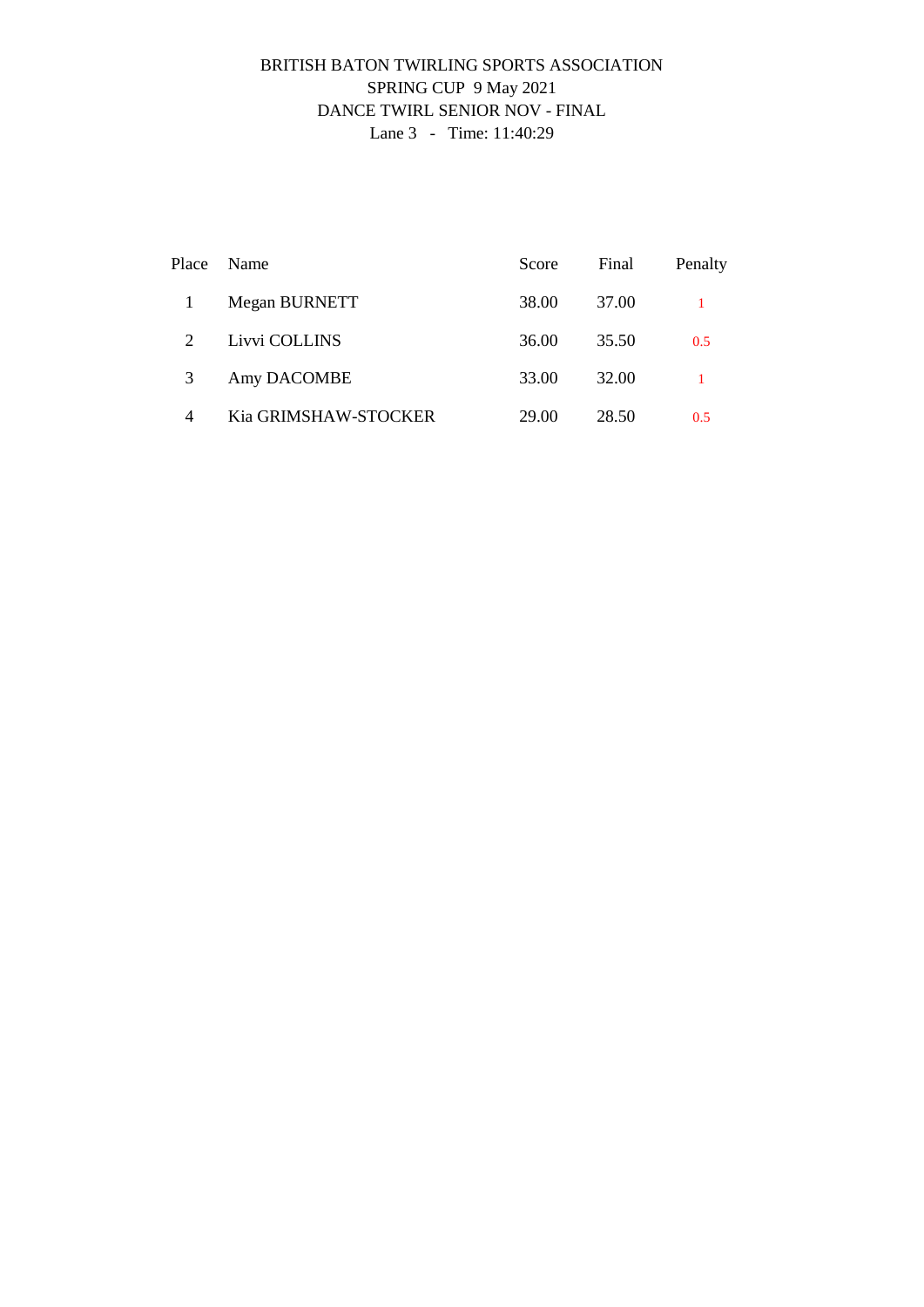BRITISH BATON TWIRLING SPORTS ASSOCIATION
SPRING CUP 9 May 2021
DANCE TWIRL SENIOR NOV - FINAL
Lane 3 - Time: 11:40:29

| Place | Name | Score | Final | Penalty |
|---|---|---|---|---|
| 1 | Megan BURNETT | 38.00 | 37.00 | 1 |
| 2 | Livvi COLLINS | 36.00 | 35.50 | 0.5 |
| 3 | Amy DACOMBE | 33.00 | 32.00 | 1 |
| 4 | Kia GRIMSHAW-STOCKER | 29.00 | 28.50 | 0.5 |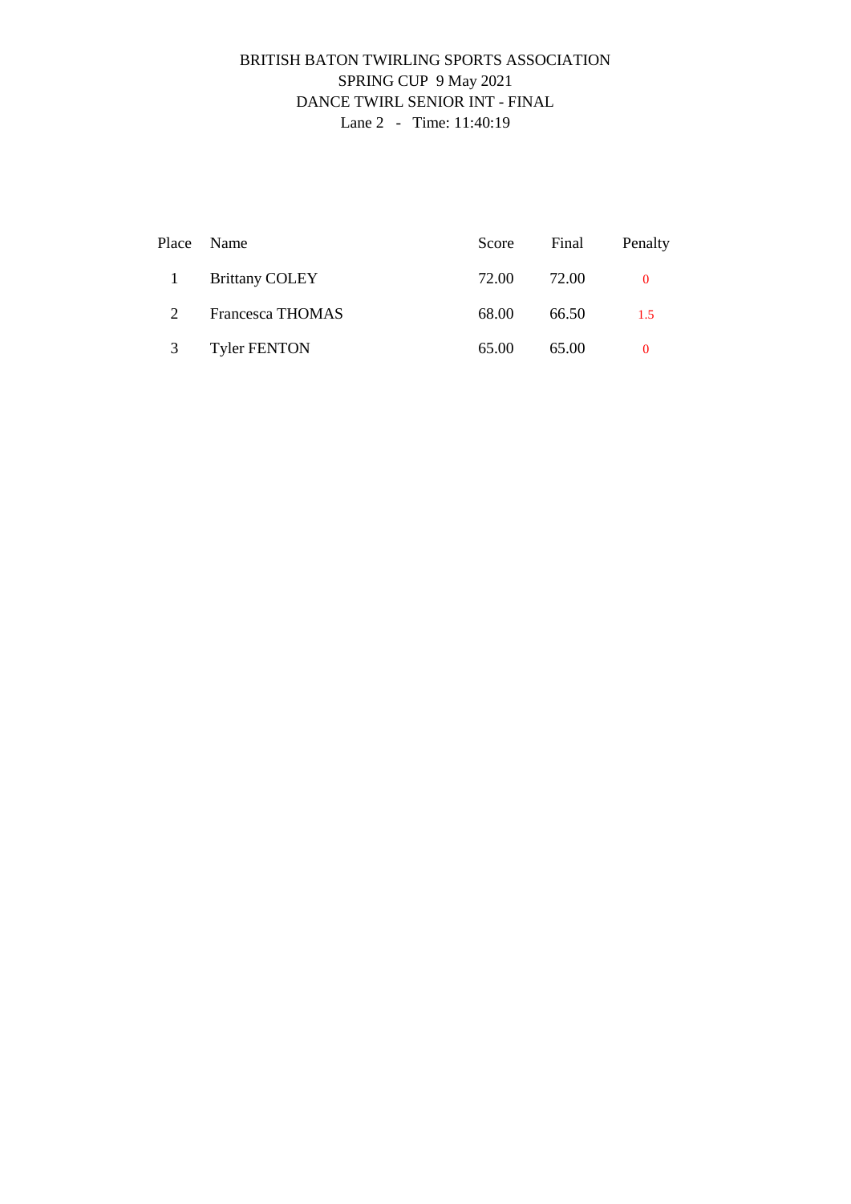BRITISH BATON TWIRLING SPORTS ASSOCIATION
SPRING CUP 9 May 2021
DANCE TWIRL SENIOR INT - FINAL
Lane 2 - Time: 11:40:19

| Place | Name | Score | Final | Penalty |
|---|---|---|---|---|
| 1 | Brittany COLEY | 72.00 | 72.00 | 0 |
| 2 | Francesca THOMAS | 68.00 | 66.50 | 1.5 |
| 3 | Tyler FENTON | 65.00 | 65.00 | 0 |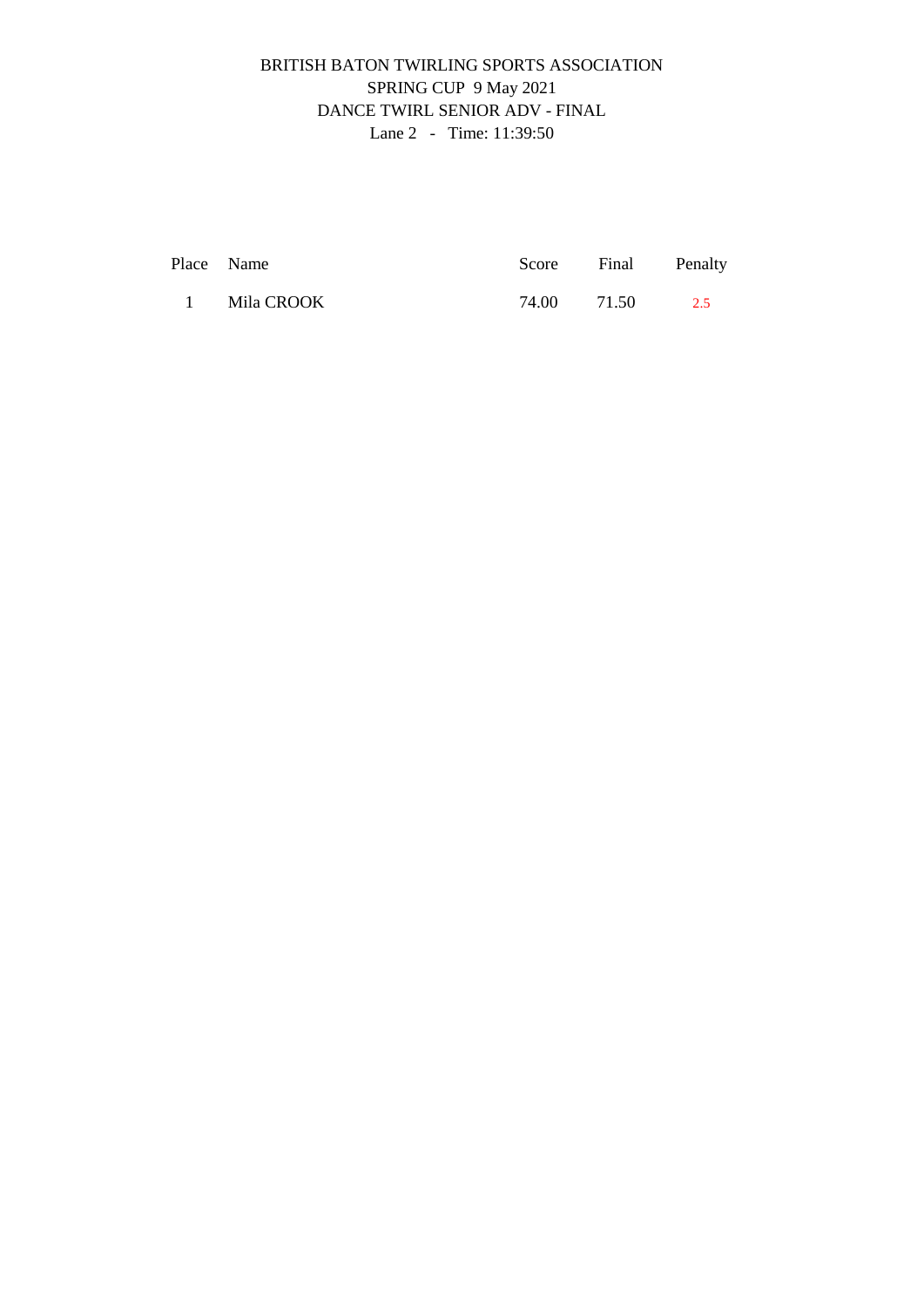# BRITISH BATON TWIRLING SPORTS ASSOCIATION

## SPRING CUP 9 May 2021

## DANCE TWIRL SENIOR ADV - FINAL

Lane 2 - Time: 11:39:50

| Place | Name | Score | Final | Penalty |
|---|---|---|---|---|
| 1 | Mila CROOK | 74.00 | 71.50 | 2.5 |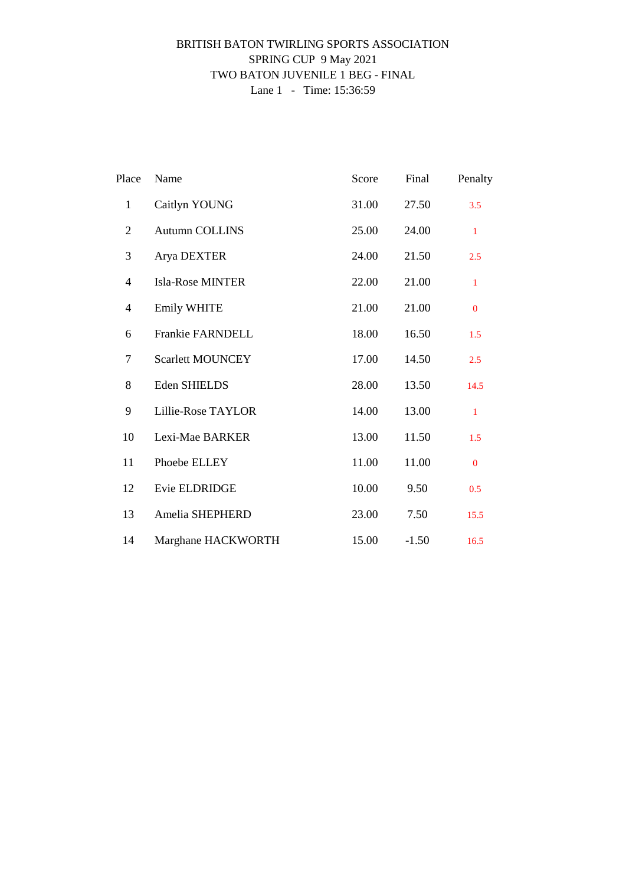BRITISH BATON TWIRLING SPORTS ASSOCIATION

SPRING CUP 9 May 2021

TWO BATON JUVENILE 1 BEG - FINAL

Lane 1 - Time: 15:36:59

| Place | Name | Score | Final | Penalty |
|---|---|---|---|---|
| 1 | Caitlyn YOUNG | 31.00 | 27.50 | 3.5 |
| 2 | Autumn COLLINS | 25.00 | 24.00 | 1 |
| 3 | Arya DEXTER | 24.00 | 21.50 | 2.5 |
| 4 | Isla-Rose MINTER | 22.00 | 21.00 | 1 |
| 4 | Emily WHITE | 21.00 | 21.00 | 0 |
| 6 | Frankie FARNDELL | 18.00 | 16.50 | 1.5 |
| 7 | Scarlett MOUNCEY | 17.00 | 14.50 | 2.5 |
| 8 | Eden SHIELDS | 28.00 | 13.50 | 14.5 |
| 9 | Lillie-Rose TAYLOR | 14.00 | 13.00 | 1 |
| 10 | Lexi-Mae BARKER | 13.00 | 11.50 | 1.5 |
| 11 | Phoebe ELLEY | 11.00 | 11.00 | 0 |
| 12 | Evie ELDRIDGE | 10.00 | 9.50 | 0.5 |
| 13 | Amelia SHEPHERD | 23.00 | 7.50 | 15.5 |
| 14 | Marghane HACKWORTH | 15.00 | -1.50 | 16.5 |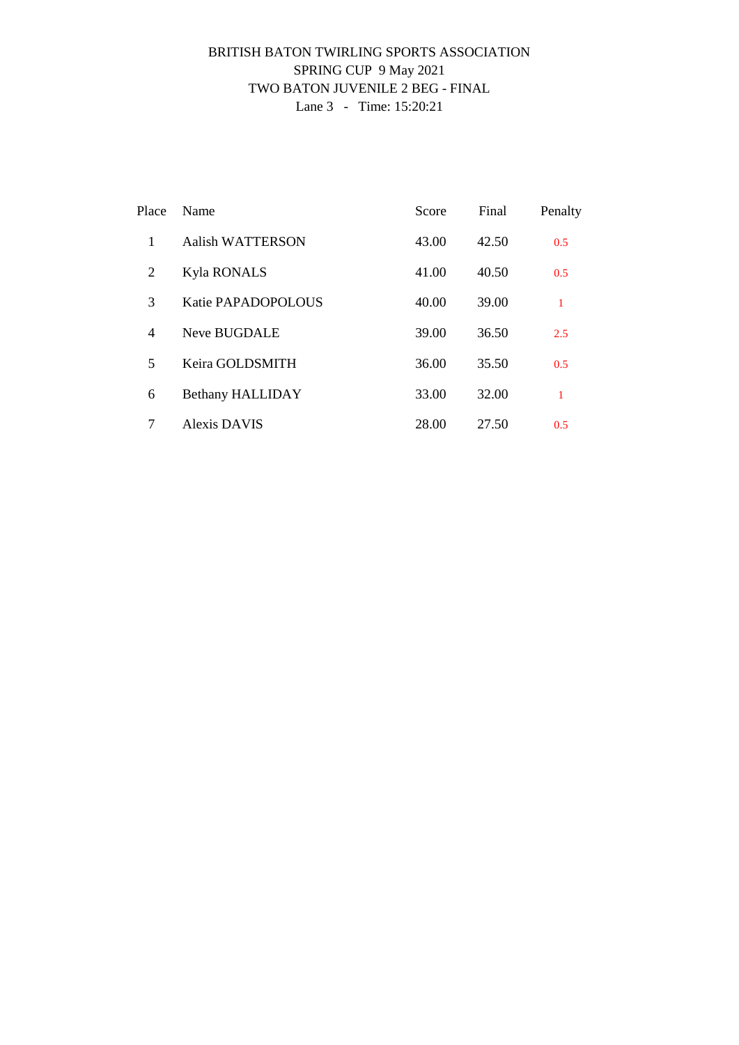BRITISH BATON TWIRLING SPORTS ASSOCIATION
SPRING CUP 9 May 2021
TWO BATON JUVENILE 2 BEG - FINAL
Lane 3 - Time: 15:20:21

| Place | Name | Score | Final | Penalty |
|---|---|---|---|---|
| 1 | Aalish WATTERSON | 43.00 | 42.50 | 0.5 |
| 2 | Kyla RONALS | 41.00 | 40.50 | 0.5 |
| 3 | Katie PAPADOPOLOUS | 40.00 | 39.00 | 1 |
| 4 | Neve BUGDALE | 39.00 | 36.50 | 2.5 |
| 5 | Keira GOLDSMITH | 36.00 | 35.50 | 0.5 |
| 6 | Bethany HALLIDAY | 33.00 | 32.00 | 1 |
| 7 | Alexis DAVIS | 28.00 | 27.50 | 0.5 |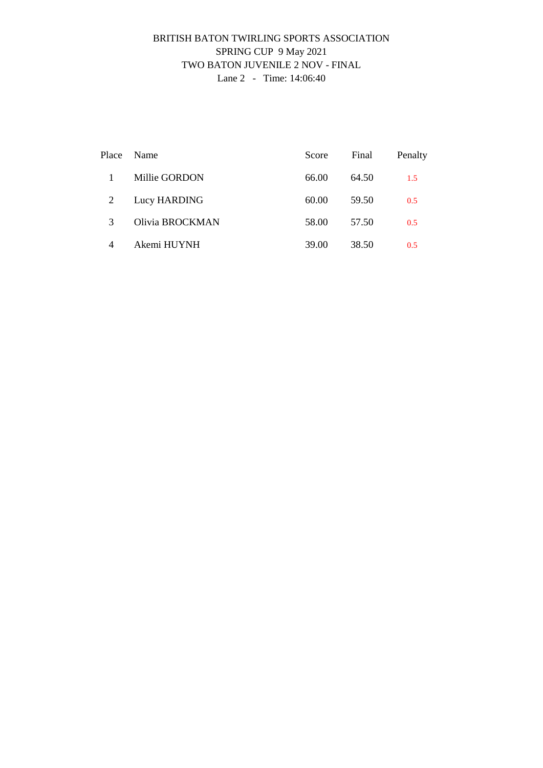BRITISH BATON TWIRLING SPORTS ASSOCIATION
SPRING CUP 9 May 2021
TWO BATON JUVENILE 2 NOV - FINAL
Lane 2 - Time: 14:06:40

| Place | Name | Score | Final | Penalty |
| --- | --- | --- | --- | --- |
| 1 | Millie GORDON | 66.00 | 64.50 | 1.5 |
| 2 | Lucy HARDING | 60.00 | 59.50 | 0.5 |
| 3 | Olivia BROCKMAN | 58.00 | 57.50 | 0.5 |
| 4 | Akemi HUYNH | 39.00 | 38.50 | 0.5 |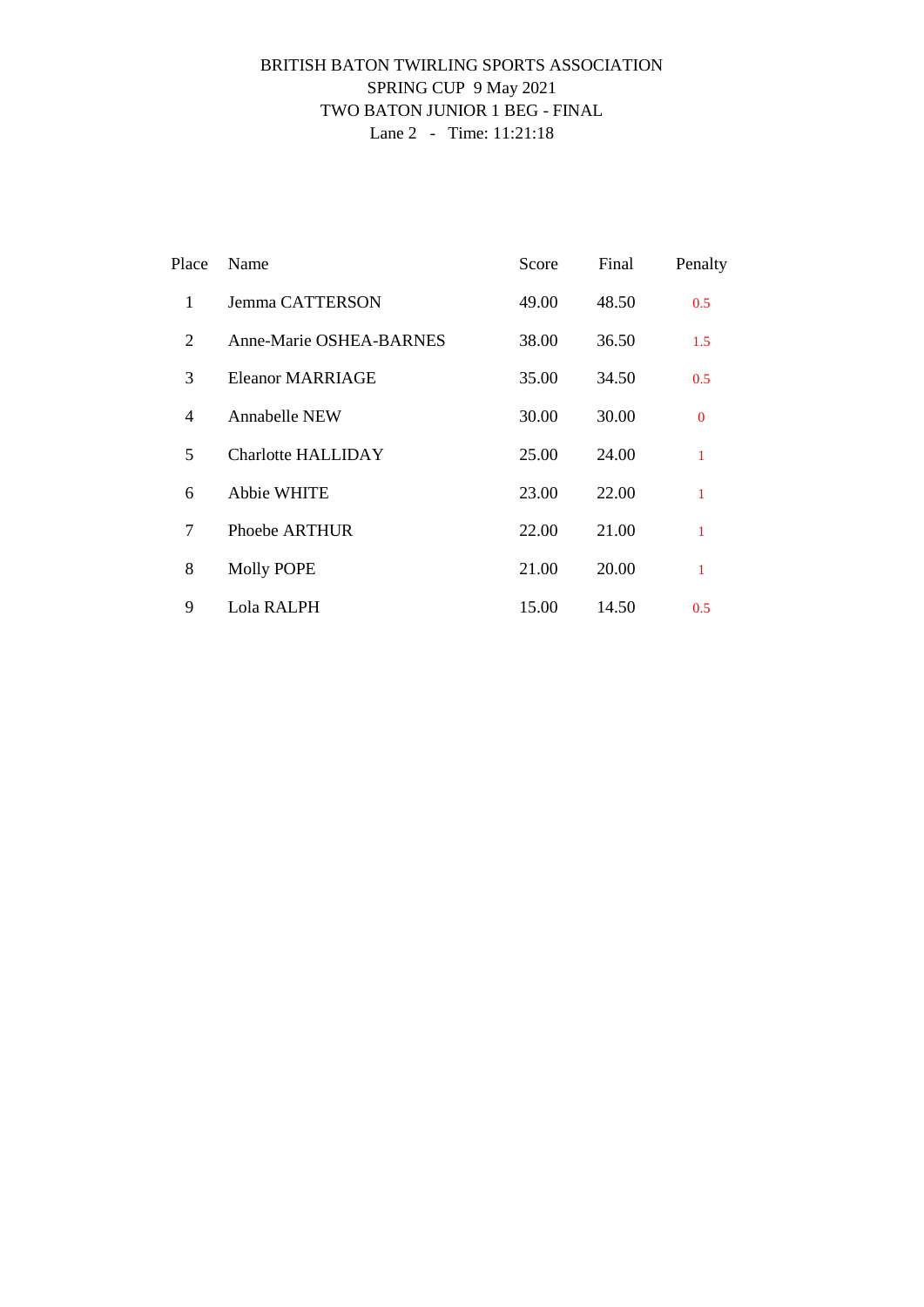BRITISH BATON TWIRLING SPORTS ASSOCIATION
SPRING CUP 9 May 2021
TWO BATON JUNIOR 1 BEG - FINAL
Lane 2 - Time: 11:21:18

| Place | Name | Score | Final | Penalty |
|---|---|---|---|---|
| 1 | Jemma CATTERSON | 49.00 | 48.50 | 0.5 |
| 2 | Anne-Marie OSHEA-BARNES | 38.00 | 36.50 | 1.5 |
| 3 | Eleanor MARRIAGE | 35.00 | 34.50 | 0.5 |
| 4 | Annabelle NEW | 30.00 | 30.00 | 0 |
| 5 | Charlotte HALLIDAY | 25.00 | 24.00 | 1 |
| 6 | Abbie WHITE | 23.00 | 22.00 | 1 |
| 7 | Phoebe ARTHUR | 22.00 | 21.00 | 1 |
| 8 | Molly POPE | 21.00 | 20.00 | 1 |
| 9 | Lola RALPH | 15.00 | 14.50 | 0.5 |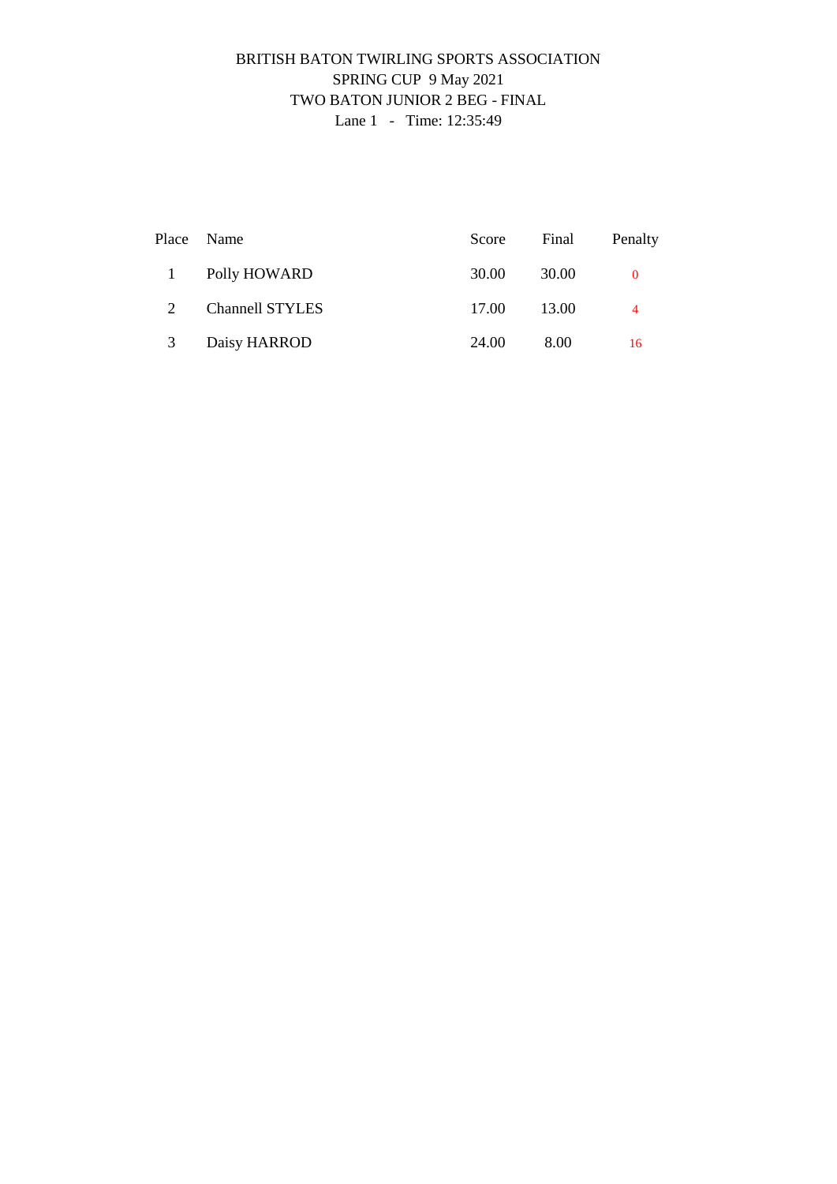BRITISH BATON TWIRLING SPORTS ASSOCIATION

SPRING CUP 9 May 2021

TWO BATON JUNIOR 2 BEG - FINAL

Lane 1 - Time: 12:35:49

| Place | Name | Score | Final | Penalty |
|---|---|---|---|---|
| 1 | Polly HOWARD | 30.00 | 30.00 | 0 |
| 2 | Channell STYLES | 17.00 | 13.00 | 4 |
| 3 | Daisy HARROD | 24.00 | 8.00 | 16 |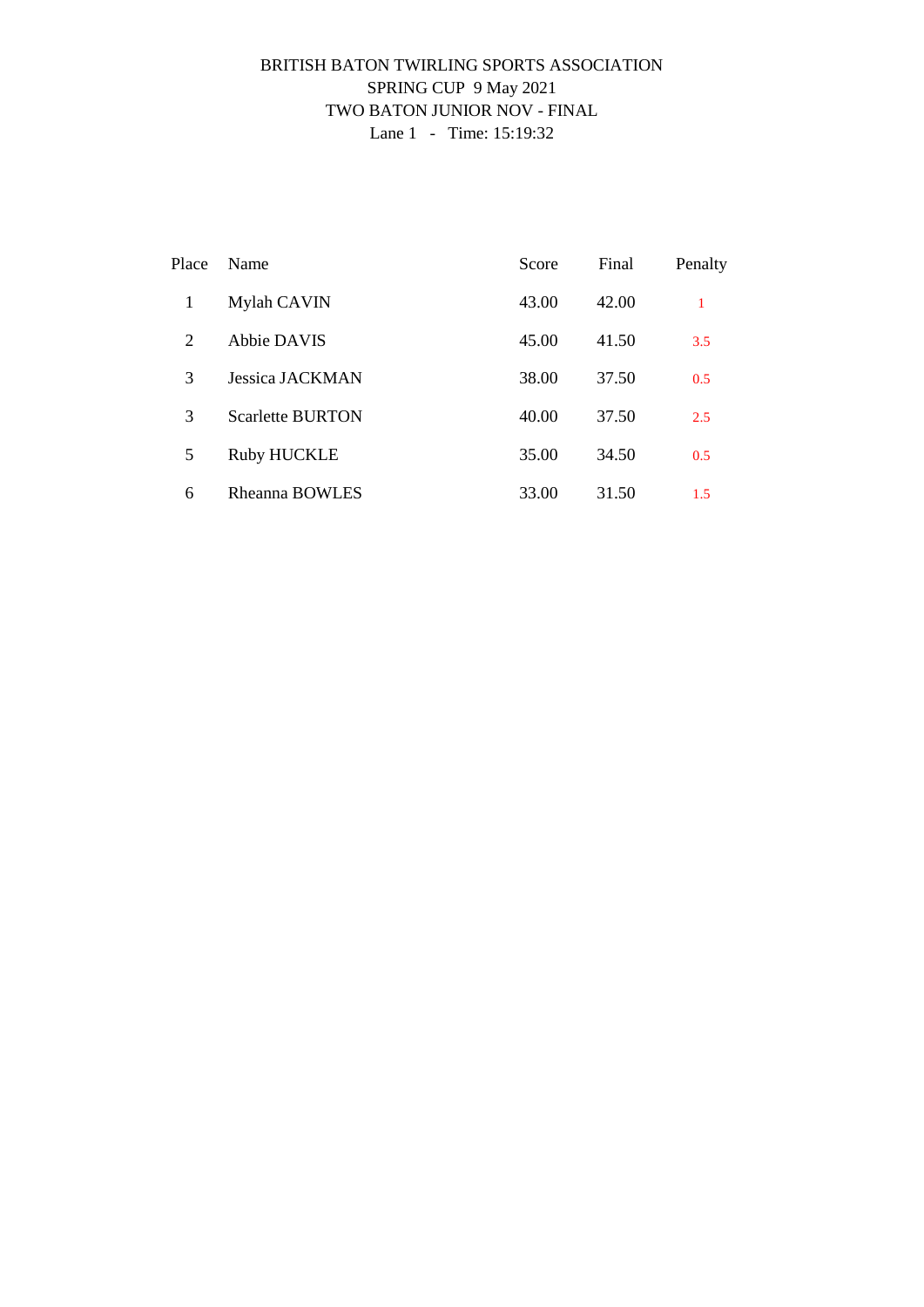BRITISH BATON TWIRLING SPORTS ASSOCIATION
SPRING CUP 9 May 2021
TWO BATON JUNIOR NOV - FINAL
Lane 1 - Time: 15:19:32

| Place | Name | Score | Final | Penalty |
|---|---|---|---|---|
| 1 | Mylah CAVIN | 43.00 | 42.00 | 1 |
| 2 | Abbie DAVIS | 45.00 | 41.50 | 3.5 |
| 3 | Jessica JACKMAN | 38.00 | 37.50 | 0.5 |
| 3 | Scarlette BURTON | 40.00 | 37.50 | 2.5 |
| 5 | Ruby HUCKLE | 35.00 | 34.50 | 0.5 |
| 6 | Rheanna BOWLES | 33.00 | 31.50 | 1.5 |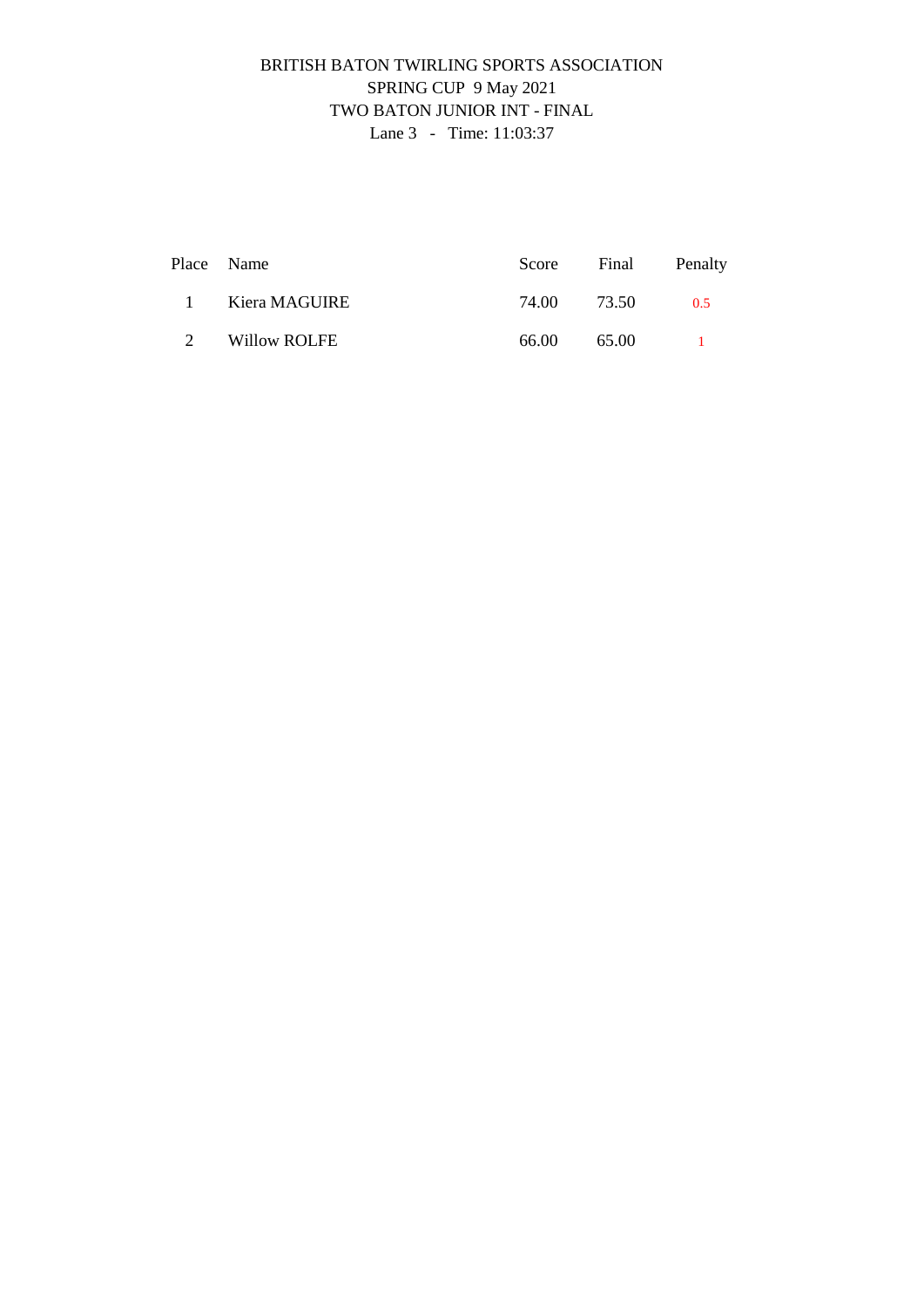BRITISH BATON TWIRLING SPORTS ASSOCIATION

SPRING CUP 9 May 2021

TWO BATON JUNIOR INT - FINAL

Lane 3 - Time: 11:03:37

| Place | Name | Score | Final | Penalty |
|---|---|---|---|---|
| 1 | Kiera MAGUIRE | 74.00 | 73.50 | 0.5 |
| 2 | Willow ROLFE | 66.00 | 65.00 | 1 |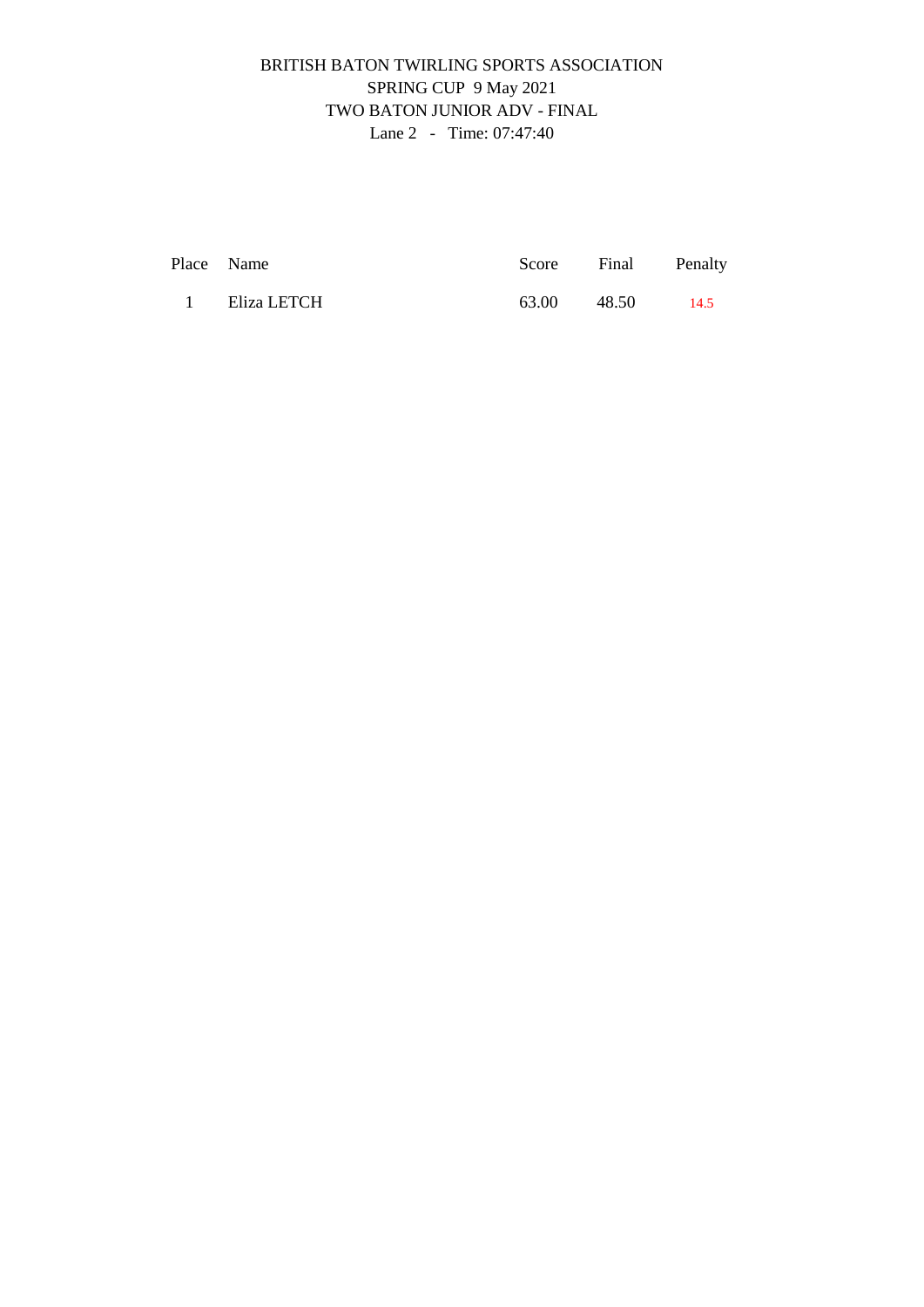BRITISH BATON TWIRLING SPORTS ASSOCIATION
SPRING CUP 9 May 2021
TWO BATON JUNIOR ADV - FINAL
Lane 2 - Time: 07:47:40

| Place | Name | Score | Final | Penalty |
|---|---|---|---|---|
| 1 | Eliza LETCH | 63.00 | 48.50 | 14.5 |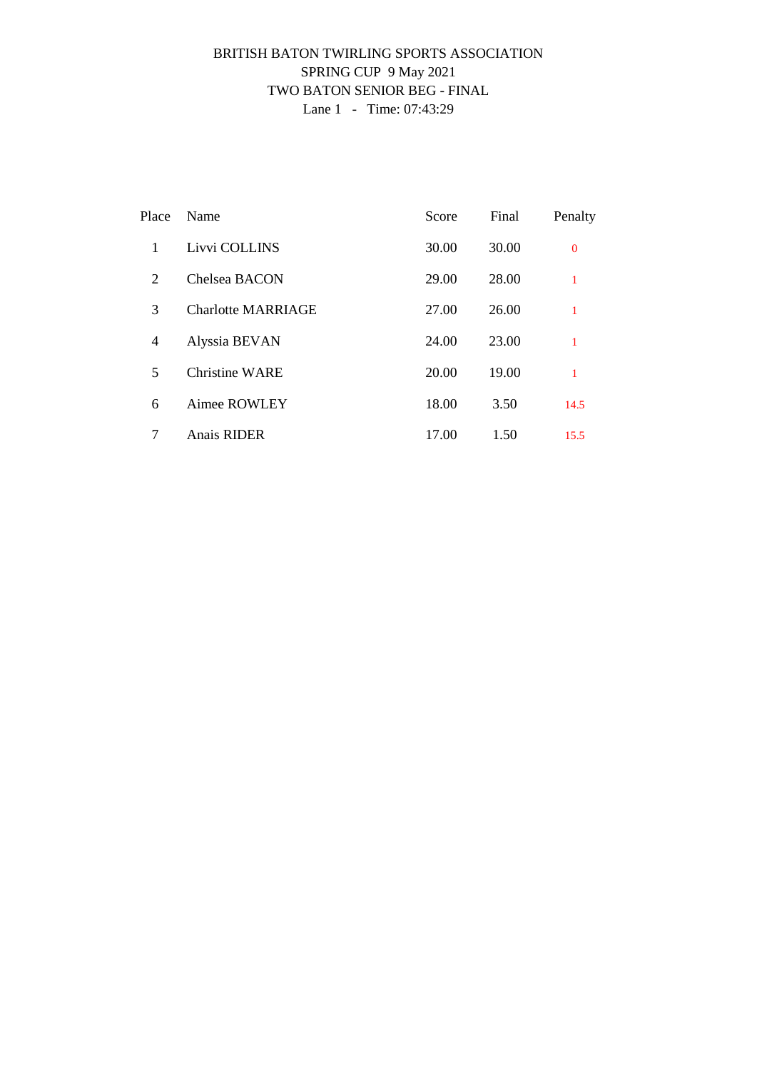BRITISH BATON TWIRLING SPORTS ASSOCIATION
SPRING CUP 9 May 2021
TWO BATON SENIOR BEG - FINAL
Lane 1 - Time: 07:43:29

| Place | Name | Score | Final | Penalty |
|---|---|---|---|---|
| 1 | Livvi COLLINS | 30.00 | 30.00 | 0 |
| 2 | Chelsea BACON | 29.00 | 28.00 | 1 |
| 3 | Charlotte MARRIAGE | 27.00 | 26.00 | 1 |
| 4 | Alyssia BEVAN | 24.00 | 23.00 | 1 |
| 5 | Christine WARE | 20.00 | 19.00 | 1 |
| 6 | Aimee ROWLEY | 18.00 | 3.50 | 14.5 |
| 7 | Anais RIDER | 17.00 | 1.50 | 15.5 |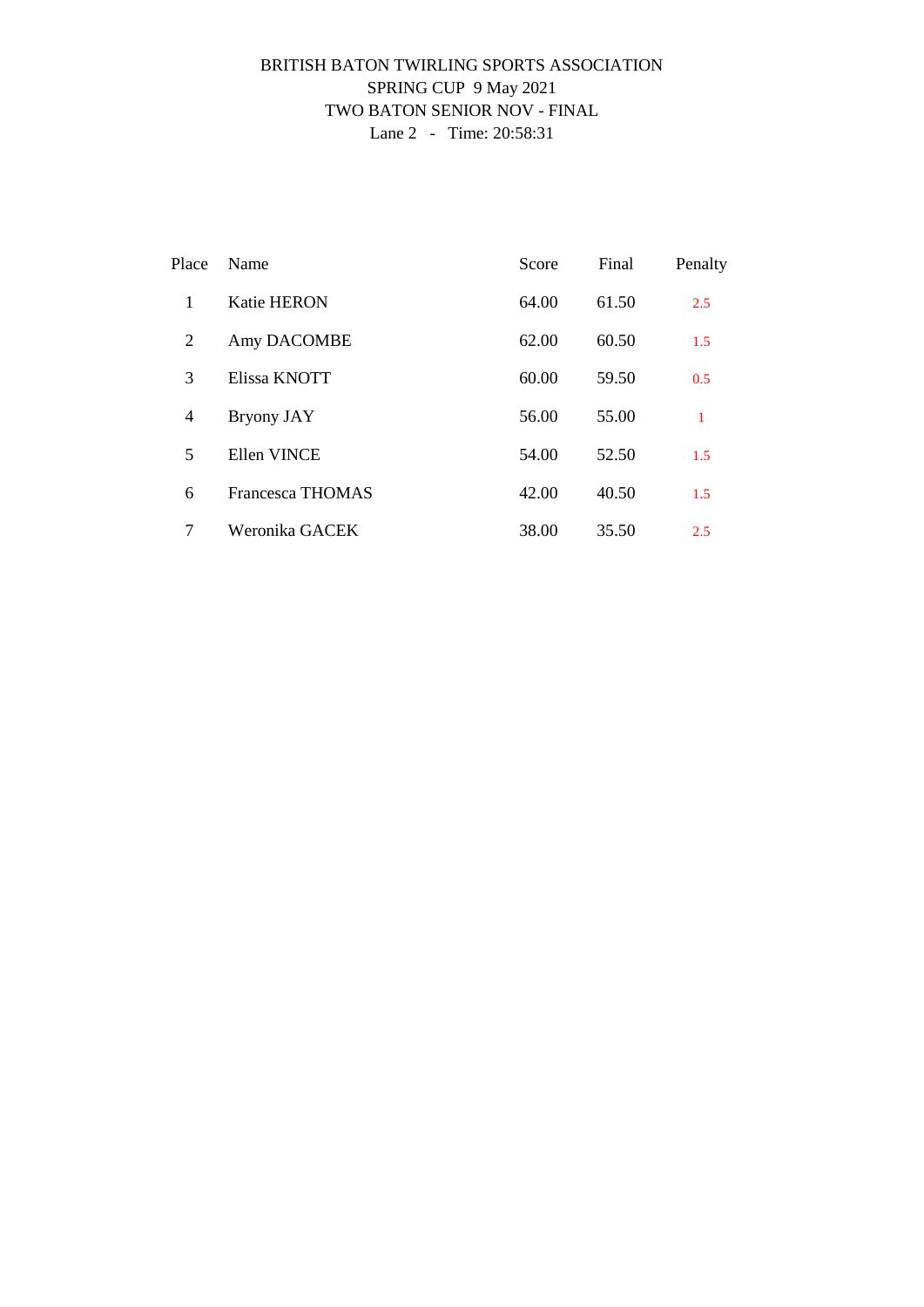BRITISH BATON TWIRLING SPORTS ASSOCIATION
SPRING CUP 9 May 2021
TWO BATON SENIOR NOV - FINAL
Lane 2 - Time: 20:58:31

| Place | Name | Score | Final | Penalty |
|---|---|---|---|---|
| 1 | Katie HERON | 64.00 | 61.50 | 2.5 |
| 2 | Amy DACOMBE | 62.00 | 60.50 | 1.5 |
| 3 | Elissa KNOTT | 60.00 | 59.50 | 0.5 |
| 4 | Bryony JAY | 56.00 | 55.00 | 1 |
| 5 | Ellen VINCE | 54.00 | 52.50 | 1.5 |
| 6 | Francesca THOMAS | 42.00 | 40.50 | 1.5 |
| 7 | Weronika GACEK | 38.00 | 35.50 | 2.5 |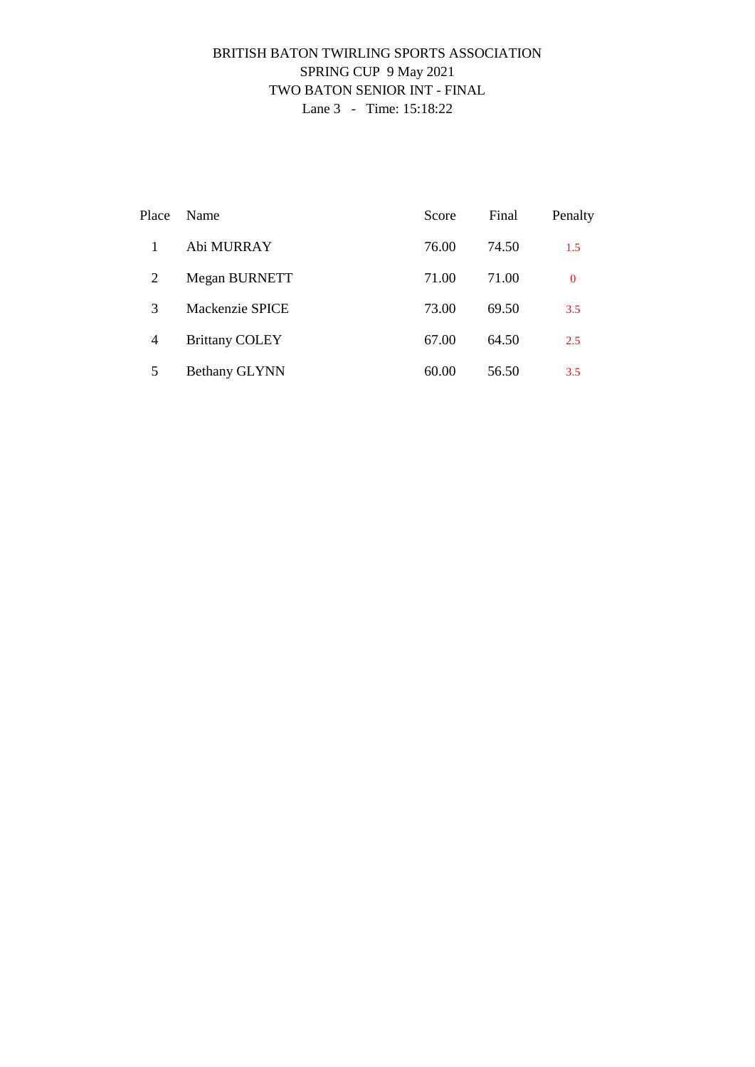BRITISH BATON TWIRLING SPORTS ASSOCIATION
SPRING CUP 9 May 2021
TWO BATON SENIOR INT - FINAL
Lane 3 - Time: 15:18:22

| Place | Name | Score | Final | Penalty |
|---|---|---|---|---|
| 1 | Abi MURRAY | 76.00 | 74.50 | 1.5 |
| 2 | Megan BURNETT | 71.00 | 71.00 | 0 |
| 3 | Mackenzie SPICE | 73.00 | 69.50 | 3.5 |
| 4 | Brittany COLEY | 67.00 | 64.50 | 2.5 |
| 5 | Bethany GLYNN | 60.00 | 56.50 | 3.5 |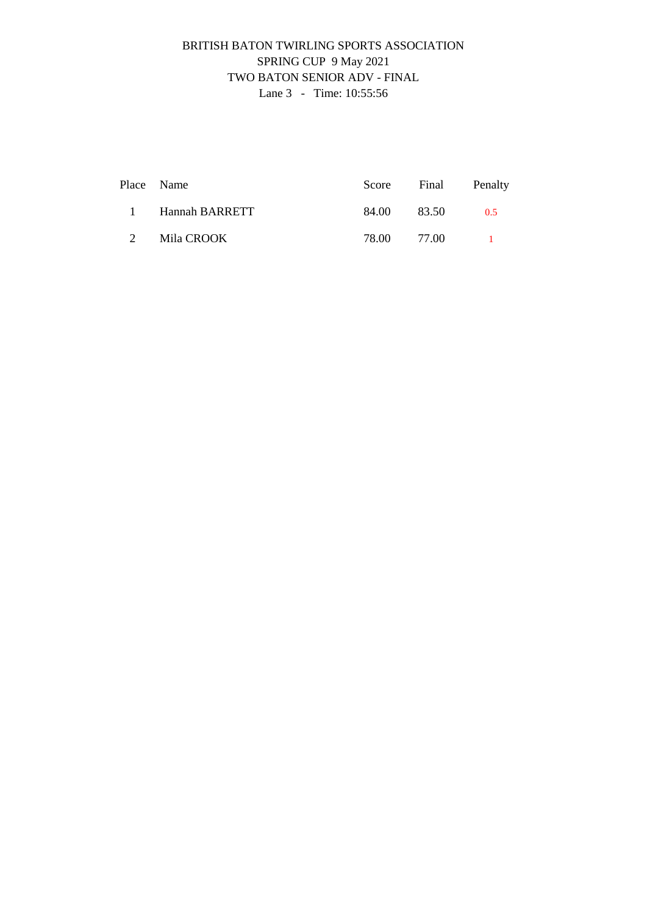BRITISH BATON TWIRLING SPORTS ASSOCIATION

SPRING CUP 9 May 2021

TWO BATON SENIOR ADV - FINAL

Lane 3 - Time: 10:55:56

| Place | Name | Score | Final | Penalty |
|---|---|---|---|---|
| 1 | Hannah BARRETT | 84.00 | 83.50 | 0.5 |
| 2 | Mila CROOK | 78.00 | 77.00 | 1 |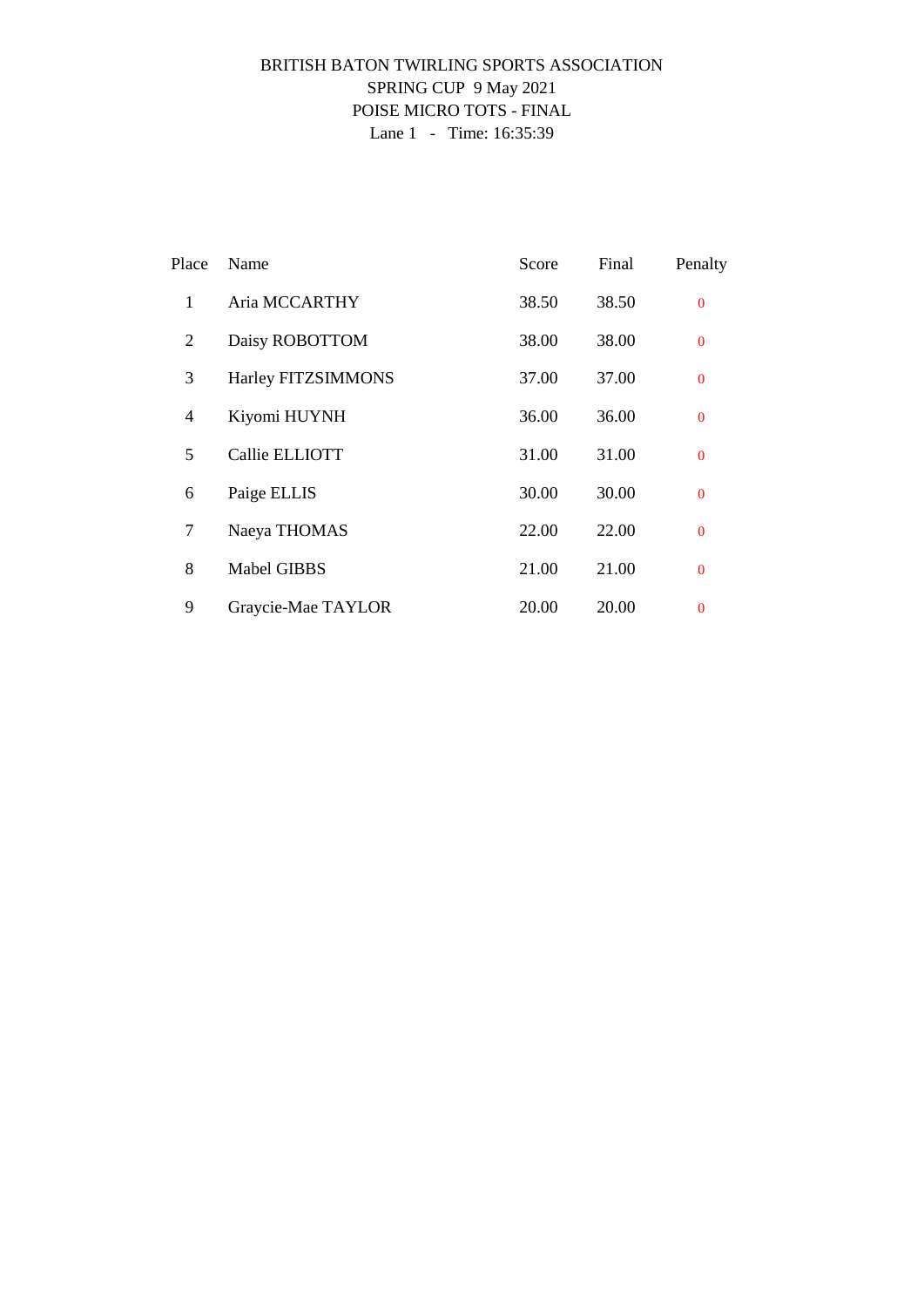BRITISH BATON TWIRLING SPORTS ASSOCIATION
SPRING CUP 9 May 2021
POISE MICRO TOTS - FINAL
Lane 1 - Time: 16:35:39

| Place | Name | Score | Final | Penalty |
|---|---|---|---|---|
| 1 | Aria MCCARTHY | 38.50 | 38.50 | 0 |
| 2 | Daisy ROBOTTOM | 38.00 | 38.00 | 0 |
| 3 | Harley FITZSIMMONS | 37.00 | 37.00 | 0 |
| 4 | Kiyomi HUYNH | 36.00 | 36.00 | 0 |
| 5 | Callie ELLIOTT | 31.00 | 31.00 | 0 |
| 6 | Paige ELLIS | 30.00 | 30.00 | 0 |
| 7 | Naeya THOMAS | 22.00 | 22.00 | 0 |
| 8 | Mabel GIBBS | 21.00 | 21.00 | 0 |
| 9 | Graycie-Mae TAYLOR | 20.00 | 20.00 | 0 |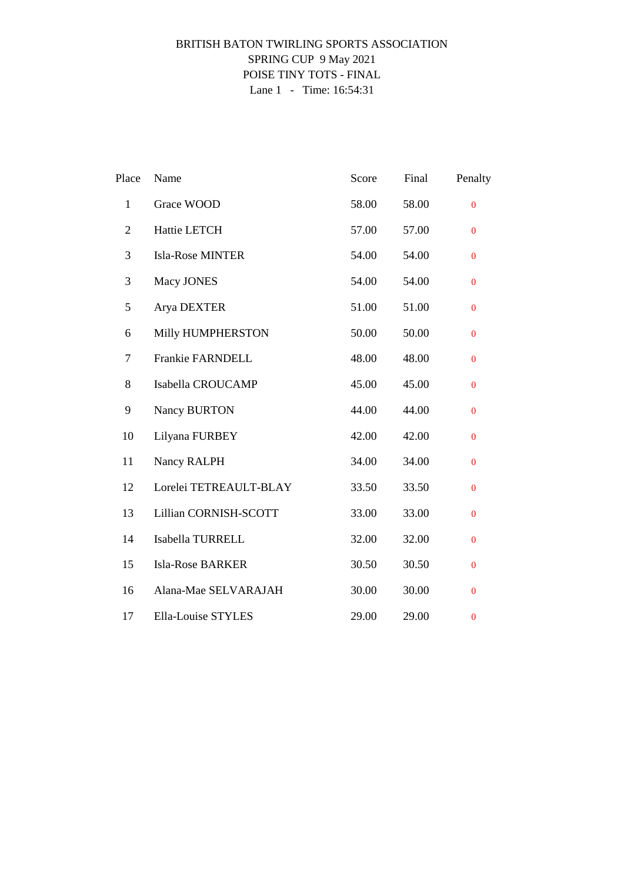BRITISH BATON TWIRLING SPORTS ASSOCIATION

SPRING CUP 9 May 2021

POISE TINY TOTS - FINAL

Lane 1 - Time: 16:54:31

| Place | Name | Score | Final | Penalty |
|---|---|---|---|---|
| 1 | Grace WOOD | 58.00 | 58.00 | 0 |
| 2 | Hattie LETCH | 57.00 | 57.00 | 0 |
| 3 | Isla-Rose MINTER | 54.00 | 54.00 | 0 |
| 3 | Macy JONES | 54.00 | 54.00 | 0 |
| 5 | Arya DEXTER | 51.00 | 51.00 | 0 |
| 6 | Milly HUMPHERSTON | 50.00 | 50.00 | 0 |
| 7 | Frankie FARNDELL | 48.00 | 48.00 | 0 |
| 8 | Isabella CROUCAMP | 45.00 | 45.00 | 0 |
| 9 | Nancy BURTON | 44.00 | 44.00 | 0 |
| 10 | Lilyana FURBEY | 42.00 | 42.00 | 0 |
| 11 | Nancy RALPH | 34.00 | 34.00 | 0 |
| 12 | Lorelei TETREAULT-BLAY | 33.50 | 33.50 | 0 |
| 13 | Lillian CORNISH-SCOTT | 33.00 | 33.00 | 0 |
| 14 | Isabella TURRELL | 32.00 | 32.00 | 0 |
| 15 | Isla-Rose BARKER | 30.50 | 30.50 | 0 |
| 16 | Alana-Mae SELVARAJAH | 30.00 | 30.00 | 0 |
| 17 | Ella-Louise STYLES | 29.00 | 29.00 | 0 |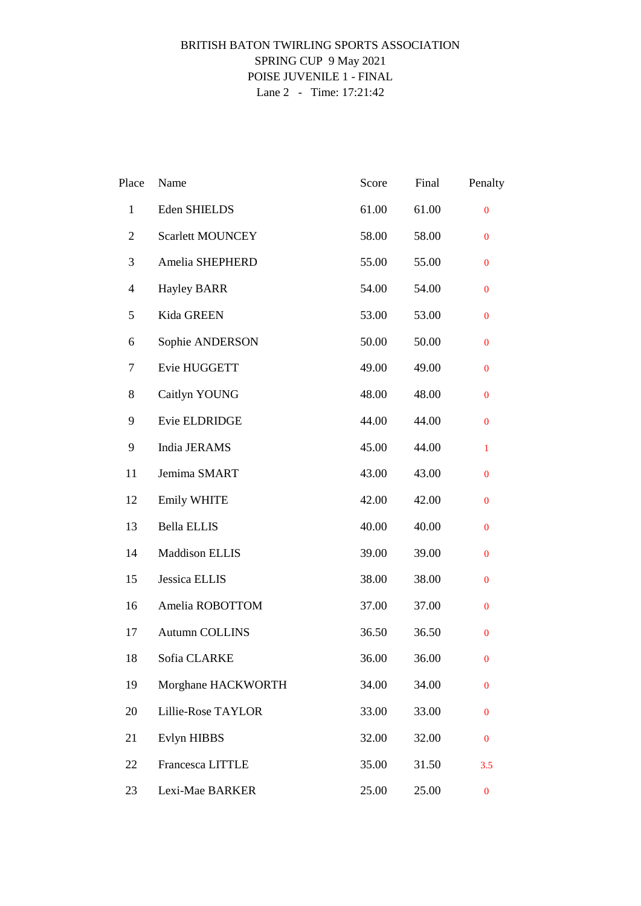BRITISH BATON TWIRLING SPORTS ASSOCIATION
SPRING CUP 9 May 2021
POISE JUVENILE 1 - FINAL
Lane 2 - Time: 17:21:42

| Place | Name | Score | Final | Penalty |
|---|---|---|---|---|
| 1 | Eden SHIELDS | 61.00 | 61.00 | 0 |
| 2 | Scarlett MOUNCEY | 58.00 | 58.00 | 0 |
| 3 | Amelia SHEPHERD | 55.00 | 55.00 | 0 |
| 4 | Hayley BARR | 54.00 | 54.00 | 0 |
| 5 | Kida GREEN | 53.00 | 53.00 | 0 |
| 6 | Sophie ANDERSON | 50.00 | 50.00 | 0 |
| 7 | Evie HUGGETT | 49.00 | 49.00 | 0 |
| 8 | Caitlyn YOUNG | 48.00 | 48.00 | 0 |
| 9 | Evie ELDRIDGE | 44.00 | 44.00 | 0 |
| 9 | India JERAMS | 45.00 | 44.00 | 1 |
| 11 | Jemima SMART | 43.00 | 43.00 | 0 |
| 12 | Emily WHITE | 42.00 | 42.00 | 0 |
| 13 | Bella ELLIS | 40.00 | 40.00 | 0 |
| 14 | Maddison ELLIS | 39.00 | 39.00 | 0 |
| 15 | Jessica ELLIS | 38.00 | 38.00 | 0 |
| 16 | Amelia ROBOTTOM | 37.00 | 37.00 | 0 |
| 17 | Autumn COLLINS | 36.50 | 36.50 | 0 |
| 18 | Sofia CLARKE | 36.00 | 36.00 | 0 |
| 19 | Morghane HACKWORTH | 34.00 | 34.00 | 0 |
| 20 | Lillie-Rose TAYLOR | 33.00 | 33.00 | 0 |
| 21 | Evlyn HIBBS | 32.00 | 32.00 | 0 |
| 22 | Francesca LITTLE | 35.00 | 31.50 | 3.5 |
| 23 | Lexi-Mae BARKER | 25.00 | 25.00 | 0 |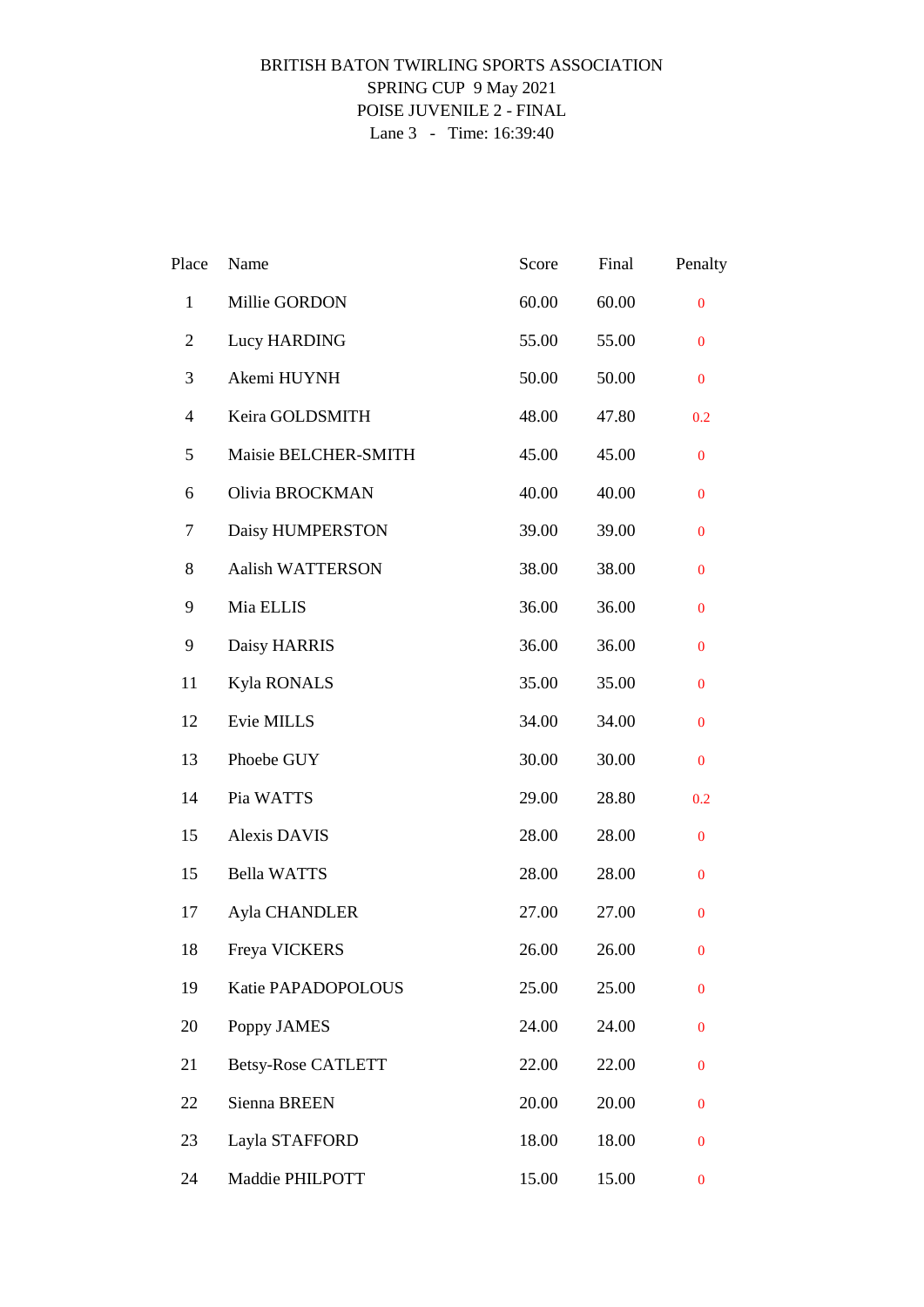BRITISH BATON TWIRLING SPORTS ASSOCIATION

SPRING CUP 9 May 2021

POISE JUVENILE 2 - FINAL

Lane 3 - Time: 16:39:40

| Place | Name | Score | Final | Penalty |
|---|---|---|---|---|
| 1 | Millie GORDON | 60.00 | 60.00 | 0 |
| 2 | Lucy HARDING | 55.00 | 55.00 | 0 |
| 3 | Akemi HUYNH | 50.00 | 50.00 | 0 |
| 4 | Keira GOLDSMITH | 48.00 | 47.80 | 0.2 |
| 5 | Maisie BELCHER-SMITH | 45.00 | 45.00 | 0 |
| 6 | Olivia BROCKMAN | 40.00 | 40.00 | 0 |
| 7 | Daisy HUMPERSTON | 39.00 | 39.00 | 0 |
| 8 | Aalish WATTERSON | 38.00 | 38.00 | 0 |
| 9 | Mia ELLIS | 36.00 | 36.00 | 0 |
| 9 | Daisy HARRIS | 36.00 | 36.00 | 0 |
| 11 | Kyla RONALS | 35.00 | 35.00 | 0 |
| 12 | Evie MILLS | 34.00 | 34.00 | 0 |
| 13 | Phoebe GUY | 30.00 | 30.00 | 0 |
| 14 | Pia WATTS | 29.00 | 28.80 | 0.2 |
| 15 | Alexis DAVIS | 28.00 | 28.00 | 0 |
| 15 | Bella WATTS | 28.00 | 28.00 | 0 |
| 17 | Ayla CHANDLER | 27.00 | 27.00 | 0 |
| 18 | Freya VICKERS | 26.00 | 26.00 | 0 |
| 19 | Katie PAPADOPOLOUS | 25.00 | 25.00 | 0 |
| 20 | Poppy JAMES | 24.00 | 24.00 | 0 |
| 21 | Betsy-Rose CATLETT | 22.00 | 22.00 | 0 |
| 22 | Sienna BREEN | 20.00 | 20.00 | 0 |
| 23 | Layla STAFFORD | 18.00 | 18.00 | 0 |
| 24 | Maddie PHILPOTT | 15.00 | 15.00 | 0 |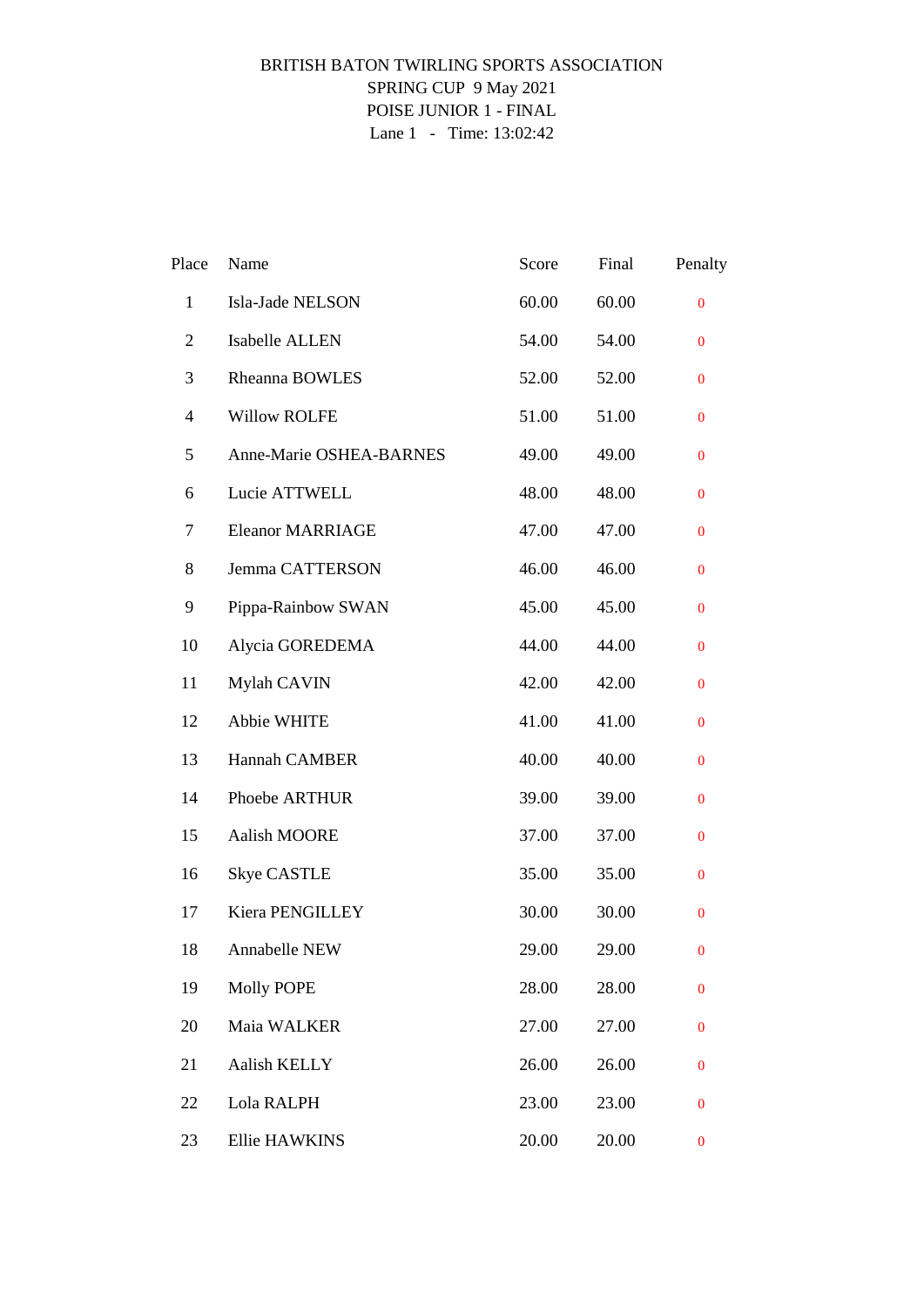BRITISH BATON TWIRLING SPORTS ASSOCIATION

SPRING CUP 9 May 2021

POISE JUNIOR 1 - FINAL

Lane 1 - Time: 13:02:42

| Place | Name | Score | Final | Penalty |
|---|---|---|---|---|
| 1 | Isla-Jade NELSON | 60.00 | 60.00 | 0 |
| 2 | Isabelle ALLEN | 54.00 | 54.00 | 0 |
| 3 | Rheanna BOWLES | 52.00 | 52.00 | 0 |
| 4 | Willow ROLFE | 51.00 | 51.00 | 0 |
| 5 | Anne-Marie OSHEA-BARNES | 49.00 | 49.00 | 0 |
| 6 | Lucie ATTWELL | 48.00 | 48.00 | 0 |
| 7 | Eleanor MARRIAGE | 47.00 | 47.00 | 0 |
| 8 | Jemma CATTERSON | 46.00 | 46.00 | 0 |
| 9 | Pippa-Rainbow SWAN | 45.00 | 45.00 | 0 |
| 10 | Alycia GOREDEMA | 44.00 | 44.00 | 0 |
| 11 | Mylah CAVIN | 42.00 | 42.00 | 0 |
| 12 | Abbie WHITE | 41.00 | 41.00 | 0 |
| 13 | Hannah CAMBER | 40.00 | 40.00 | 0 |
| 14 | Phoebe ARTHUR | 39.00 | 39.00 | 0 |
| 15 | Aalish MOORE | 37.00 | 37.00 | 0 |
| 16 | Skye CASTLE | 35.00 | 35.00 | 0 |
| 17 | Kiera PENGILLEY | 30.00 | 30.00 | 0 |
| 18 | Annabelle NEW | 29.00 | 29.00 | 0 |
| 19 | Molly POPE | 28.00 | 28.00 | 0 |
| 20 | Maia WALKER | 27.00 | 27.00 | 0 |
| 21 | Aalish KELLY | 26.00 | 26.00 | 0 |
| 22 | Lola RALPH | 23.00 | 23.00 | 0 |
| 23 | Ellie HAWKINS | 20.00 | 20.00 | 0 |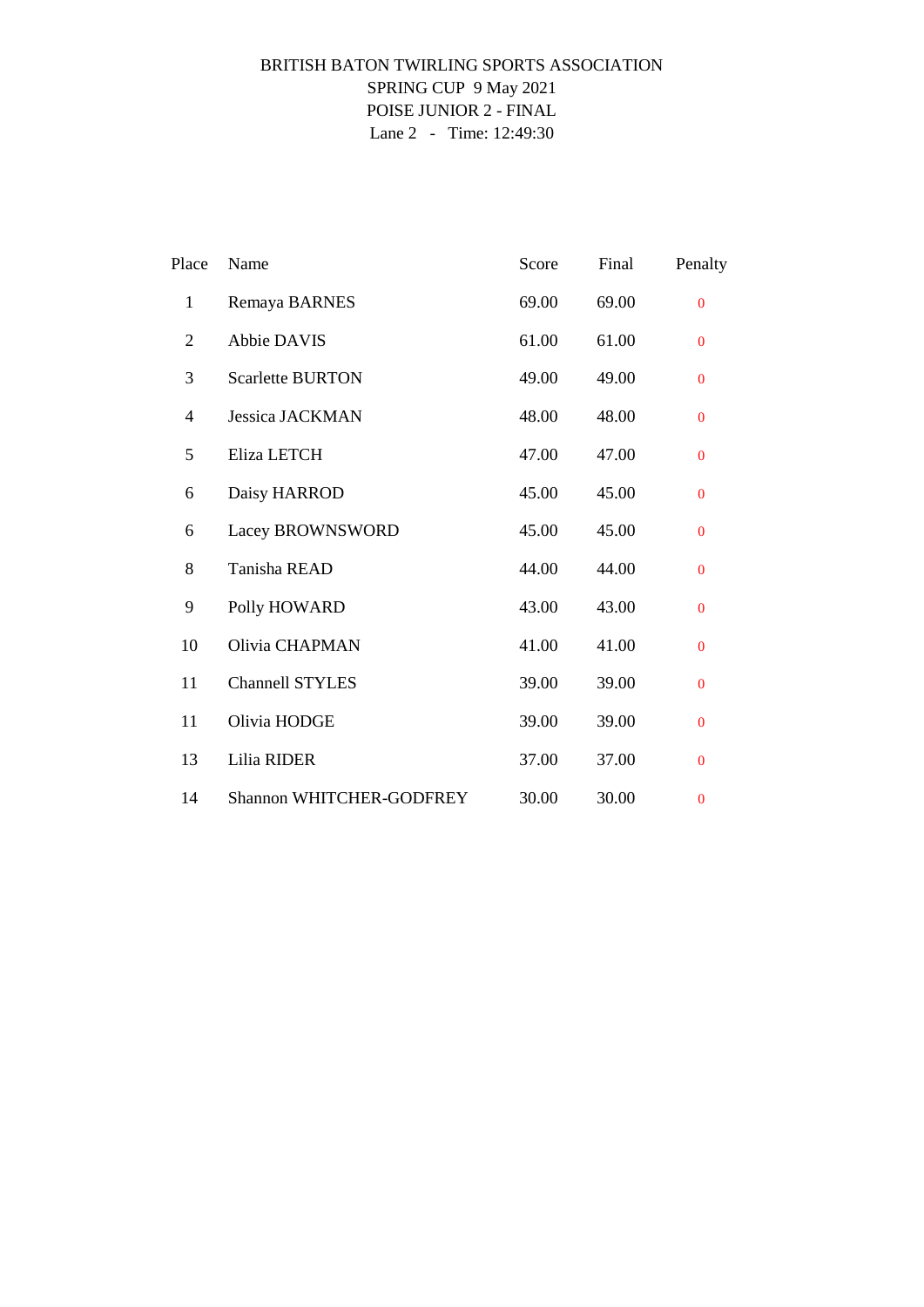BRITISH BATON TWIRLING SPORTS ASSOCIATION

SPRING CUP 9 May 2021

POISE JUNIOR 2 - FINAL

Lane 2 - Time: 12:49:30

| Place | Name | Score | Final | Penalty |
|---|---|---|---|---|
| 1 | Remaya BARNES | 69.00 | 69.00 | 0 |
| 2 | Abbie DAVIS | 61.00 | 61.00 | 0 |
| 3 | Scarlette BURTON | 49.00 | 49.00 | 0 |
| 4 | Jessica JACKMAN | 48.00 | 48.00 | 0 |
| 5 | Eliza LETCH | 47.00 | 47.00 | 0 |
| 6 | Daisy HARROD | 45.00 | 45.00 | 0 |
| 6 | Lacey BROWNSWORD | 45.00 | 45.00 | 0 |
| 8 | Tanisha READ | 44.00 | 44.00 | 0 |
| 9 | Polly HOWARD | 43.00 | 43.00 | 0 |
| 10 | Olivia CHAPMAN | 41.00 | 41.00 | 0 |
| 11 | Channell STYLES | 39.00 | 39.00 | 0 |
| 11 | Olivia HODGE | 39.00 | 39.00 | 0 |
| 13 | Lilia RIDER | 37.00 | 37.00 | 0 |
| 14 | Shannon WHITCHER-GODFREY | 30.00 | 30.00 | 0 |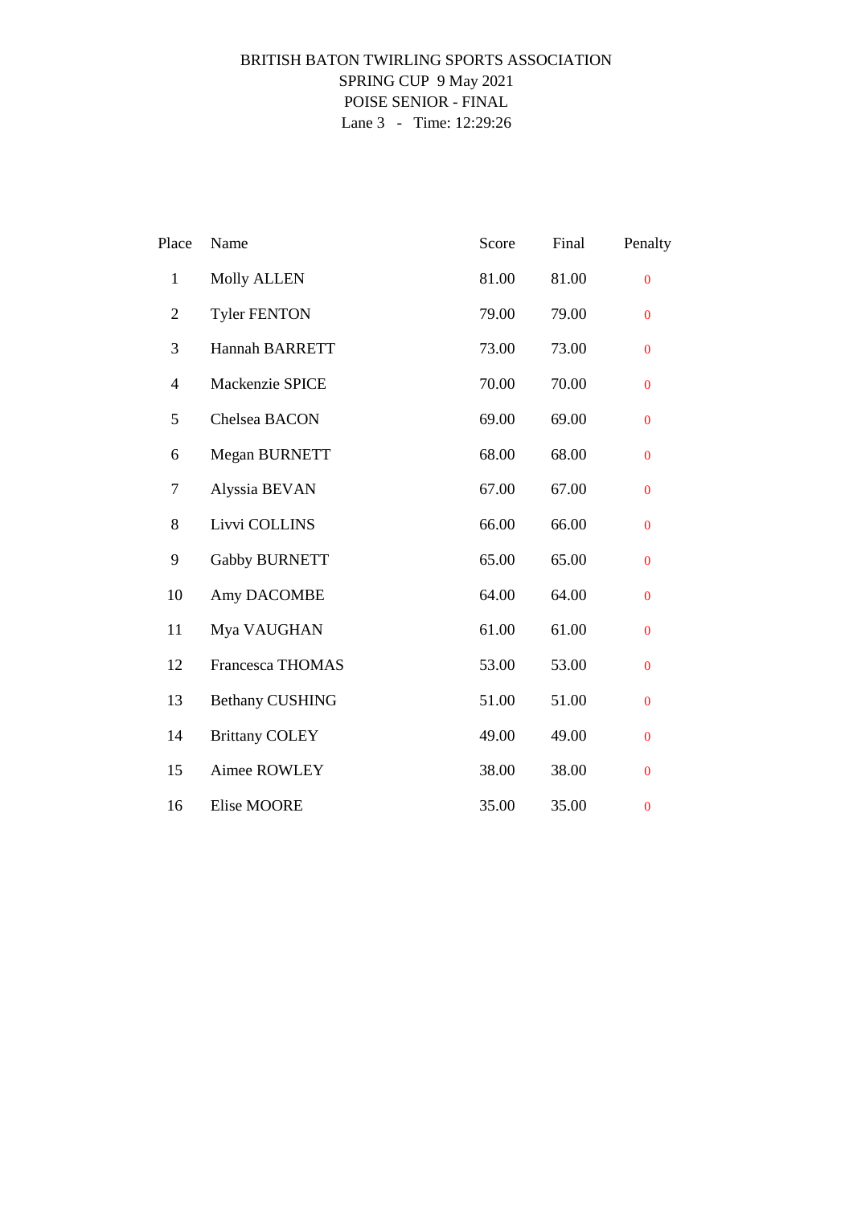BRITISH BATON TWIRLING SPORTS ASSOCIATION

SPRING CUP 9 May 2021

POISE SENIOR - FINAL

Lane 3 - Time: 12:29:26

| Place | Name | Score | Final | Penalty |
|---|---|---|---|---|
| 1 | Molly ALLEN | 81.00 | 81.00 | 0 |
| 2 | Tyler FENTON | 79.00 | 79.00 | 0 |
| 3 | Hannah BARRETT | 73.00 | 73.00 | 0 |
| 4 | Mackenzie SPICE | 70.00 | 70.00 | 0 |
| 5 | Chelsea BACON | 69.00 | 69.00 | 0 |
| 6 | Megan BURNETT | 68.00 | 68.00 | 0 |
| 7 | Alyssia BEVAN | 67.00 | 67.00 | 0 |
| 8 | Livvi COLLINS | 66.00 | 66.00 | 0 |
| 9 | Gabby BURNETT | 65.00 | 65.00 | 0 |
| 10 | Amy DACOMBE | 64.00 | 64.00 | 0 |
| 11 | Mya VAUGHAN | 61.00 | 61.00 | 0 |
| 12 | Francesca THOMAS | 53.00 | 53.00 | 0 |
| 13 | Bethany CUSHING | 51.00 | 51.00 | 0 |
| 14 | Brittany COLEY | 49.00 | 49.00 | 0 |
| 15 | Aimee ROWLEY | 38.00 | 38.00 | 0 |
| 16 | Elise MOORE | 35.00 | 35.00 | 0 |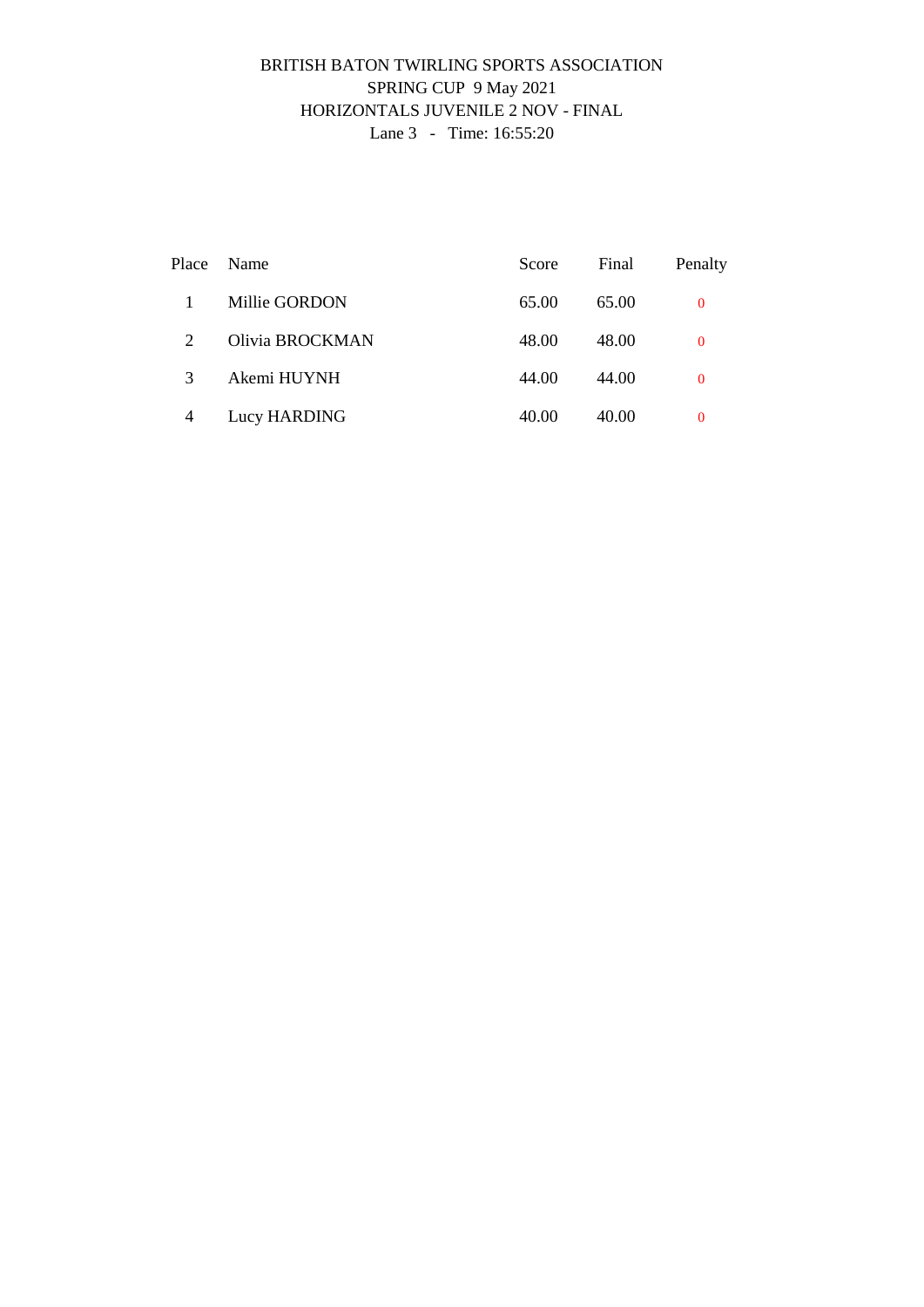BRITISH BATON TWIRLING SPORTS ASSOCIATION

SPRING CUP 9 May 2021

HORIZONTALS JUVENILE 2 NOV - FINAL

Lane 3 - Time: 16:55:20

| Place | Name | Score | Final | Penalty |
|---|---|---|---|---|
| 1 | Millie GORDON | 65.00 | 65.00 | 0 |
| 2 | Olivia BROCKMAN | 48.00 | 48.00 | 0 |
| 3 | Akemi HUYNH | 44.00 | 44.00 | 0 |
| 4 | Lucy HARDING | 40.00 | 40.00 | 0 |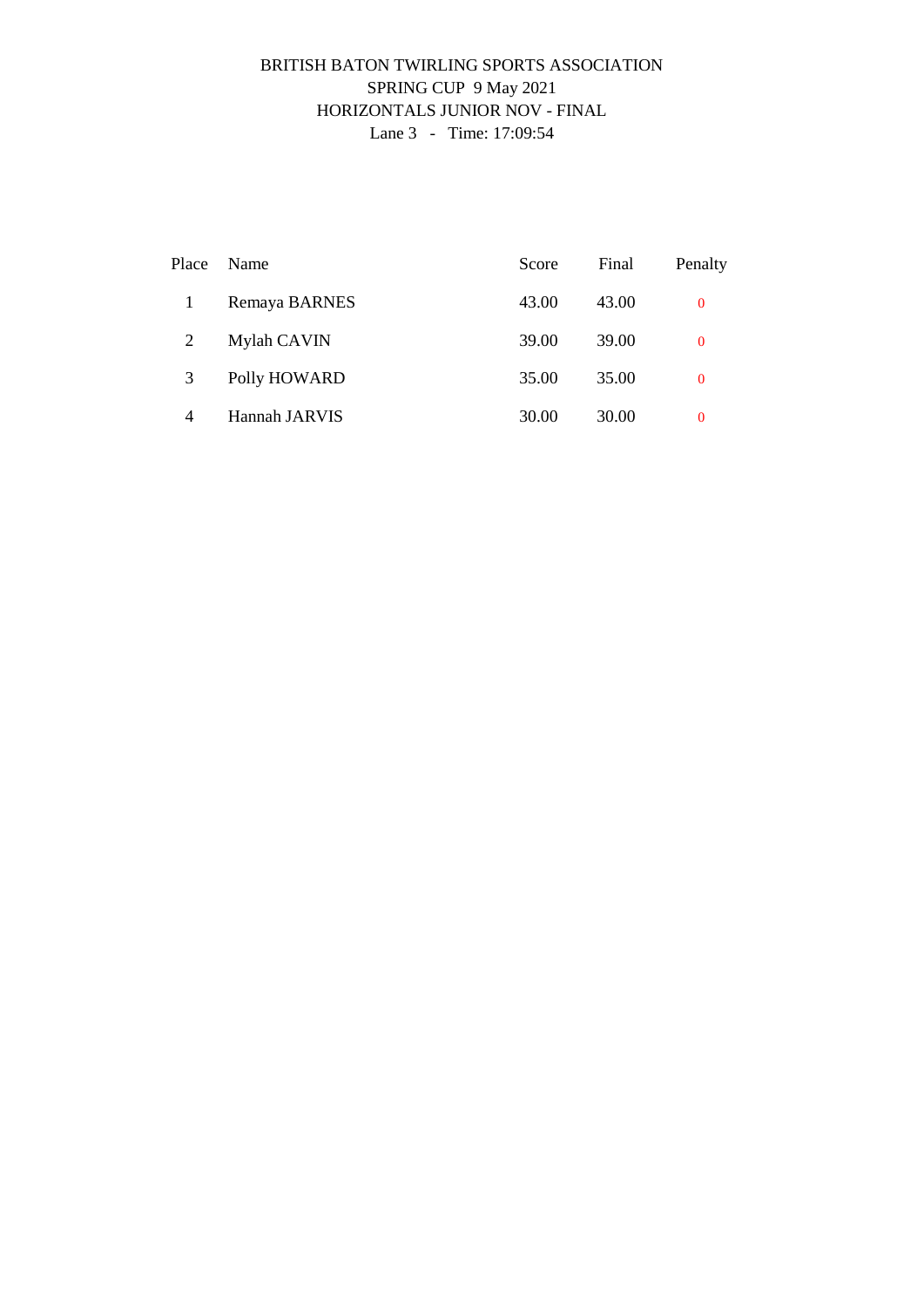BRITISH BATON TWIRLING SPORTS ASSOCIATION
SPRING CUP 9 May 2021
HORIZONTALS JUNIOR NOV - FINAL
Lane 3 - Time: 17:09:54

| Place | Name | Score | Final | Penalty |
|---|---|---|---|---|
| 1 | Remaya BARNES | 43.00 | 43.00 | 0 |
| 2 | Mylah CAVIN | 39.00 | 39.00 | 0 |
| 3 | Polly HOWARD | 35.00 | 35.00 | 0 |
| 4 | Hannah JARVIS | 30.00 | 30.00 | 0 |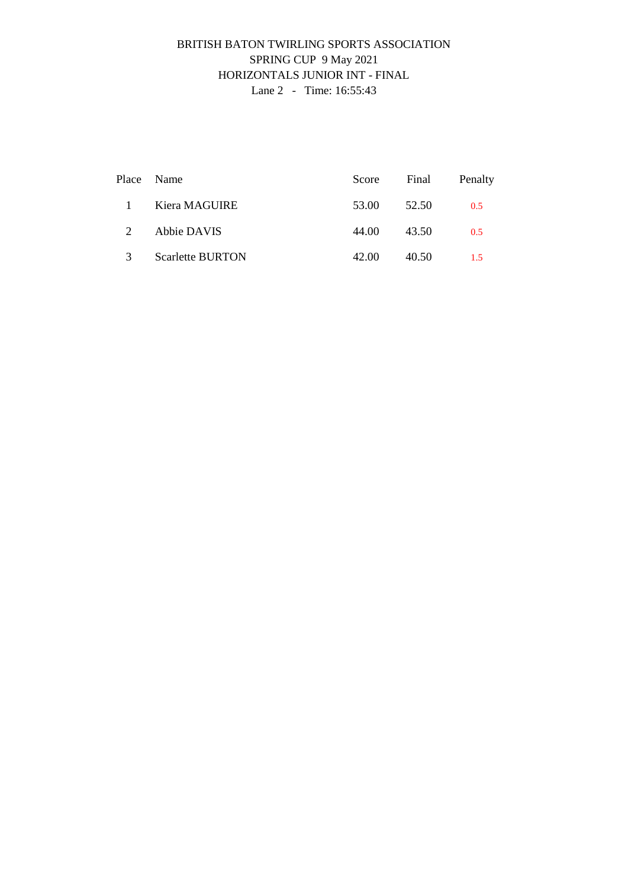BRITISH BATON TWIRLING SPORTS ASSOCIATION
SPRING CUP 9 May 2021
HORIZONTALS JUNIOR INT - FINAL
Lane 2 - Time: 16:55:43

| Place | Name | Score | Final | Penalty |
|---|---|---|---|---|
| 1 | Kiera MAGUIRE | 53.00 | 52.50 | 0.5 |
| 2 | Abbie DAVIS | 44.00 | 43.50 | 0.5 |
| 3 | Scarlette BURTON | 42.00 | 40.50 | 1.5 |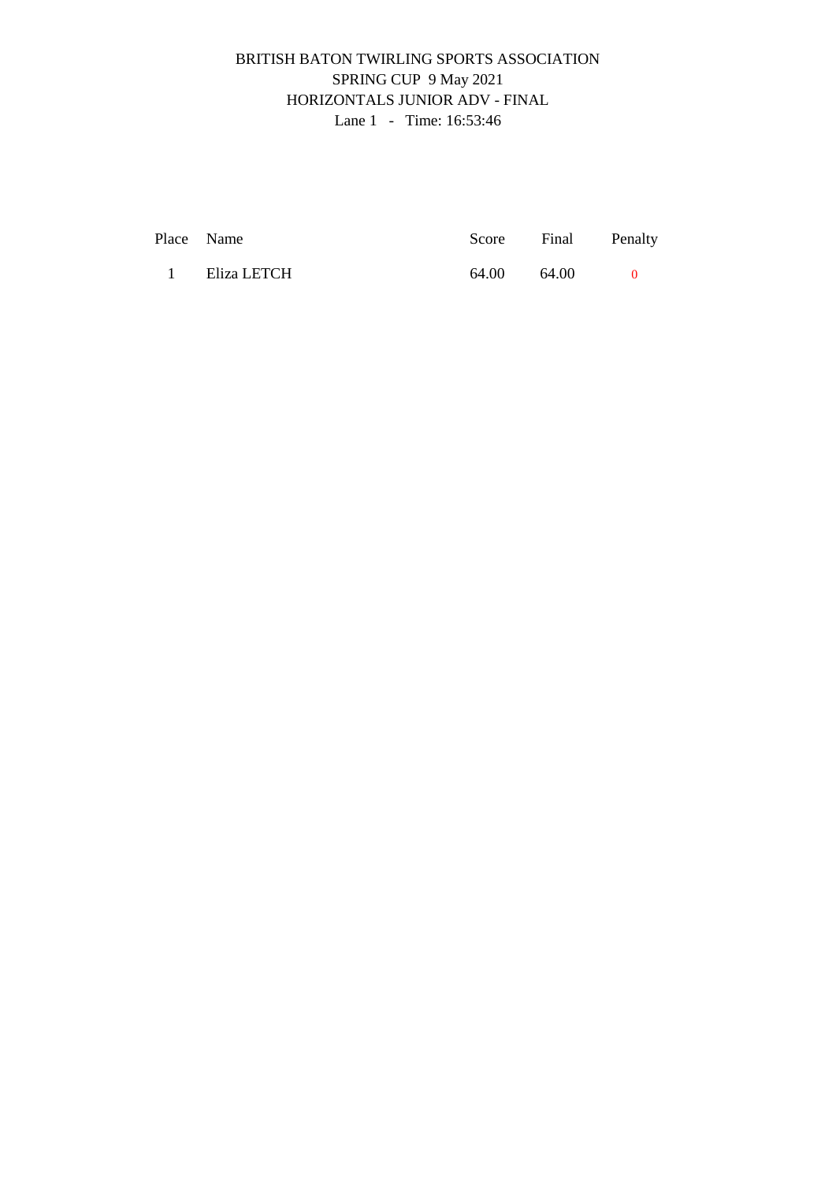BRITISH BATON TWIRLING SPORTS ASSOCIATION

SPRING CUP 9 May 2021

HORIZONTALS JUNIOR ADV - FINAL

Lane 1 - Time: 16:53:46

| Place | Name | Score | Final | Penalty |
| --- | --- | --- | --- | --- |
| 1 | Eliza LETCH | 64.00 | 64.00 | 0 |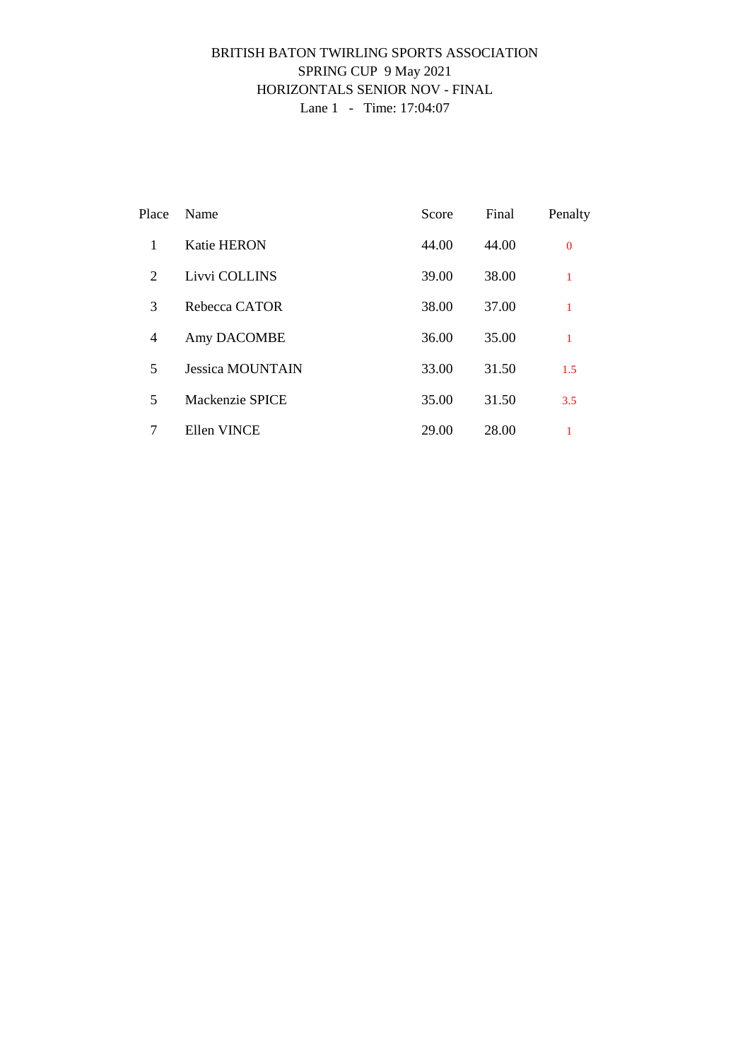BRITISH BATON TWIRLING SPORTS ASSOCIATION

SPRING CUP 9 May 2021

HORIZONTALS SENIOR NOV - FINAL

Lane 1 - Time: 17:04:07

| Place | Name | Score | Final | Penalty |
|---|---|---|---|---|
| 1 | Katie HERON | 44.00 | 44.00 | 0 |
| 2 | Livvi COLLINS | 39.00 | 38.00 | 1 |
| 3 | Rebecca CATOR | 38.00 | 37.00 | 1 |
| 4 | Amy DACOMBE | 36.00 | 35.00 | 1 |
| 5 | Jessica MOUNTAIN | 33.00 | 31.50 | 1.5 |
| 5 | Mackenzie SPICE | 35.00 | 31.50 | 3.5 |
| 7 | Ellen VINCE | 29.00 | 28.00 | 1 |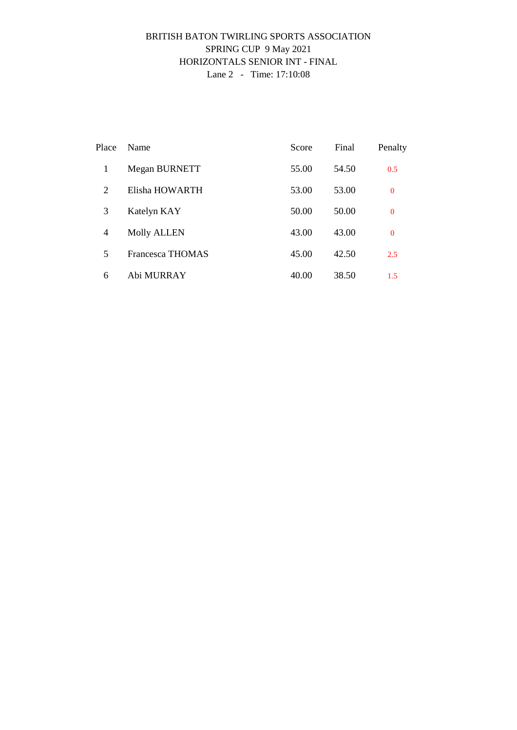BRITISH BATON TWIRLING SPORTS ASSOCIATION

SPRING CUP 9 May 2021

HORIZONTALS SENIOR INT - FINAL

Lane 2 - Time: 17:10:08

| Place | Name | Score | Final | Penalty |
|---|---|---|---|---|
| 1 | Megan BURNETT | 55.00 | 54.50 | 0.5 |
| 2 | Elisha HOWARTH | 53.00 | 53.00 | 0 |
| 3 | Katelyn KAY | 50.00 | 50.00 | 0 |
| 4 | Molly ALLEN | 43.00 | 43.00 | 0 |
| 5 | Francesca THOMAS | 45.00 | 42.50 | 2.5 |
| 6 | Abi MURRAY | 40.00 | 38.50 | 1.5 |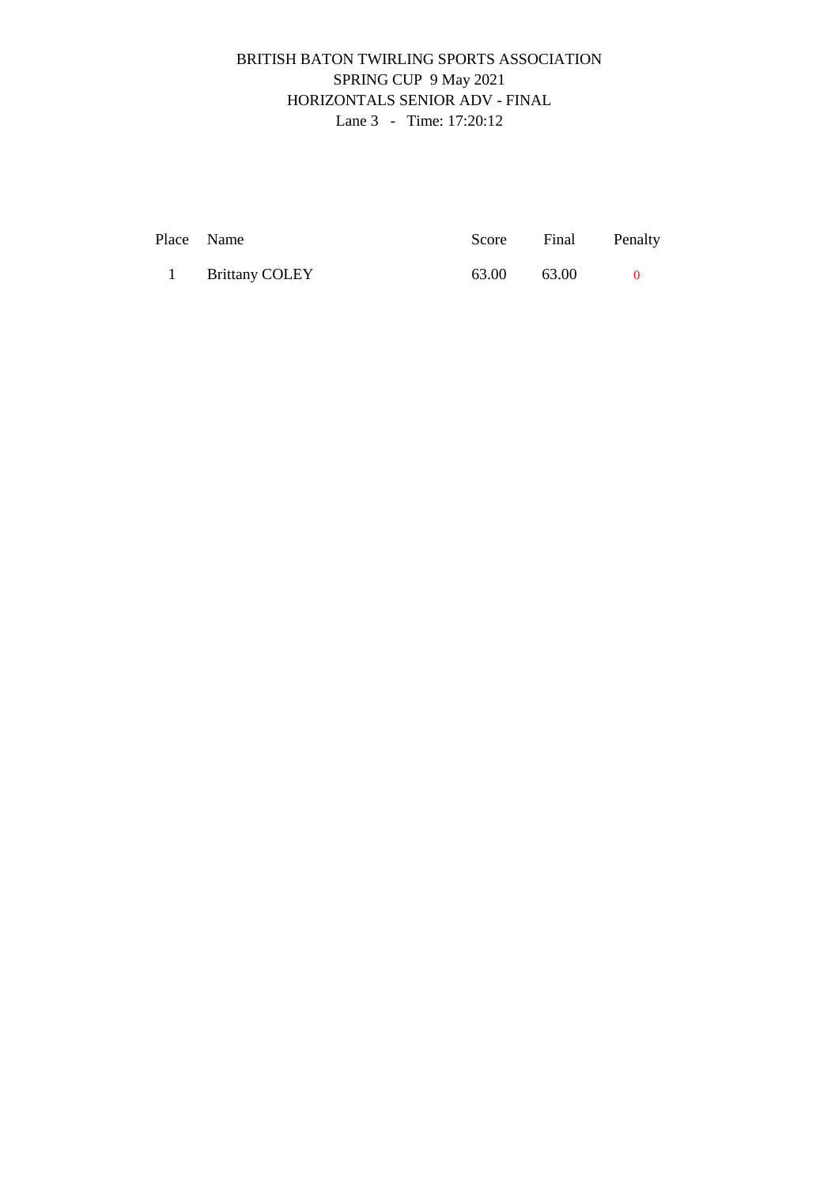BRITISH BATON TWIRLING SPORTS ASSOCIATION

SPRING CUP 9 May 2021

HORIZONTALS SENIOR ADV - FINAL

Lane 3 - Time: 17:20:12

| Place | Name | Score | Final | Penalty |
|---|---|---|---|---|
| 1 | Brittany COLEY | 63.00 | 63.00 | 0 |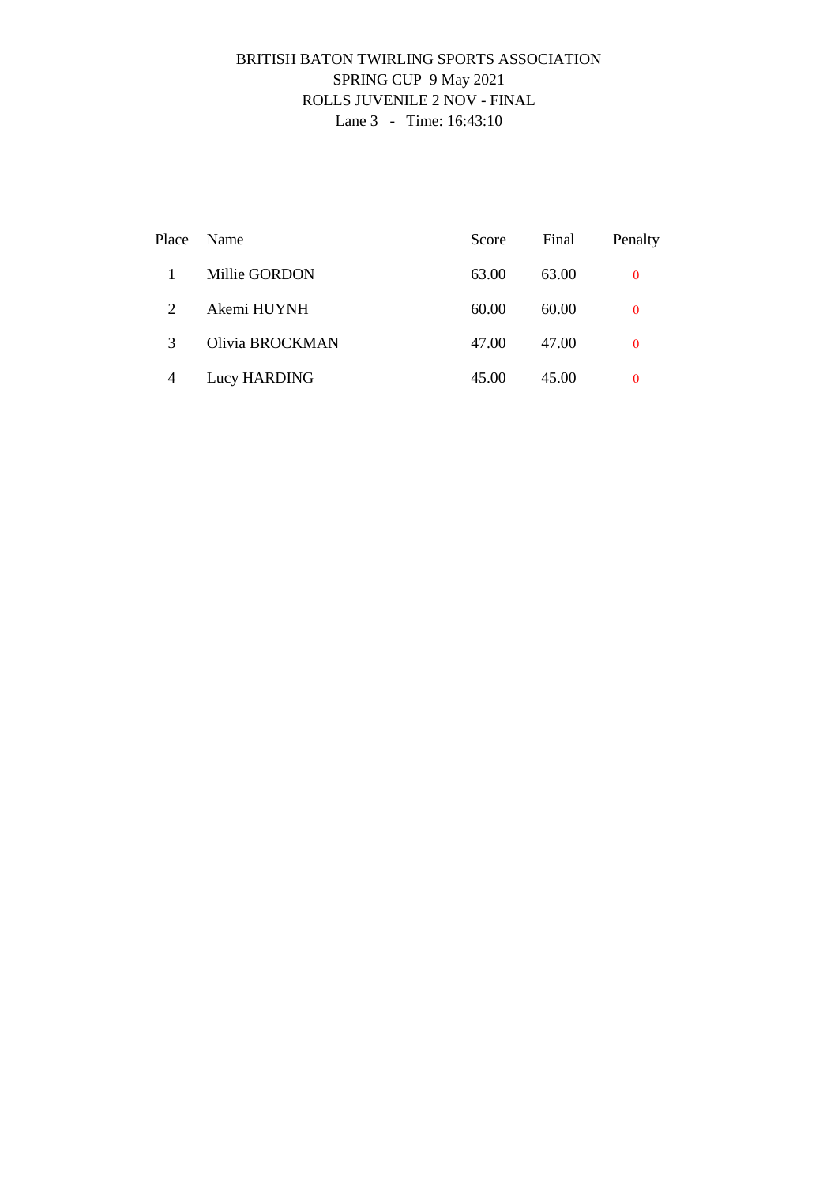BRITISH BATON TWIRLING SPORTS ASSOCIATION
SPRING CUP 9 May 2021
ROLLS JUVENILE 2 NOV - FINAL
Lane 3 - Time: 16:43:10

| Place | Name | Score | Final | Penalty |
|---|---|---|---|---|
| 1 | Millie GORDON | 63.00 | 63.00 | 0 |
| 2 | Akemi HUYNH | 60.00 | 60.00 | 0 |
| 3 | Olivia BROCKMAN | 47.00 | 47.00 | 0 |
| 4 | Lucy HARDING | 45.00 | 45.00 | 0 |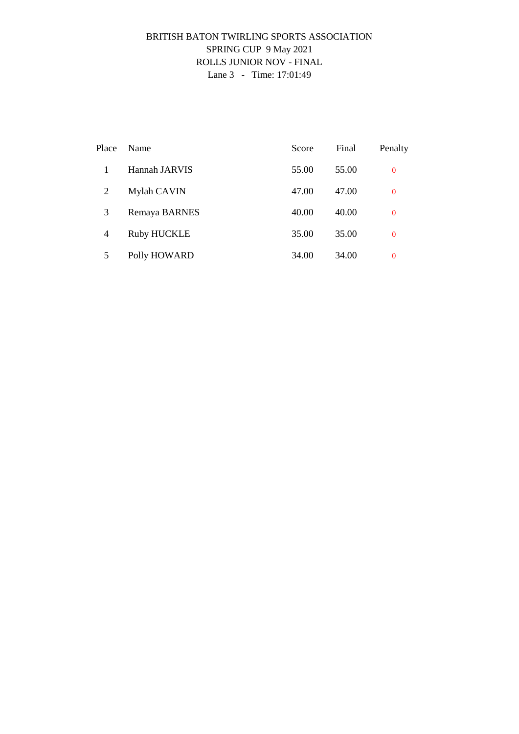BRITISH BATON TWIRLING SPORTS ASSOCIATION

SPRING CUP 9 May 2021

ROLLS JUNIOR NOV - FINAL

Lane 3 - Time: 17:01:49

| Place | Name | Score | Final | Penalty |
|---|---|---|---|---|
| 1 | Hannah JARVIS | 55.00 | 55.00 | 0 |
| 2 | Mylah CAVIN | 47.00 | 47.00 | 0 |
| 3 | Remaya BARNES | 40.00 | 40.00 | 0 |
| 4 | Ruby HUCKLE | 35.00 | 35.00 | 0 |
| 5 | Polly HOWARD | 34.00 | 34.00 | 0 |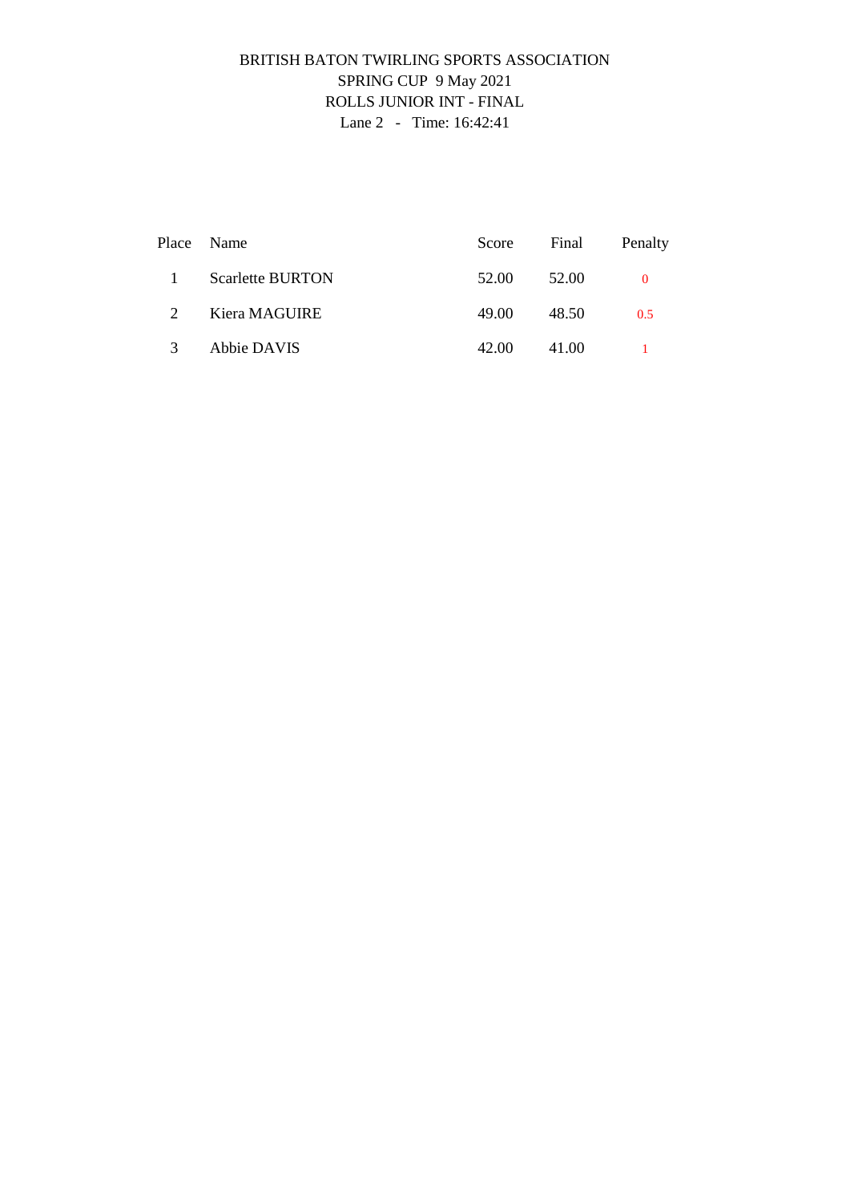BRITISH BATON TWIRLING SPORTS ASSOCIATION
SPRING CUP 9 May 2021
ROLLS JUNIOR INT - FINAL
Lane 2 - Time: 16:42:41

| Place | Name | Score | Final | Penalty |
|---|---|---|---|---|
| 1 | Scarlette BURTON | 52.00 | 52.00 | 0 |
| 2 | Kiera MAGUIRE | 49.00 | 48.50 | 0.5 |
| 3 | Abbie DAVIS | 42.00 | 41.00 | 1 |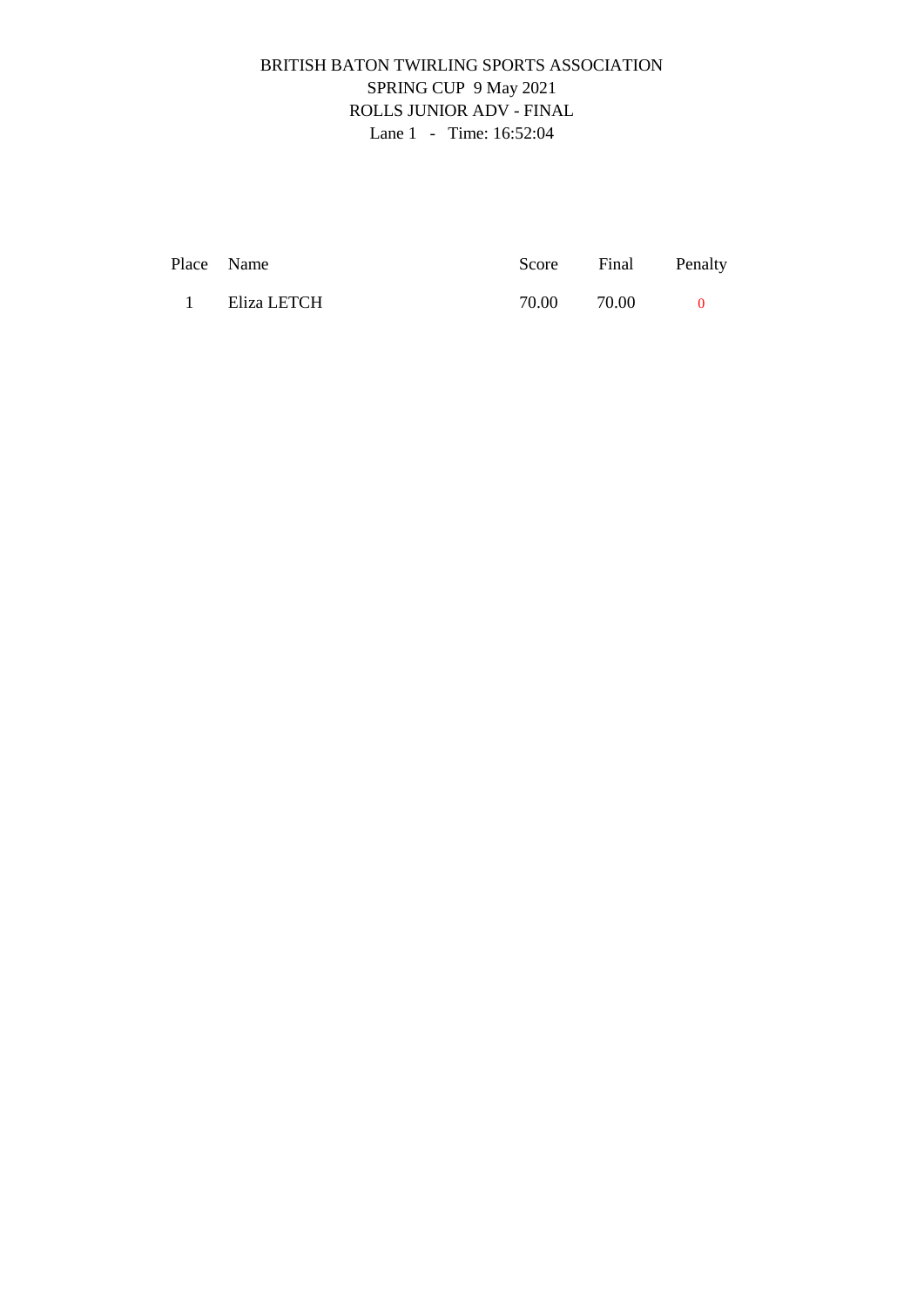BRITISH BATON TWIRLING SPORTS ASSOCIATION

SPRING CUP 9 May 2021

ROLLS JUNIOR ADV - FINAL

Lane 1 - Time: 16:52:04

| Place | Name | Score | Final | Penalty |
| --- | --- | --- | --- | --- |
| 1 | Eliza LETCH | 70.00 | 70.00 | 0 |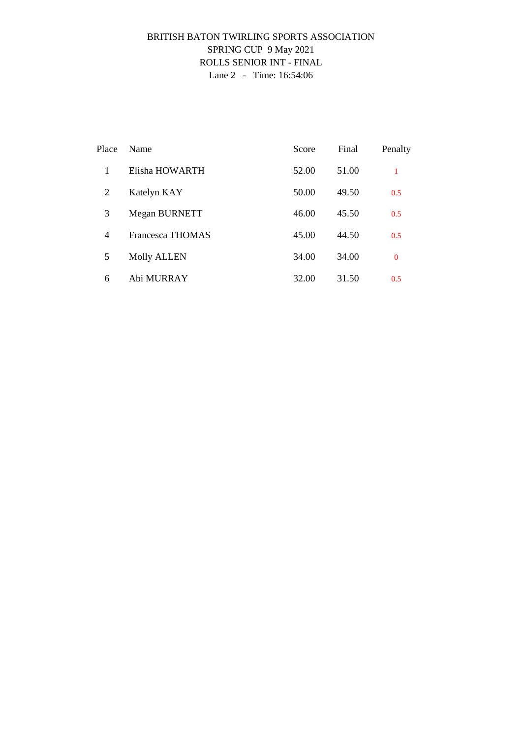BRITISH BATON TWIRLING SPORTS ASSOCIATION

SPRING CUP 9 May 2021

ROLLS SENIOR INT - FINAL

Lane 2 - Time: 16:54:06

| Place | Name | Score | Final | Penalty |
|---|---|---|---|---|
| 1 | Elisha HOWARTH | 52.00 | 51.00 | 1 |
| 2 | Katelyn KAY | 50.00 | 49.50 | 0.5 |
| 3 | Megan BURNETT | 46.00 | 45.50 | 0.5 |
| 4 | Francesca THOMAS | 45.00 | 44.50 | 0.5 |
| 5 | Molly ALLEN | 34.00 | 34.00 | 0 |
| 6 | Abi MURRAY | 32.00 | 31.50 | 0.5 |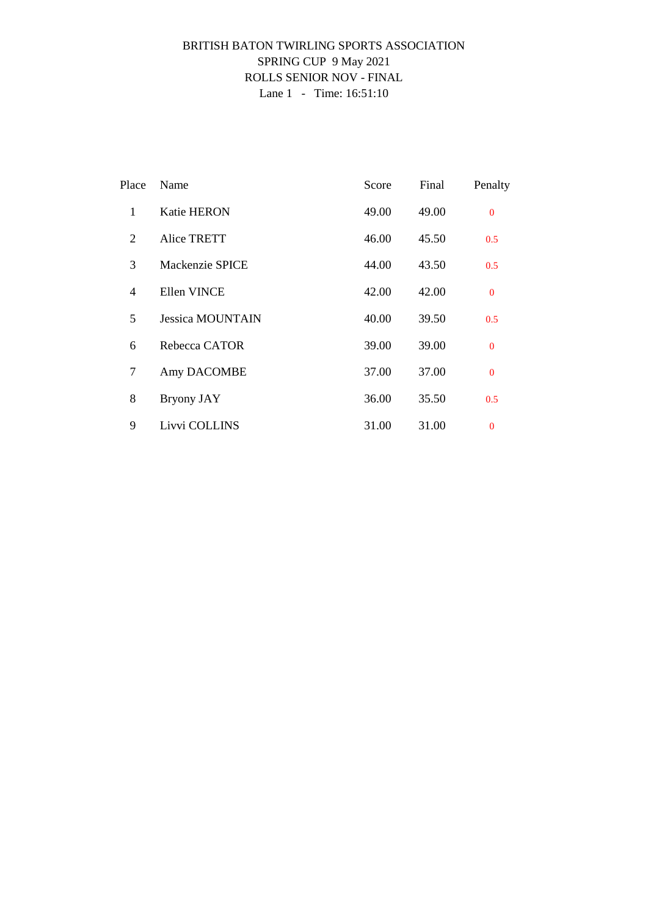BRITISH BATON TWIRLING SPORTS ASSOCIATION

SPRING CUP 9 May 2021

ROLLS SENIOR NOV - FINAL

Lane 1 - Time: 16:51:10

| Place | Name | Score | Final | Penalty |
|---|---|---|---|---|
| 1 | Katie HERON | 49.00 | 49.00 | 0 |
| 2 | Alice TRETT | 46.00 | 45.50 | 0.5 |
| 3 | Mackenzie SPICE | 44.00 | 43.50 | 0.5 |
| 4 | Ellen VINCE | 42.00 | 42.00 | 0 |
| 5 | Jessica MOUNTAIN | 40.00 | 39.50 | 0.5 |
| 6 | Rebecca CATOR | 39.00 | 39.00 | 0 |
| 7 | Amy DACOMBE | 37.00 | 37.00 | 0 |
| 8 | Bryony JAY | 36.00 | 35.50 | 0.5 |
| 9 | Livvi COLLINS | 31.00 | 31.00 | 0 |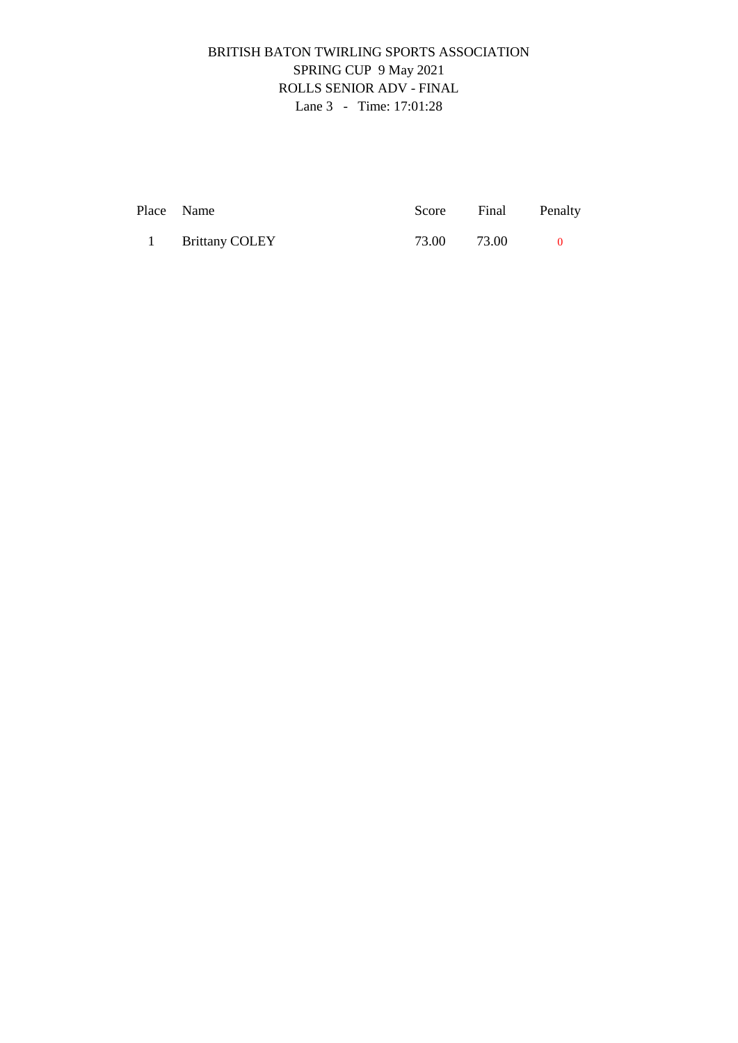BRITISH BATON TWIRLING SPORTS ASSOCIATION

SPRING CUP 9 May 2021

ROLLS SENIOR ADV - FINAL

Lane 3 - Time: 17:01:28

| Place | Name | Score | Final | Penalty |
|---|---|---|---|---|
| 1 | Brittany COLEY | 73.00 | 73.00 | 0 |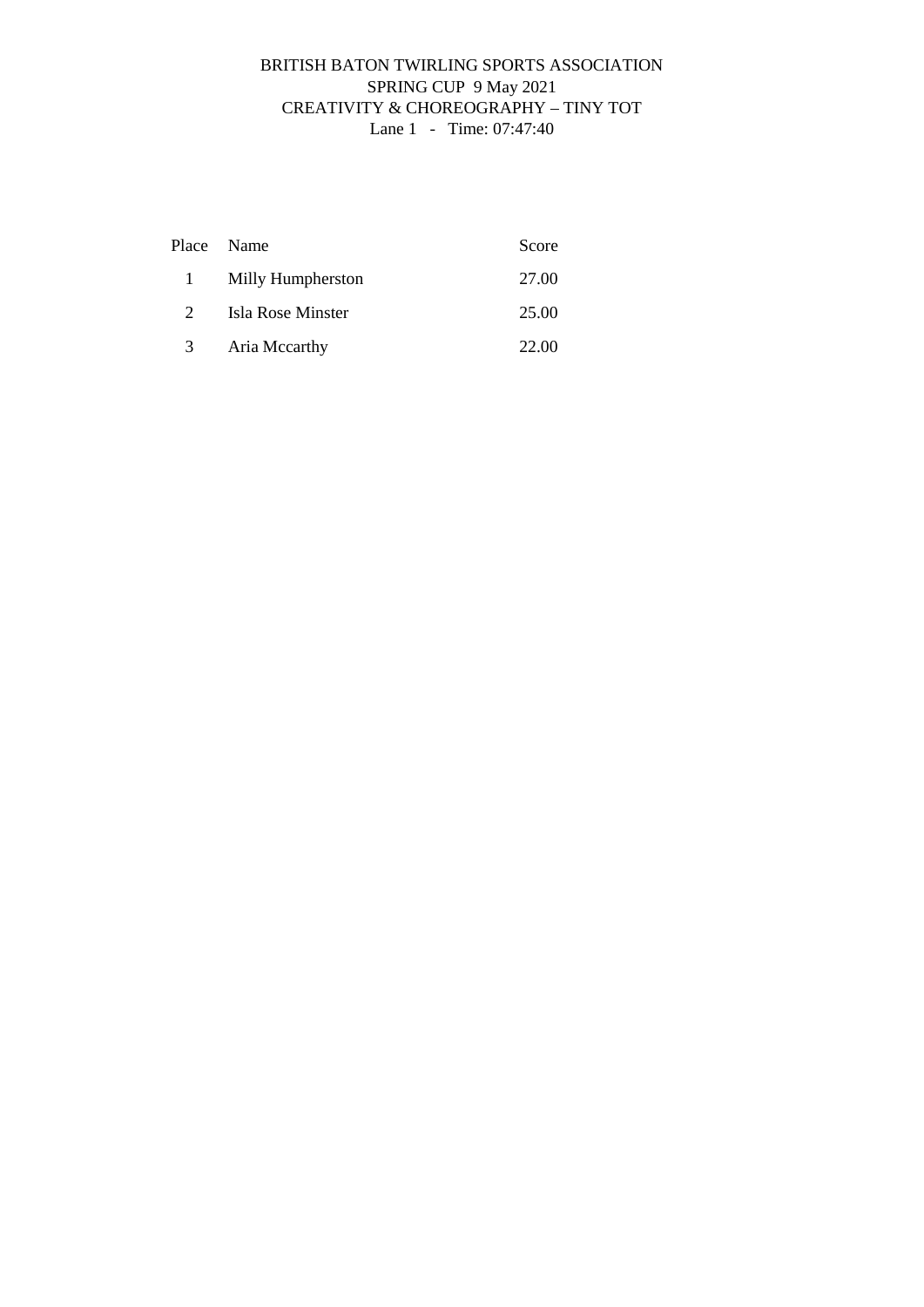BRITISH BATON TWIRLING SPORTS ASSOCIATION
SPRING CUP 9 May 2021
CREATIVITY & CHOREOGRAPHY – TINY TOT
Lane 1 - Time: 07:47:40

| Place | Name | Score |
|---|---|---|
| 1 | Milly Humpherston | 27.00 |
| 2 | Isla Rose Minster | 25.00 |
| 3 | Aria Mccarthy | 22.00 |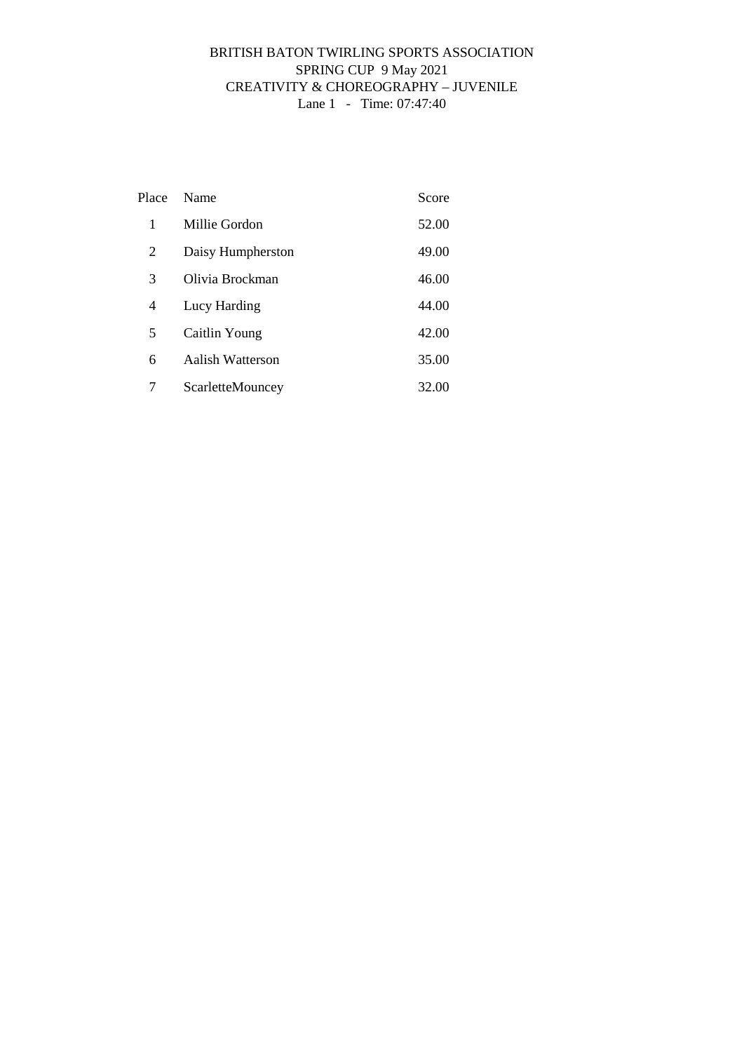# BRITISH BATON TWIRLING SPORTS ASSOCIATION

## SPRING CUP 9 May 2021

## CREATIVITY & CHOREOGRAPHY – JUVENILE

Lane 1 - Time: 07:47:40

| Place | Name | Score |
|---|---|---|
| 1 | Millie Gordon | 52.00 |
| 2 | Daisy Humpherston | 49.00 |
| 3 | Olivia Brockman | 46.00 |
| 4 | Lucy Harding | 44.00 |
| 5 | Caitlin Young | 42.00 |
| 6 | Aalish Watterson | 35.00 |
| 7 | ScarletteMouncey | 32.00 |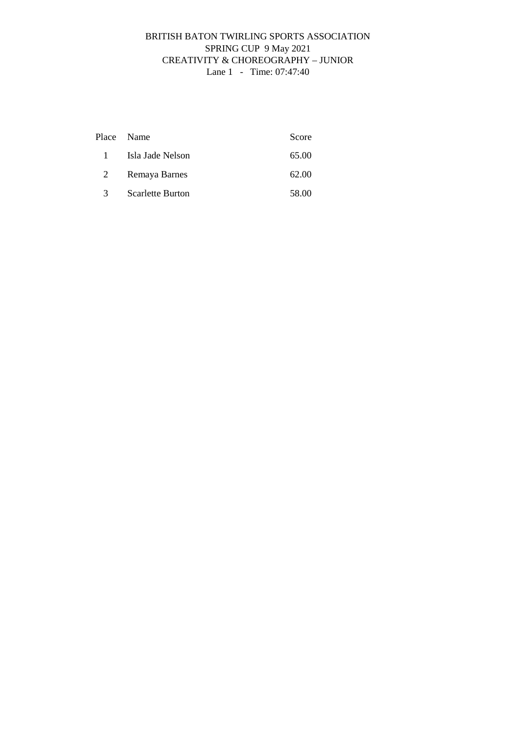BRITISH BATON TWIRLING SPORTS ASSOCIATION
SPRING CUP 9 May 2021
CREATIVITY & CHOREOGRAPHY – JUNIOR
Lane 1 - Time: 07:47:40

| Place | Name | Score |
| --- | --- | --- |
| 1 | Isla Jade Nelson | 65.00 |
| 2 | Remaya Barnes | 62.00 |
| 3 | Scarlette Burton | 58.00 |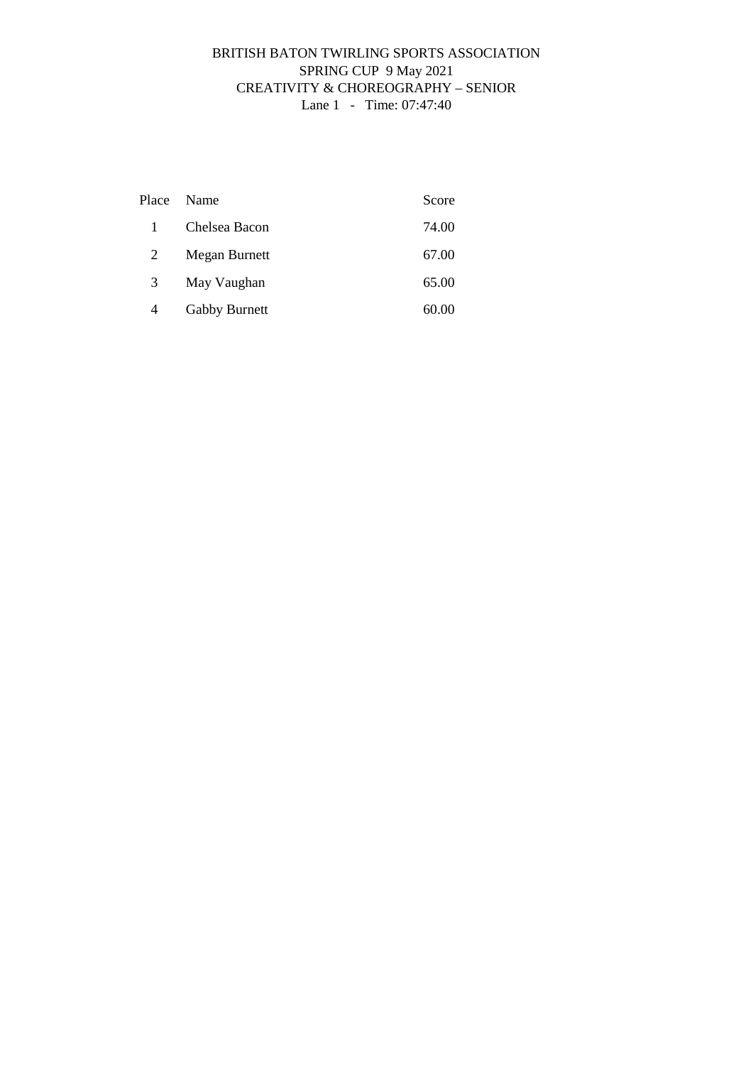BRITISH BATON TWIRLING SPORTS ASSOCIATION
SPRING CUP 9 May 2021
CREATIVITY & CHOREOGRAPHY – SENIOR
Lane 1 - Time: 07:47:40

| Place | Name | Score |
|---|---|---|
| 1 | Chelsea Bacon | 74.00 |
| 2 | Megan Burnett | 67.00 |
| 3 | May Vaughan | 65.00 |
| 4 | Gabby Burnett | 60.00 |